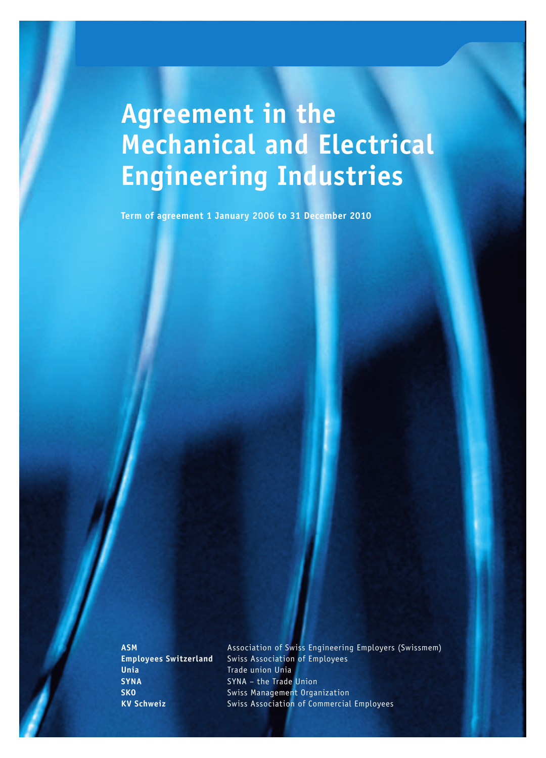# Agreement in the Mechanical and Electrical Engineering Industries

**Term of agreement 1 January 2006 to 31 December 2010**

| | |
|---|---|
| **ASM** | Association of Swiss Engineering Employers (Swissmem) |
| **Employees Switzerland** | Swiss Association of Employees |
| **Unia** | Trade union Unia |
| **SYNA** | SYNA – the Trade Union |
| **SKO** | Swiss Management Organization |
| **KV Schweiz** | Swiss Association of Commercial Employees |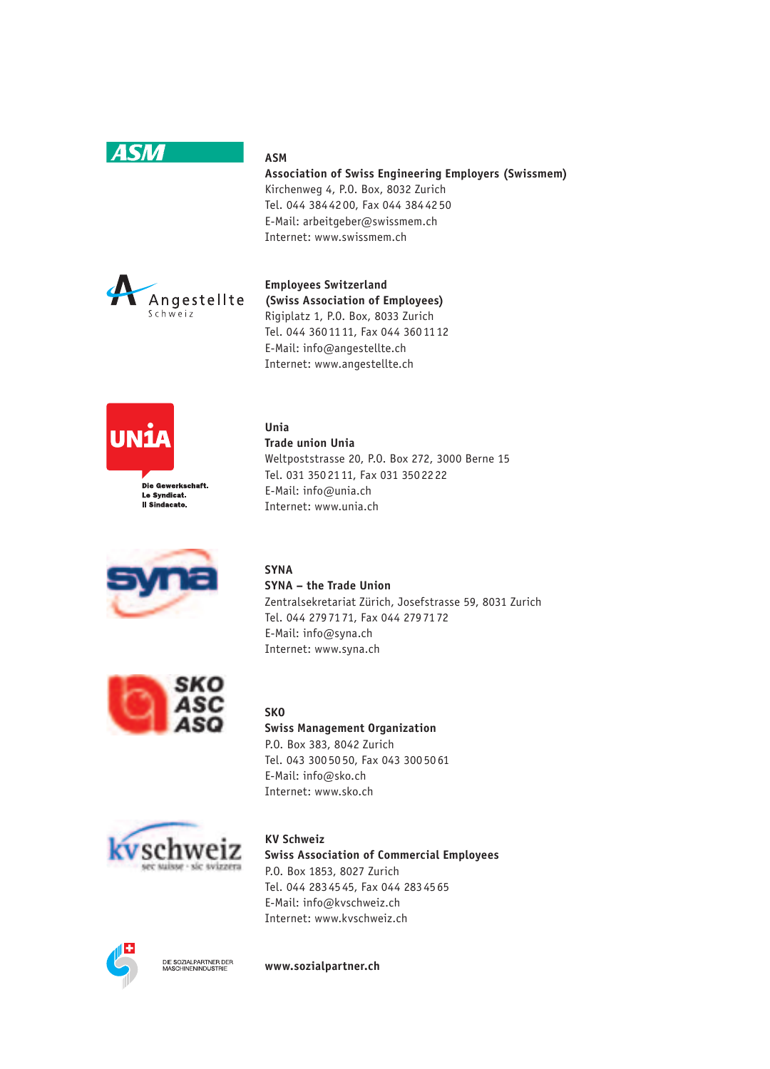**ASM**
**Association of Swiss Engineering Employers (Swissmem)**
Kirchenweg 4, P.O. Box, 8032 Zurich
Tel. 044 384 42 00, Fax 044 384 42 50
E-Mail: arbeitgeber@swissmem.ch
Internet: www.swissmem.ch

**Employees Switzerland**
**(Swiss Association of Employees)**
Rigiplatz 1, P.O. Box, 8033 Zurich
Tel. 044 360 11 11, Fax 044 360 11 12
E-Mail: info@angestellte.ch
Internet: www.angestellte.ch

**Unia**
**Trade union Unia**
Weltpoststrasse 20, P.O. Box 272, 3000 Berne 15
Tel. 031 350 21 11, Fax 031 350 22 22
E-Mail: info@unia.ch
Internet: www.unia.ch

**SYNA**
**SYNA – the Trade Union**
Zentralsekretariat Zürich, Josefstrasse 59, 8031 Zurich
Tel. 044 279 71 71, Fax 044 279 71 72
E-Mail: info@syna.ch
Internet: www.syna.ch

**SKO**
**Swiss Management Organization**
P.O. Box 383, 8042 Zurich
Tel. 043 300 50 50, Fax 043 300 50 61
E-Mail: info@sko.ch
Internet: www.sko.ch

**KV Schweiz**
**Swiss Association of Commercial Employees**
P.O. Box 1853, 8027 Zurich
Tel. 044 283 45 45, Fax 044 283 45 65
E-Mail: info@kvschweiz.ch
Internet: www.kvschweiz.ch

DIE SOZIALPARTNER DER MASCHINENINDUSTRIE

**www.sozialpartner.ch**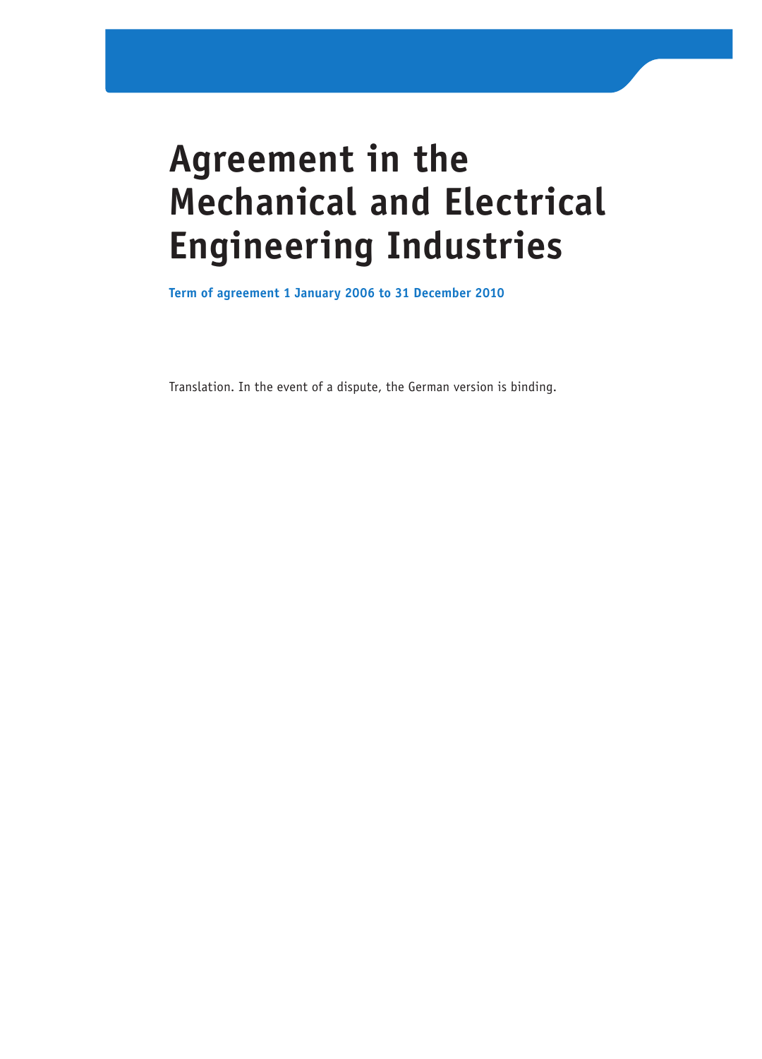# Agreement in the Mechanical and Electrical Engineering Industries

**Term of agreement 1 January 2006 to 31 December 2010**

Translation. In the event of a dispute, the German version is binding.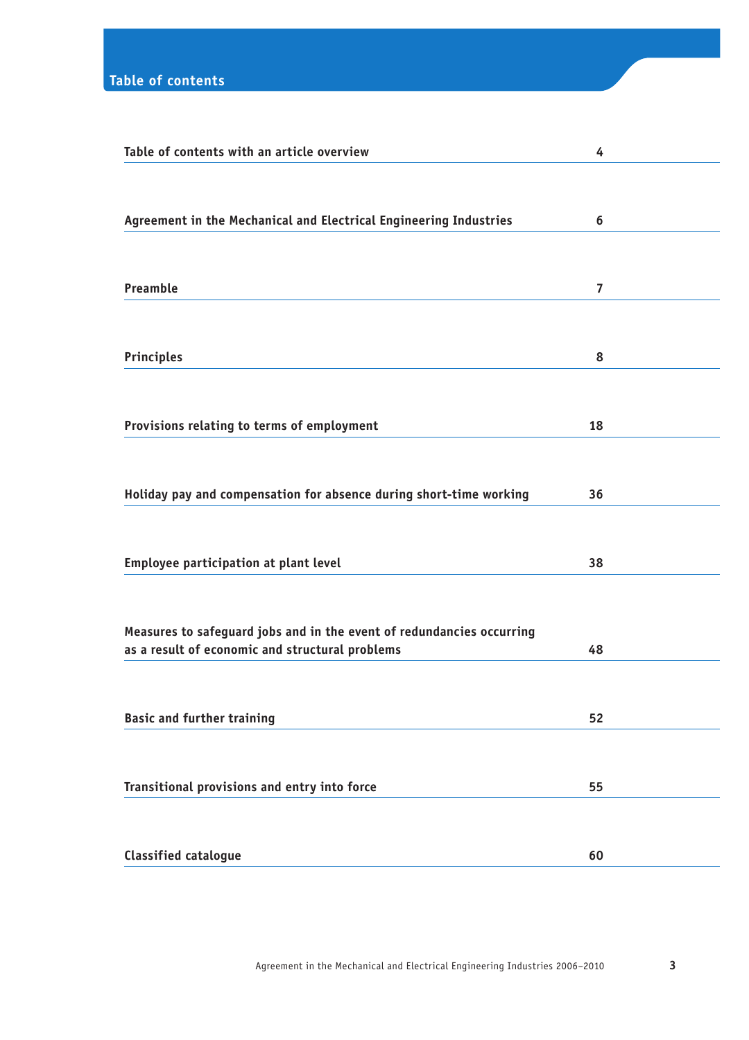# Table of contents

| | |
|---|---|
| Table of contents with an article overview | 4 |
| Agreement in the Mechanical and Electrical Engineering Industries | 6 |
| Preamble | 7 |
| Principles | 8 |
| Provisions relating to terms of employment | 18 |
| Holiday pay and compensation for absence during short-time working | 36 |
| Employee participation at plant level | 38 |
| Measures to safeguard jobs and in the event of redundancies occurring as a result of economic and structural problems | 48 |
| Basic and further training | 52 |
| Transitional provisions and entry into force | 55 |
| Classified catalogue | 60 |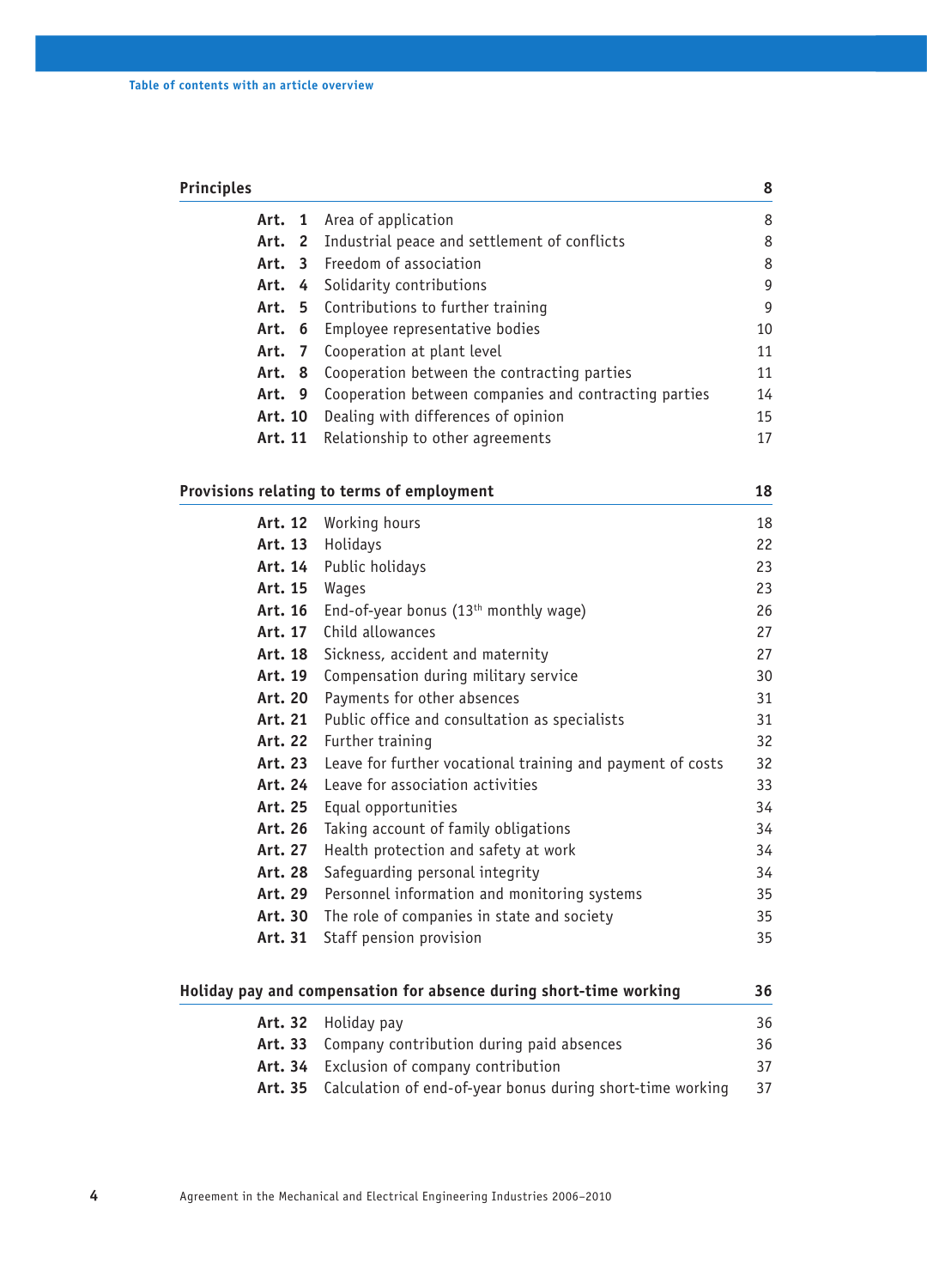Table of contents with an article overview

| **Principles** | | **8** |
|---|---|---|
| **Art. 1** | Area of application | 8 |
| **Art. 2** | Industrial peace and settlement of conflicts | 8 |
| **Art. 3** | Freedom of association | 8 |
| **Art. 4** | Solidarity contributions | 9 |
| **Art. 5** | Contributions to further training | 9 |
| **Art. 6** | Employee representative bodies | 10 |
| **Art. 7** | Cooperation at plant level | 11 |
| **Art. 8** | Cooperation between the contracting parties | 11 |
| **Art. 9** | Cooperation between companies and contracting parties | 14 |
| **Art. 10** | Dealing with differences of opinion | 15 |
| **Art. 11** | Relationship to other agreements | 17 |

| **Provisions relating to terms of employment** | | **18** |
|---|---|---|
| **Art. 12** | Working hours | 18 |
| **Art. 13** | Holidays | 22 |
| **Art. 14** | Public holidays | 23 |
| **Art. 15** | Wages | 23 |
| **Art. 16** | End-of-year bonus (13th monthly wage) | 26 |
| **Art. 17** | Child allowances | 27 |
| **Art. 18** | Sickness, accident and maternity | 27 |
| **Art. 19** | Compensation during military service | 30 |
| **Art. 20** | Payments for other absences | 31 |
| **Art. 21** | Public office and consultation as specialists | 31 |
| **Art. 22** | Further training | 32 |
| **Art. 23** | Leave for further vocational training and payment of costs | 32 |
| **Art. 24** | Leave for association activities | 33 |
| **Art. 25** | Equal opportunities | 34 |
| **Art. 26** | Taking account of family obligations | 34 |
| **Art. 27** | Health protection and safety at work | 34 |
| **Art. 28** | Safeguarding personal integrity | 34 |
| **Art. 29** | Personnel information and monitoring systems | 35 |
| **Art. 30** | The role of companies in state and society | 35 |
| **Art. 31** | Staff pension provision | 35 |

| **Holiday pay and compensation for absence during short-time working** | | **36** |
|---|---|---|
| **Art. 32** | Holiday pay | 36 |
| **Art. 33** | Company contribution during paid absences | 36 |
| **Art. 34** | Exclusion of company contribution | 37 |
| **Art. 35** | Calculation of end-of-year bonus during short-time working | 37 |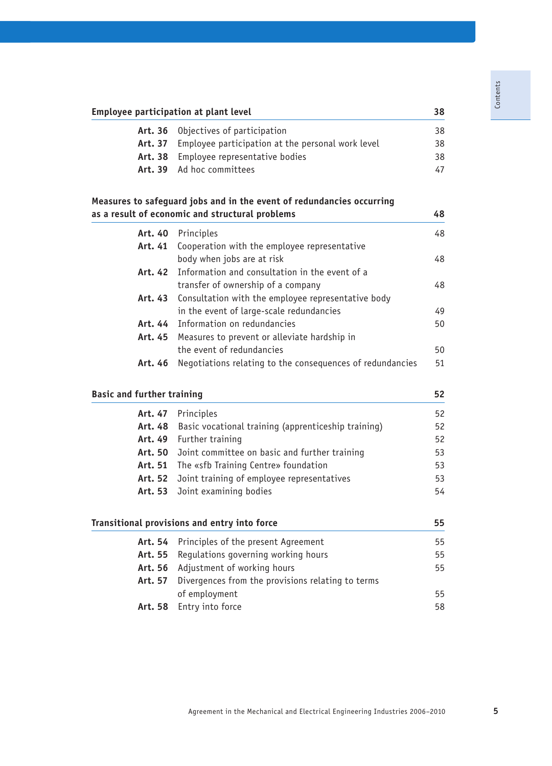| Employee participation at plant level | | 38 |
|---|---|---|
| **Art. 36** | Objectives of participation | 38 |
| **Art. 37** | Employee participation at the personal work level | 38 |
| **Art. 38** | Employee representative bodies | 38 |
| **Art. 39** | Ad hoc committees | 47 |

| Measures to safeguard jobs and in the event of redundancies occurring as a result of economic and structural problems | | 48 |
|---|---|---|
| **Art. 40** | Principles | 48 |
| **Art. 41** | Cooperation with the employee representative body when jobs are at risk | 48 |
| **Art. 42** | Information and consultation in the event of a transfer of ownership of a company | 48 |
| **Art. 43** | Consultation with the employee representative body in the event of large-scale redundancies | 49 |
| **Art. 44** | Information on redundancies | 50 |
| **Art. 45** | Measures to prevent or alleviate hardship in the event of redundancies | 50 |
| **Art. 46** | Negotiations relating to the consequences of redundancies | 51 |

| Basic and further training | | 52 |
|---|---|---|
| **Art. 47** | Principles | 52 |
| **Art. 48** | Basic vocational training (apprenticeship training) | 52 |
| **Art. 49** | Further training | 52 |
| **Art. 50** | Joint committee on basic and further training | 53 |
| **Art. 51** | The «sfb Training Centre» foundation | 53 |
| **Art. 52** | Joint training of employee representatives | 53 |
| **Art. 53** | Joint examining bodies | 54 |

| Transitional provisions and entry into force | | 55 |
|---|---|---|
| **Art. 54** | Principles of the present Agreement | 55 |
| **Art. 55** | Regulations governing working hours | 55 |
| **Art. 56** | Adjustment of working hours | 55 |
| **Art. 57** | Divergences from the provisions relating to terms of employment | 55 |
| **Art. 58** | Entry into force | 58 |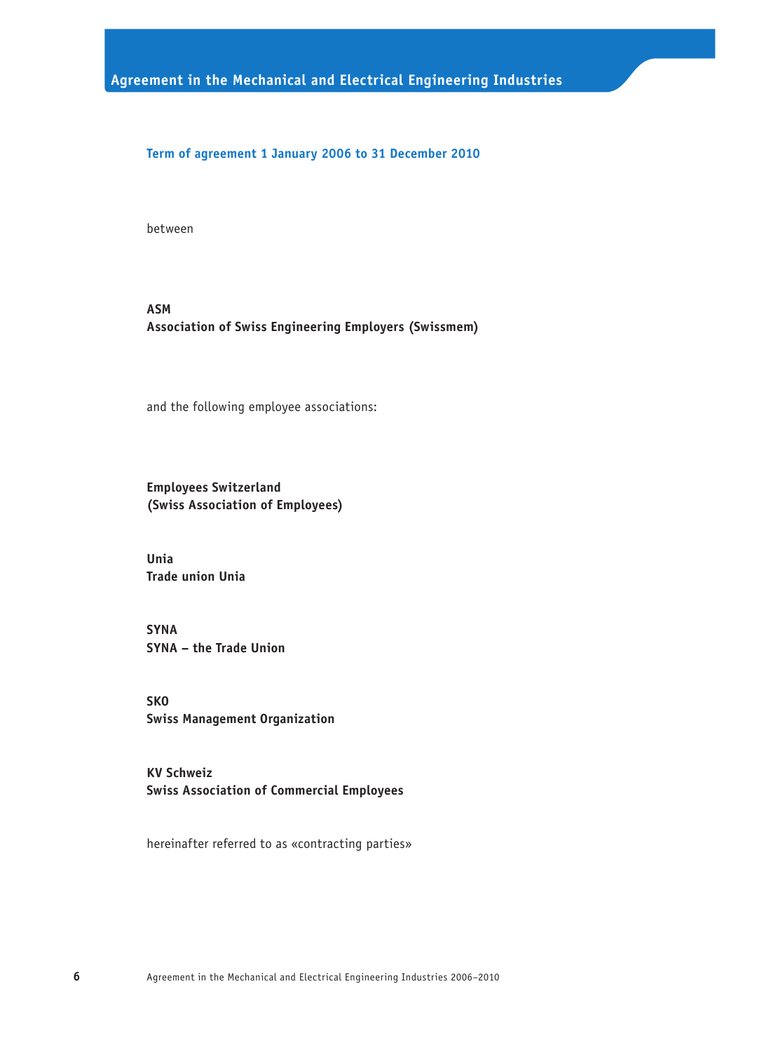# Agreement in the Mechanical and Electrical Engineering Industries

## Term of agreement 1 January 2006 to 31 December 2010

between

**ASM**
**Association of Swiss Engineering Employers (Swissmem)**

and the following employee associations:

**Employees Switzerland**
**(Swiss Association of Employees)**

**Unia**
**Trade union Unia**

**SYNA**
**SYNA – the Trade Union**

**SKO**
**Swiss Management Organization**

**KV Schweiz**
**Swiss Association of Commercial Employees**

hereinafter referred to as «contracting parties»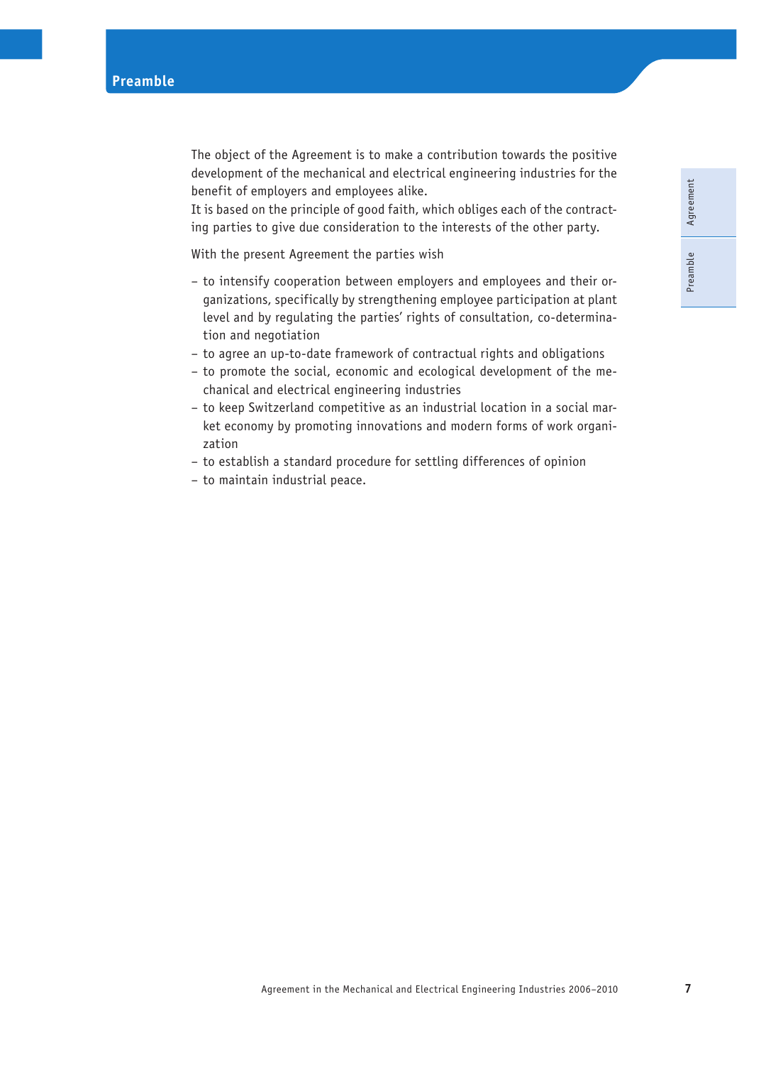# Preamble

The object of the Agreement is to make a contribution towards the positive development of the mechanical and electrical engineering industries for the benefit of employers and employees alike.
It is based on the principle of good faith, which obliges each of the contracting parties to give due consideration to the interests of the other party.

With the present Agreement the parties wish

- to intensify cooperation between employers and employees and their organizations, specifically by strengthening employee participation at plant level and by regulating the parties' rights of consultation, co-determination and negotiation
- to agree an up-to-date framework of contractual rights and obligations
- to promote the social, economic and ecological development of the mechanical and electrical engineering industries
- to keep Switzerland competitive as an industrial location in a social market economy by promoting innovations and modern forms of work organization
- to establish a standard procedure for settling differences of opinion
- to maintain industrial peace.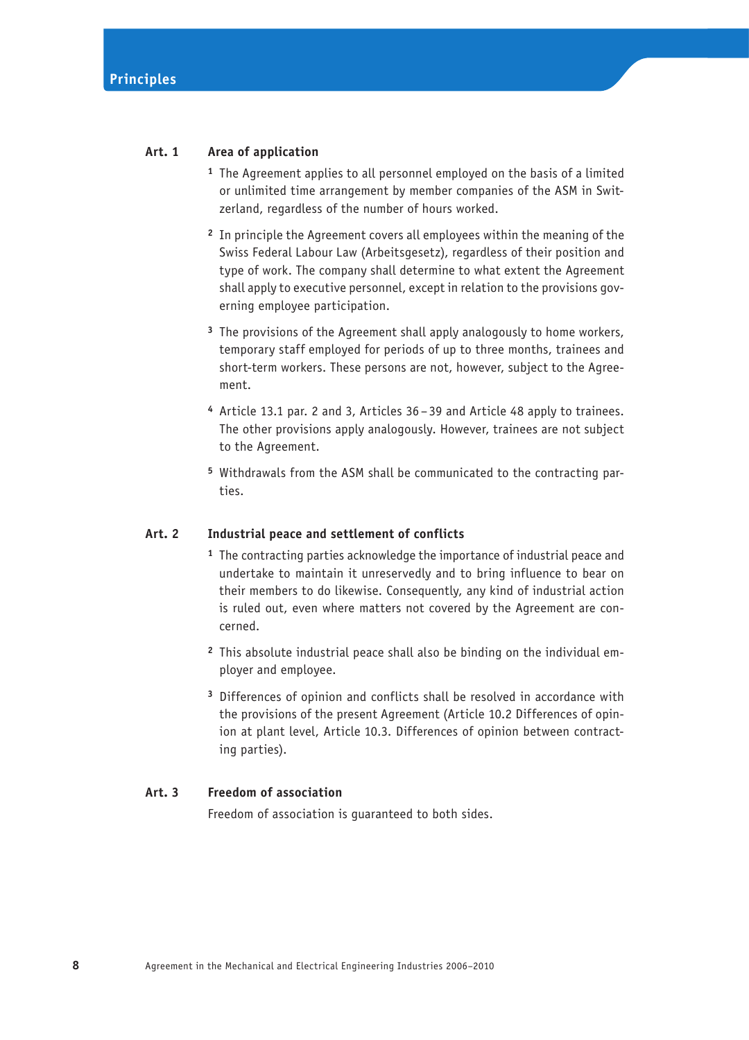# Principles

## Art. 1 Area of application

[1] The Agreement applies to all personnel employed on the basis of a limited or unlimited time arrangement by member companies of the ASM in Switzerland, regardless of the number of hours worked.

[2] In principle the Agreement covers all employees within the meaning of the Swiss Federal Labour Law (Arbeitsgesetz), regardless of their position and type of work. The company shall determine to what extent the Agreement shall apply to executive personnel, except in relation to the provisions governing employee participation.

[3] The provisions of the Agreement shall apply analogously to home workers, temporary staff employed for periods of up to three months, trainees and short-term workers. These persons are not, however, subject to the Agreement.

[4] Article 13.1 par. 2 and 3, Articles 36 – 39 and Article 48 apply to trainees. The other provisions apply analogously. However, trainees are not subject to the Agreement.

[5] Withdrawals from the ASM shall be communicated to the contracting parties.

## Art. 2 Industrial peace and settlement of conflicts

[1] The contracting parties acknowledge the importance of industrial peace and undertake to maintain it unreservedly and to bring influence to bear on their members to do likewise. Consequently, any kind of industrial action is ruled out, even where matters not covered by the Agreement are concerned.

[2] This absolute industrial peace shall also be binding on the individual employer and employee.

[3] Differences of opinion and conflicts shall be resolved in accordance with the provisions of the present Agreement (Article 10.2 Differences of opinion at plant level, Article 10.3. Differences of opinion between contracting parties).

## Art. 3 Freedom of association

Freedom of association is guaranteed to both sides.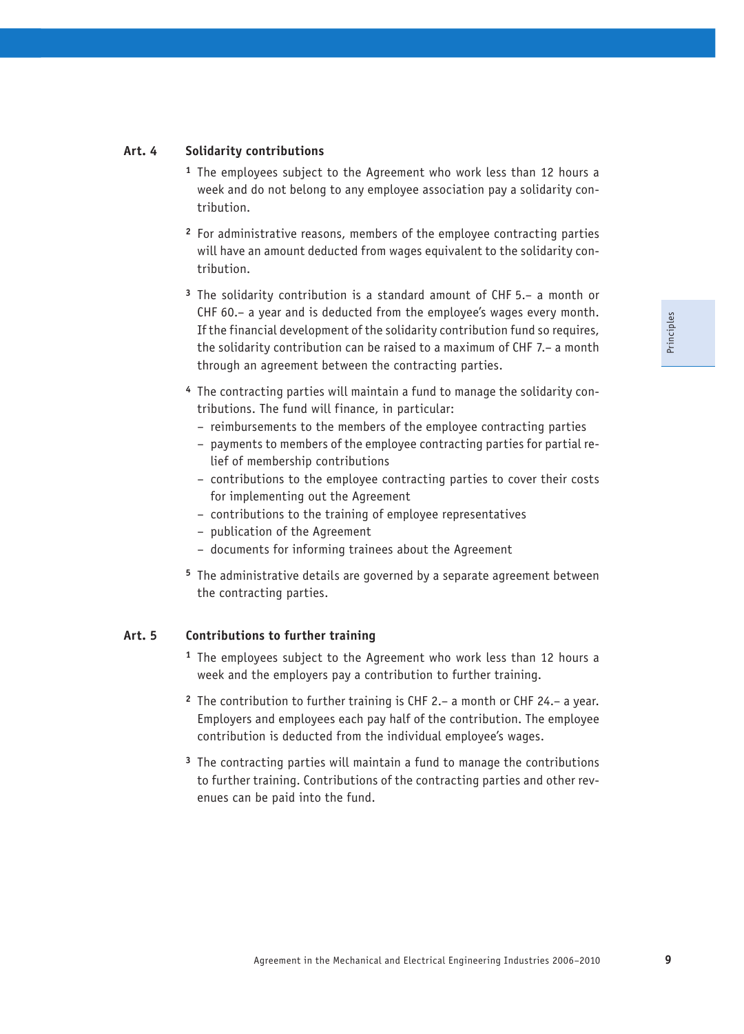## Art. 4 Solidarity contributions

[1] The employees subject to the Agreement who work less than 12 hours a week and do not belong to any employee association pay a solidarity contribution.

[2] For administrative reasons, members of the employee contracting parties will have an amount deducted from wages equivalent to the solidarity contribution.

[3] The solidarity contribution is a standard amount of CHF 5.– a month or CHF 60.– a year and is deducted from the employee's wages every month. If the financial development of the solidarity contribution fund so requires, the solidarity contribution can be raised to a maximum of CHF 7.– a month through an agreement between the contracting parties.

[4] The contracting parties will maintain a fund to manage the solidarity contributions. The fund will finance, in particular:

- reimbursements to the members of the employee contracting parties
- payments to members of the employee contracting parties for partial relief of membership contributions
- contributions to the employee contracting parties to cover their costs for implementing out the Agreement
- contributions to the training of employee representatives
- publication of the Agreement
- documents for informing trainees about the Agreement

[5] The administrative details are governed by a separate agreement between the contracting parties.

## Art. 5 Contributions to further training

[1] The employees subject to the Agreement who work less than 12 hours a week and the employers pay a contribution to further training.

[2] The contribution to further training is CHF 2.– a month or CHF 24.– a year. Employers and employees each pay half of the contribution. The employee contribution is deducted from the individual employee's wages.

[3] The contracting parties will maintain a fund to manage the contributions to further training. Contributions of the contracting parties and other revenues can be paid into the fund.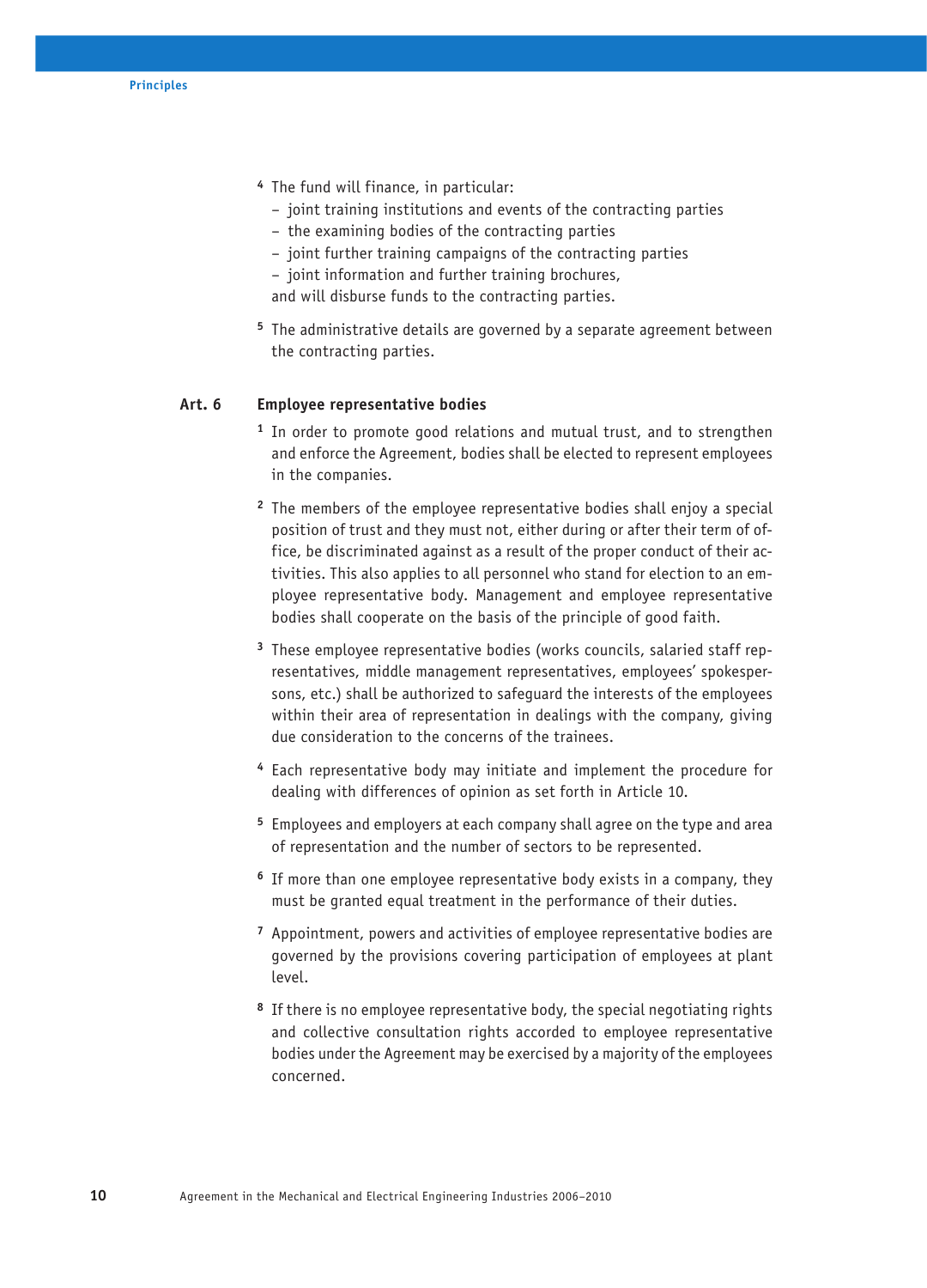[4] The fund will finance, in particular:

- joint training institutions and events of the contracting parties
- the examining bodies of the contracting parties
- joint further training campaigns of the contracting parties
- joint information and further training brochures,

and will disburse funds to the contracting parties.

[5] The administrative details are governed by a separate agreement between the contracting parties.

## Art. 6 Employee representative bodies

[1] In order to promote good relations and mutual trust, and to strengthen and enforce the Agreement, bodies shall be elected to represent employees in the companies.

[2] The members of the employee representative bodies shall enjoy a special position of trust and they must not, either during or after their term of office, be discriminated against as a result of the proper conduct of their activities. This also applies to all personnel who stand for election to an employee representative body. Management and employee representative bodies shall cooperate on the basis of the principle of good faith.

[3] These employee representative bodies (works councils, salaried staff representatives, middle management representatives, employees' spokespersons, etc.) shall be authorized to safeguard the interests of the employees within their area of representation in dealings with the company, giving due consideration to the concerns of the trainees.

[4] Each representative body may initiate and implement the procedure for dealing with differences of opinion as set forth in Article 10.

[5] Employees and employers at each company shall agree on the type and area of representation and the number of sectors to be represented.

[6] If more than one employee representative body exists in a company, they must be granted equal treatment in the performance of their duties.

[7] Appointment, powers and activities of employee representative bodies are governed by the provisions covering participation of employees at plant level.

[8] If there is no employee representative body, the special negotiating rights and collective consultation rights accorded to employee representative bodies under the Agreement may be exercised by a majority of the employees concerned.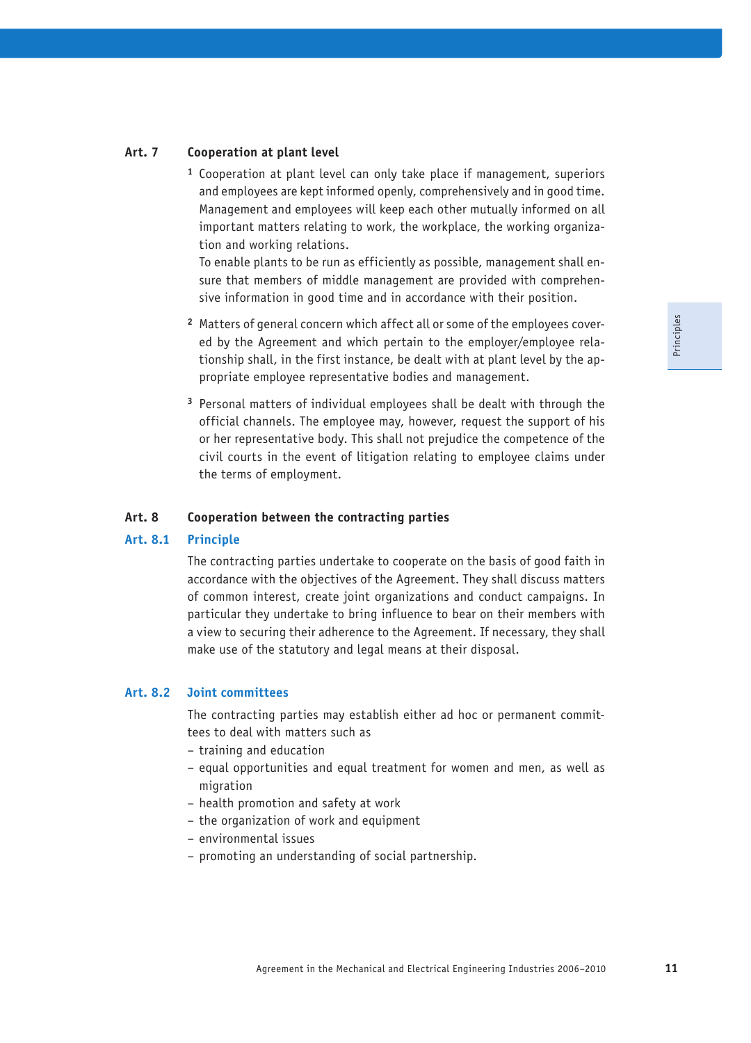## Art. 7 Cooperation at plant level

[1] Cooperation at plant level can only take place if management, superiors and employees are kept informed openly, comprehensively and in good time. Management and employees will keep each other mutually informed on all important matters relating to work, the workplace, the working organization and working relations.
To enable plants to be run as efficiently as possible, management shall ensure that members of middle management are provided with comprehensive information in good time and in accordance with their position.

[2] Matters of general concern which affect all or some of the employees covered by the Agreement and which pertain to the employer/employee relationship shall, in the first instance, be dealt with at plant level by the appropriate employee representative bodies and management.

[3] Personal matters of individual employees shall be dealt with through the official channels. The employee may, however, request the support of his or her representative body. This shall not prejudice the competence of the civil courts in the event of litigation relating to employee claims under the terms of employment.

## Art. 8 Cooperation between the contracting parties

### Art. 8.1 Principle

The contracting parties undertake to cooperate on the basis of good faith in accordance with the objectives of the Agreement. They shall discuss matters of common interest, create joint organizations and conduct campaigns. In particular they undertake to bring influence to bear on their members with a view to securing their adherence to the Agreement. If necessary, they shall make use of the statutory and legal means at their disposal.

### Art. 8.2 Joint committees

The contracting parties may establish either ad hoc or permanent committees to deal with matters such as

- training and education
- equal opportunities and equal treatment for women and men, as well as migration
- health promotion and safety at work
- the organization of work and equipment
- environmental issues
- promoting an understanding of social partnership.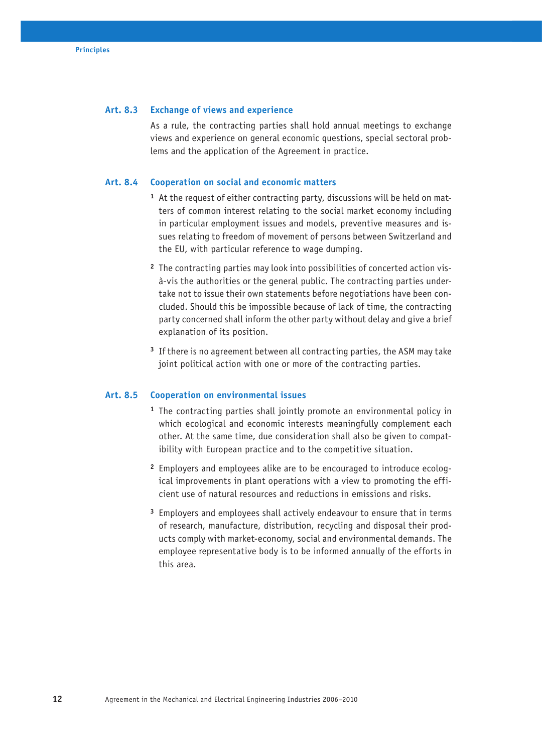### Art. 8.3 Exchange of views and experience

As a rule, the contracting parties shall hold annual meetings to exchange views and experience on general economic questions, special sectoral problems and the application of the Agreement in practice.

### Art. 8.4 Cooperation on social and economic matters

[1] At the request of either contracting party, discussions will be held on matters of common interest relating to the social market economy including in particular employment issues and models, preventive measures and issues relating to freedom of movement of persons between Switzerland and the EU, with particular reference to wage dumping.

[2] The contracting parties may look into possibilities of concerted action vis-à-vis the authorities or the general public. The contracting parties undertake not to issue their own statements before negotiations have been concluded. Should this be impossible because of lack of time, the contracting party concerned shall inform the other party without delay and give a brief explanation of its position.

[3] If there is no agreement between all contracting parties, the ASM may take joint political action with one or more of the contracting parties.

### Art. 8.5 Cooperation on environmental issues

[1] The contracting parties shall jointly promote an environmental policy in which ecological and economic interests meaningfully complement each other. At the same time, due consideration shall also be given to compatibility with European practice and to the competitive situation.

[2] Employers and employees alike are to be encouraged to introduce ecological improvements in plant operations with a view to promoting the efficient use of natural resources and reductions in emissions and risks.

[3] Employers and employees shall actively endeavour to ensure that in terms of research, manufacture, distribution, recycling and disposal their products comply with market-economy, social and environmental demands. The employee representative body is to be informed annually of the efforts in this area.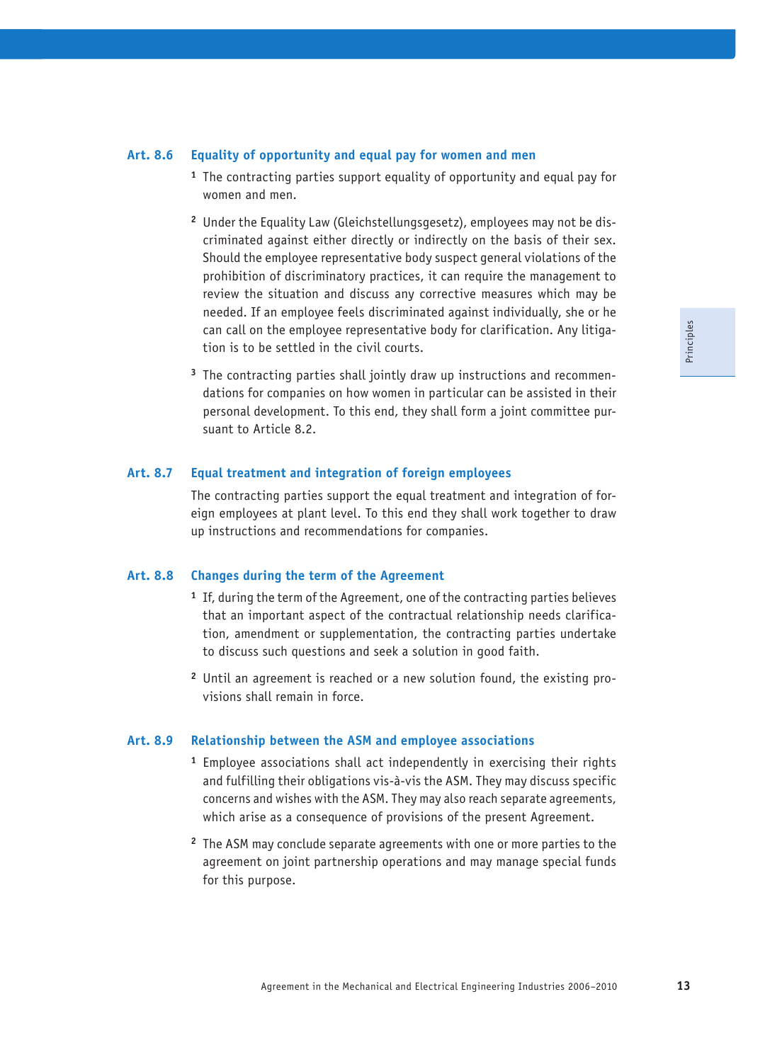## Art. 8.6 Equality of opportunity and equal pay for women and men

[1] The contracting parties support equality of opportunity and equal pay for women and men.

[2] Under the Equality Law (Gleichstellungsgesetz), employees may not be discriminated against either directly or indirectly on the basis of their sex. Should the employee representative body suspect general violations of the prohibition of discriminatory practices, it can require the management to review the situation and discuss any corrective measures which may be needed. If an employee feels discriminated against individually, she or he can call on the employee representative body for clarification. Any litigation is to be settled in the civil courts.

[3] The contracting parties shall jointly draw up instructions and recommendations for companies on how women in particular can be assisted in their personal development. To this end, they shall form a joint committee pursuant to Article 8.2.

## Art. 8.7 Equal treatment and integration of foreign employees

The contracting parties support the equal treatment and integration of foreign employees at plant level. To this end they shall work together to draw up instructions and recommendations for companies.

## Art. 8.8 Changes during the term of the Agreement

[1] If, during the term of the Agreement, one of the contracting parties believes that an important aspect of the contractual relationship needs clarification, amendment or supplementation, the contracting parties undertake to discuss such questions and seek a solution in good faith.

[2] Until an agreement is reached or a new solution found, the existing provisions shall remain in force.

## Art. 8.9 Relationship between the ASM and employee associations

[1] Employee associations shall act independently in exercising their rights and fulfilling their obligations vis-à-vis the ASM. They may discuss specific concerns and wishes with the ASM. They may also reach separate agreements, which arise as a consequence of provisions of the present Agreement.

[2] The ASM may conclude separate agreements with one or more parties to the agreement on joint partnership operations and may manage special funds for this purpose.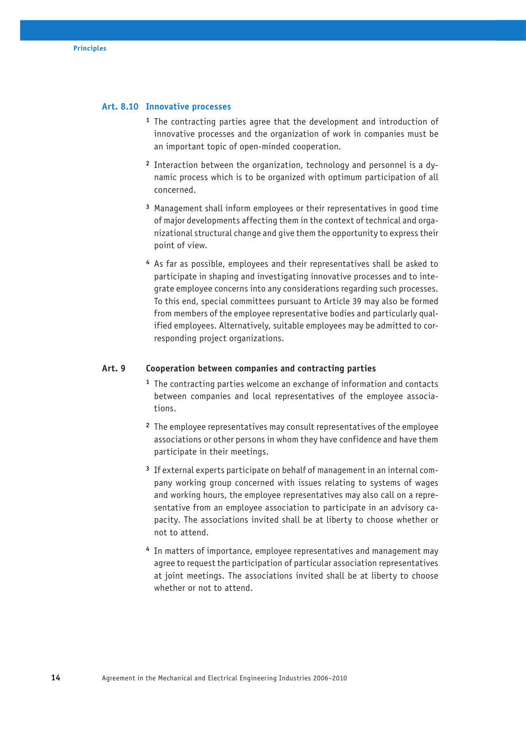## Art. 8.10 Innovative processes

[1] The contracting parties agree that the development and introduction of innovative processes and the organization of work in companies must be an important topic of open-minded cooperation.

[2] Interaction between the organization, technology and personnel is a dynamic process which is to be organized with optimum participation of all concerned.

[3] Management shall inform employees or their representatives in good time of major developments affecting them in the context of technical and organizational structural change and give them the opportunity to express their point of view.

[4] As far as possible, employees and their representatives shall be asked to participate in shaping and investigating innovative processes and to integrate employee concerns into any considerations regarding such processes. To this end, special committees pursuant to Article 39 may also be formed from members of the employee representative bodies and particularly qualified employees. Alternatively, suitable employees may be admitted to corresponding project organizations.

## Art. 9 Cooperation between companies and contracting parties

[1] The contracting parties welcome an exchange of information and contacts between companies and local representatives of the employee associations.

[2] The employee representatives may consult representatives of the employee associations or other persons in whom they have confidence and have them participate in their meetings.

[3] If external experts participate on behalf of management in an internal company working group concerned with issues relating to systems of wages and working hours, the employee representatives may also call on a representative from an employee association to participate in an advisory capacity. The associations invited shall be at liberty to choose whether or not to attend.

[4] In matters of importance, employee representatives and management may agree to request the participation of particular association representatives at joint meetings. The associations invited shall be at liberty to choose whether or not to attend.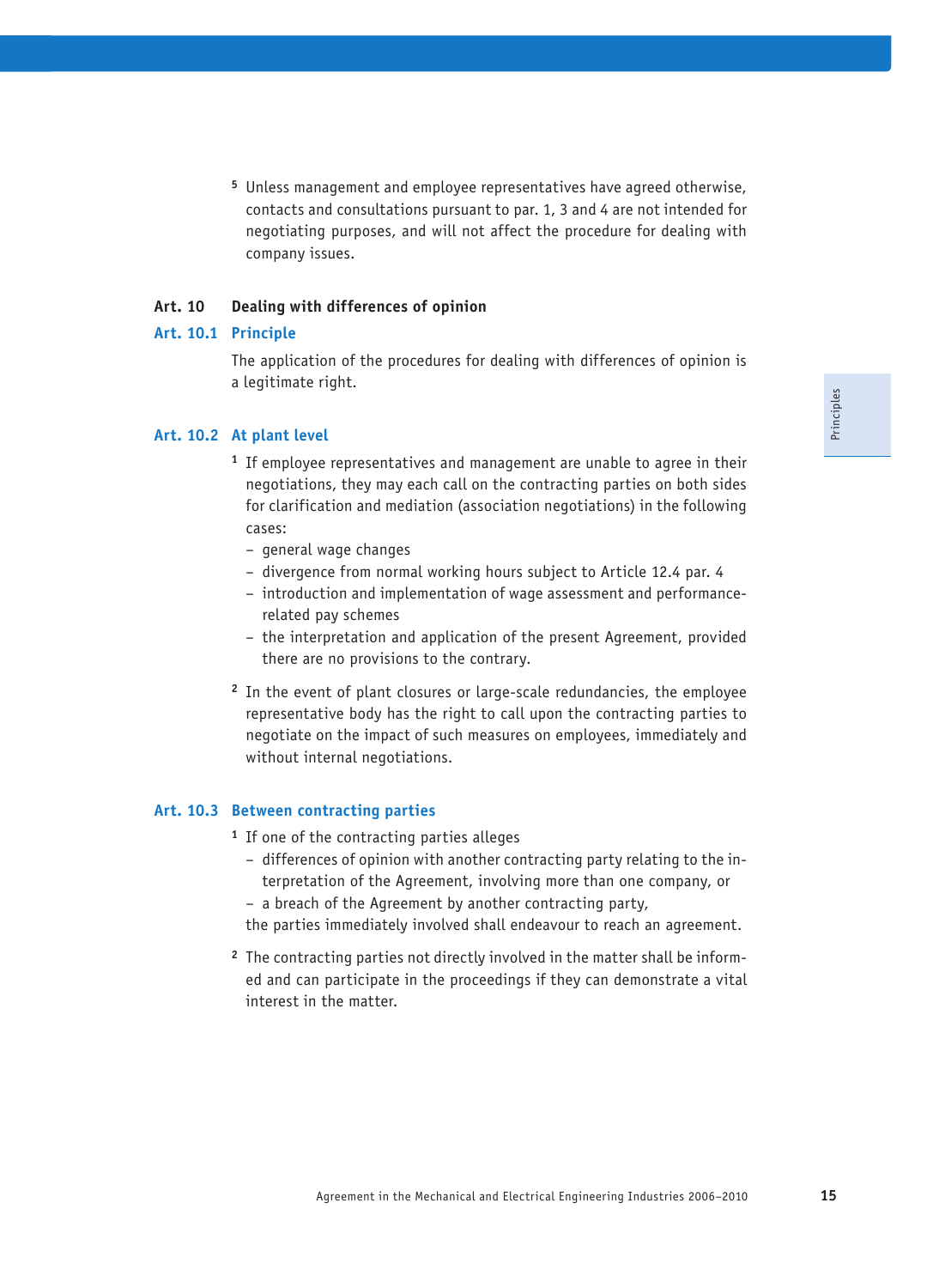[5] Unless management and employee representatives have agreed otherwise, contacts and consultations pursuant to par. 1, 3 and 4 are not intended for negotiating purposes, and will not affect the procedure for dealing with company issues.

## Art. 10 Dealing with differences of opinion

### Art. 10.1 Principle

The application of the procedures for dealing with differences of opinion is a legitimate right.

### Art. 10.2 At plant level

[1] If employee representatives and management are unable to agree in their negotiations, they may each call on the contracting parties on both sides for clarification and mediation (association negotiations) in the following cases:

- general wage changes
- divergence from normal working hours subject to Article 12.4 par. 4
- introduction and implementation of wage assessment and performance-related pay schemes
- the interpretation and application of the present Agreement, provided there are no provisions to the contrary.

[2] In the event of plant closures or large-scale redundancies, the employee representative body has the right to call upon the contracting parties to negotiate on the impact of such measures on employees, immediately and without internal negotiations.

### Art. 10.3 Between contracting parties

[1] If one of the contracting parties alleges

- differences of opinion with another contracting party relating to the interpretation of the Agreement, involving more than one company, or
- a breach of the Agreement by another contracting party,

the parties immediately involved shall endeavour to reach an agreement.

[2] The contracting parties not directly involved in the matter shall be informed and can participate in the proceedings if they can demonstrate a vital interest in the matter.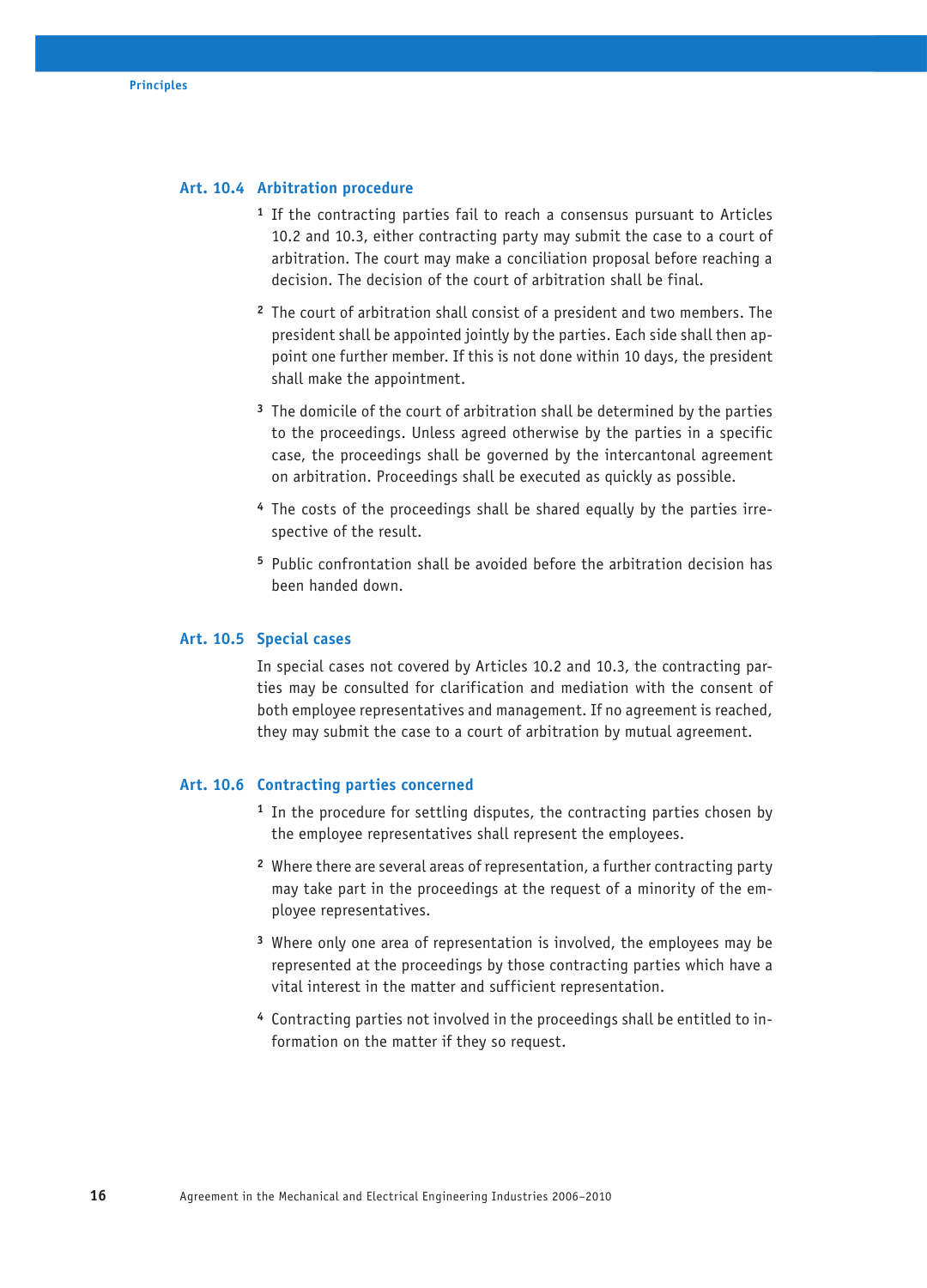## Art. 10.4 Arbitration procedure

[1] If the contracting parties fail to reach a consensus pursuant to Articles 10.2 and 10.3, either contracting party may submit the case to a court of arbitration. The court may make a conciliation proposal before reaching a decision. The decision of the court of arbitration shall be final.

[2] The court of arbitration shall consist of a president and two members. The president shall be appointed jointly by the parties. Each side shall then appoint one further member. If this is not done within 10 days, the president shall make the appointment.

[3] The domicile of the court of arbitration shall be determined by the parties to the proceedings. Unless agreed otherwise by the parties in a specific case, the proceedings shall be governed by the intercantonal agreement on arbitration. Proceedings shall be executed as quickly as possible.

[4] The costs of the proceedings shall be shared equally by the parties irrespective of the result.

[5] Public confrontation shall be avoided before the arbitration decision has been handed down.

## Art. 10.5 Special cases

In special cases not covered by Articles 10.2 and 10.3, the contracting parties may be consulted for clarification and mediation with the consent of both employee representatives and management. If no agreement is reached, they may submit the case to a court of arbitration by mutual agreement.

## Art. 10.6 Contracting parties concerned

[1] In the procedure for settling disputes, the contracting parties chosen by the employee representatives shall represent the employees.

[2] Where there are several areas of representation, a further contracting party may take part in the proceedings at the request of a minority of the employee representatives.

[3] Where only one area of representation is involved, the employees may be represented at the proceedings by those contracting parties which have a vital interest in the matter and sufficient representation.

[4] Contracting parties not involved in the proceedings shall be entitled to information on the matter if they so request.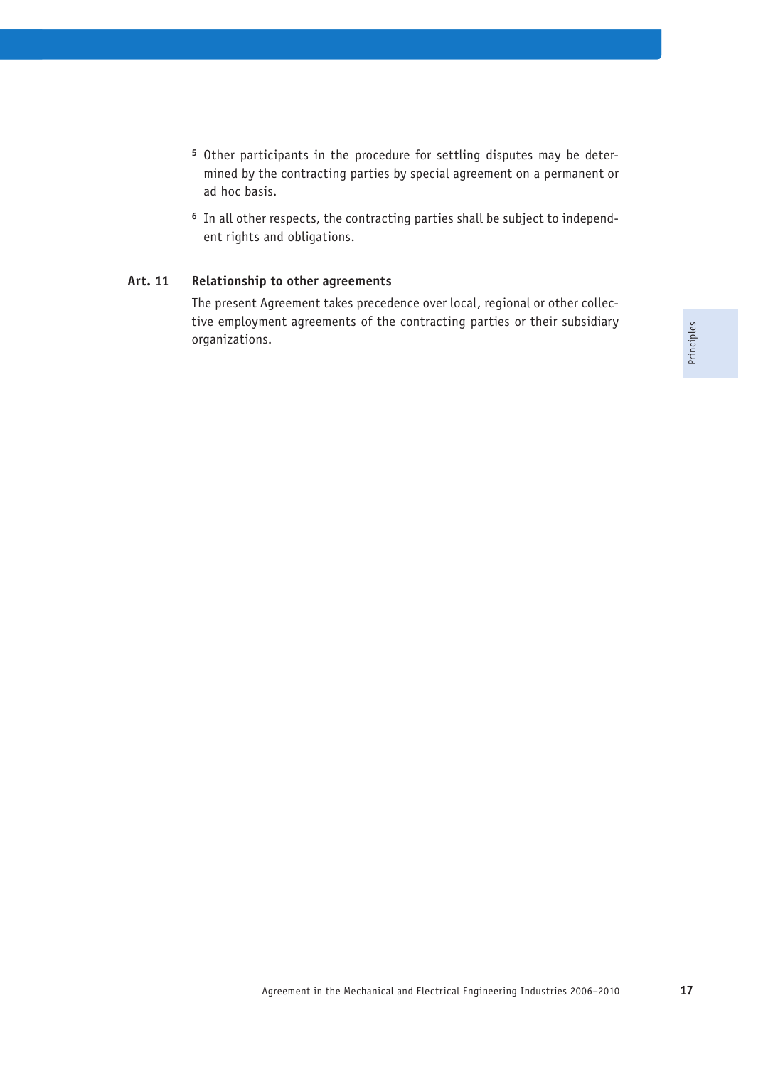[5] Other participants in the procedure for settling disputes may be determined by the contracting parties by special agreement on a permanent or ad hoc basis.

[6] In all other respects, the contracting parties shall be subject to independent rights and obligations.

### Art. 11 Relationship to other agreements

The present Agreement takes precedence over local, regional or other collective employment agreements of the contracting parties or their subsidiary organizations.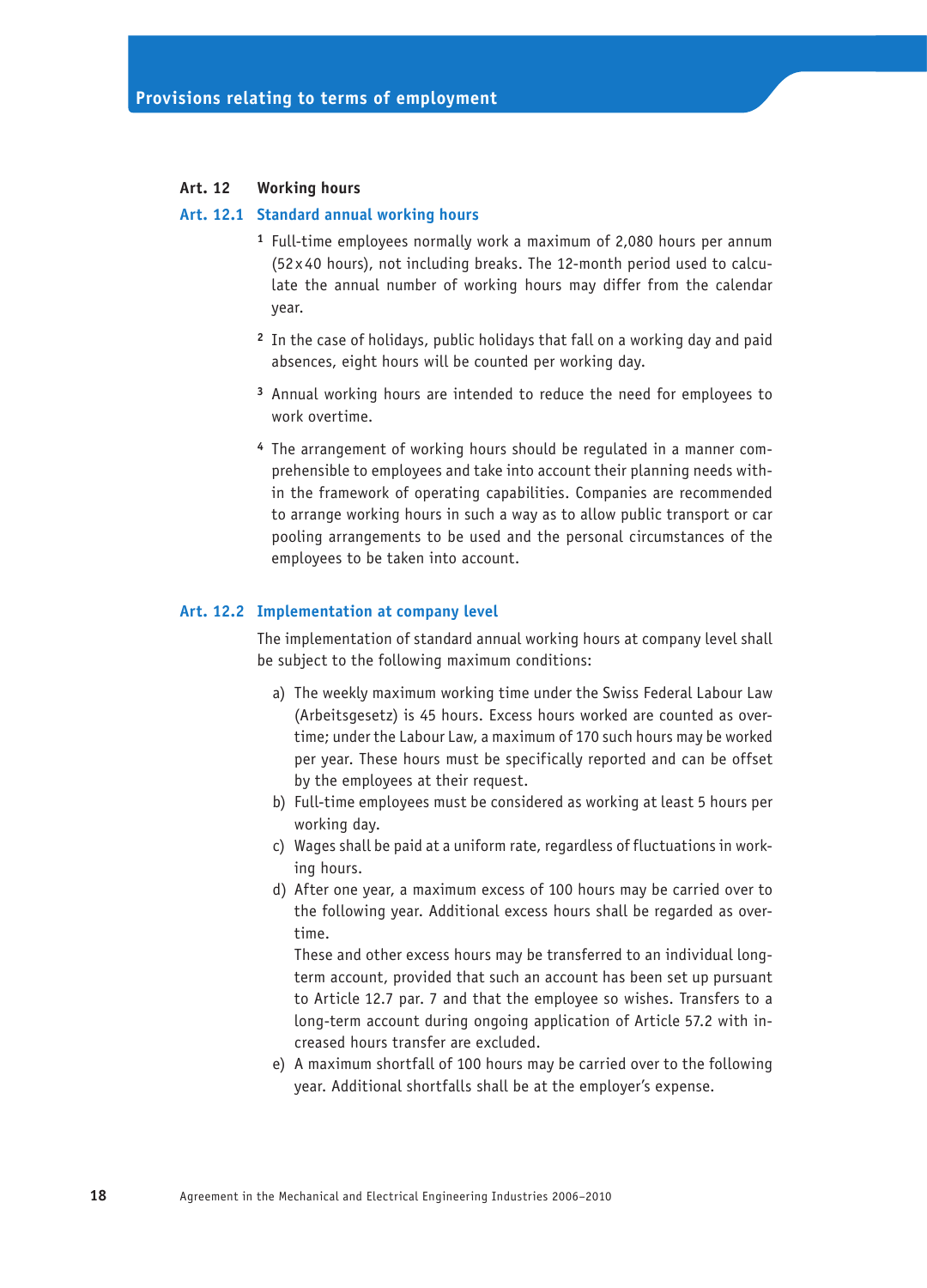## Art. 12 Working hours

### Art. 12.1 Standard annual working hours

[1] Full-time employees normally work a maximum of 2,080 hours per annum (52 x 40 hours), not including breaks. The 12-month period used to calculate the annual number of working hours may differ from the calendar year.

[2] In the case of holidays, public holidays that fall on a working day and paid absences, eight hours will be counted per working day.

[3] Annual working hours are intended to reduce the need for employees to work overtime.

[4] The arrangement of working hours should be regulated in a manner comprehensible to employees and take into account their planning needs within the framework of operating capabilities. Companies are recommended to arrange working hours in such a way as to allow public transport or car pooling arrangements to be used and the personal circumstances of the employees to be taken into account.

### Art. 12.2 Implementation at company level

The implementation of standard annual working hours at company level shall be subject to the following maximum conditions:

a) The weekly maximum working time under the Swiss Federal Labour Law (Arbeitsgesetz) is 45 hours. Excess hours worked are counted as overtime; under the Labour Law, a maximum of 170 such hours may be worked per year. These hours must be specifically reported and can be offset by the employees at their request.

b) Full-time employees must be considered as working at least 5 hours per working day.

c) Wages shall be paid at a uniform rate, regardless of fluctuations in working hours.

d) After one year, a maximum excess of 100 hours may be carried over to the following year. Additional excess hours shall be regarded as overtime.
These and other excess hours may be transferred to an individual long-term account, provided that such an account has been set up pursuant to Article 12.7 par. 7 and that the employee so wishes. Transfers to a long-term account during ongoing application of Article 57.2 with increased hours transfer are excluded.

e) A maximum shortfall of 100 hours may be carried over to the following year. Additional shortfalls shall be at the employer's expense.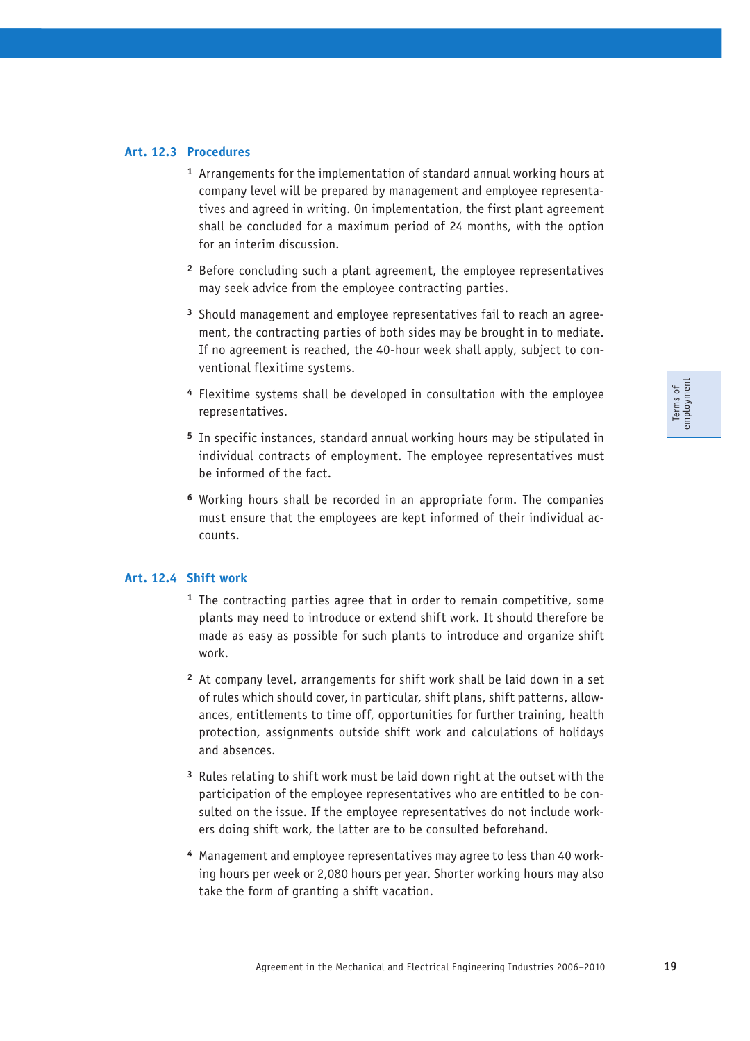### Art. 12.3 Procedures

[1] Arrangements for the implementation of standard annual working hours at company level will be prepared by management and employee representatives and agreed in writing. On implementation, the first plant agreement shall be concluded for a maximum period of 24 months, with the option for an interim discussion.

[2] Before concluding such a plant agreement, the employee representatives may seek advice from the employee contracting parties.

[3] Should management and employee representatives fail to reach an agreement, the contracting parties of both sides may be brought in to mediate. If no agreement is reached, the 40-hour week shall apply, subject to conventional flexitime systems.

[4] Flexitime systems shall be developed in consultation with the employee representatives.

[5] In specific instances, standard annual working hours may be stipulated in individual contracts of employment. The employee representatives must be informed of the fact.

[6] Working hours shall be recorded in an appropriate form. The companies must ensure that the employees are kept informed of their individual accounts.

### Art. 12.4 Shift work

[1] The contracting parties agree that in order to remain competitive, some plants may need to introduce or extend shift work. It should therefore be made as easy as possible for such plants to introduce and organize shift work.

[2] At company level, arrangements for shift work shall be laid down in a set of rules which should cover, in particular, shift plans, shift patterns, allowances, entitlements to time off, opportunities for further training, health protection, assignments outside shift work and calculations of holidays and absences.

[3] Rules relating to shift work must be laid down right at the outset with the participation of the employee representatives who are entitled to be consulted on the issue. If the employee representatives do not include workers doing shift work, the latter are to be consulted beforehand.

[4] Management and employee representatives may agree to less than 40 working hours per week or 2,080 hours per year. Shorter working hours may also take the form of granting a shift vacation.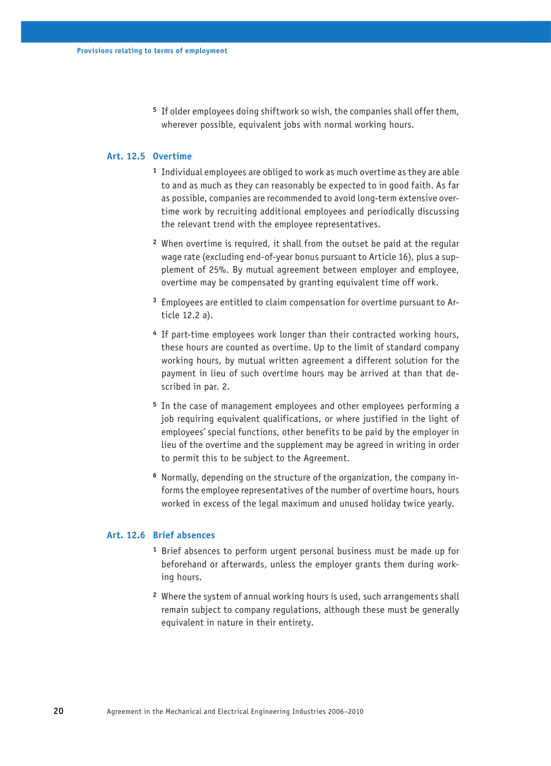[5] If older employees doing shiftwork so wish, the companies shall offer them, wherever possible, equivalent jobs with normal working hours.

### Art. 12.5 Overtime

[1] Individual employees are obliged to work as much overtime as they are able to and as much as they can reasonably be expected to in good faith. As far as possible, companies are recommended to avoid long-term extensive overtime work by recruiting additional employees and periodically discussing the relevant trend with the employee representatives.

[2] When overtime is required, it shall from the outset be paid at the regular wage rate (excluding end-of-year bonus pursuant to Article 16), plus a supplement of 25%. By mutual agreement between employer and employee, overtime may be compensated by granting equivalent time off work.

[3] Employees are entitled to claim compensation for overtime pursuant to Article 12.2 a).

[4] If part-time employees work longer than their contracted working hours, these hours are counted as overtime. Up to the limit of standard company working hours, by mutual written agreement a different solution for the payment in lieu of such overtime hours may be arrived at than that described in par. 2.

[5] In the case of management employees and other employees performing a job requiring equivalent qualifications, or where justified in the light of employees' special functions, other benefits to be paid by the employer in lieu of the overtime and the supplement may be agreed in writing in order to permit this to be subject to the Agreement.

[6] Normally, depending on the structure of the organization, the company informs the employee representatives of the number of overtime hours, hours worked in excess of the legal maximum and unused holiday twice yearly.

### Art. 12.6 Brief absences

[1] Brief absences to perform urgent personal business must be made up for beforehand or afterwards, unless the employer grants them during working hours.

[2] Where the system of annual working hours is used, such arrangements shall remain subject to company regulations, although these must be generally equivalent in nature in their entirety.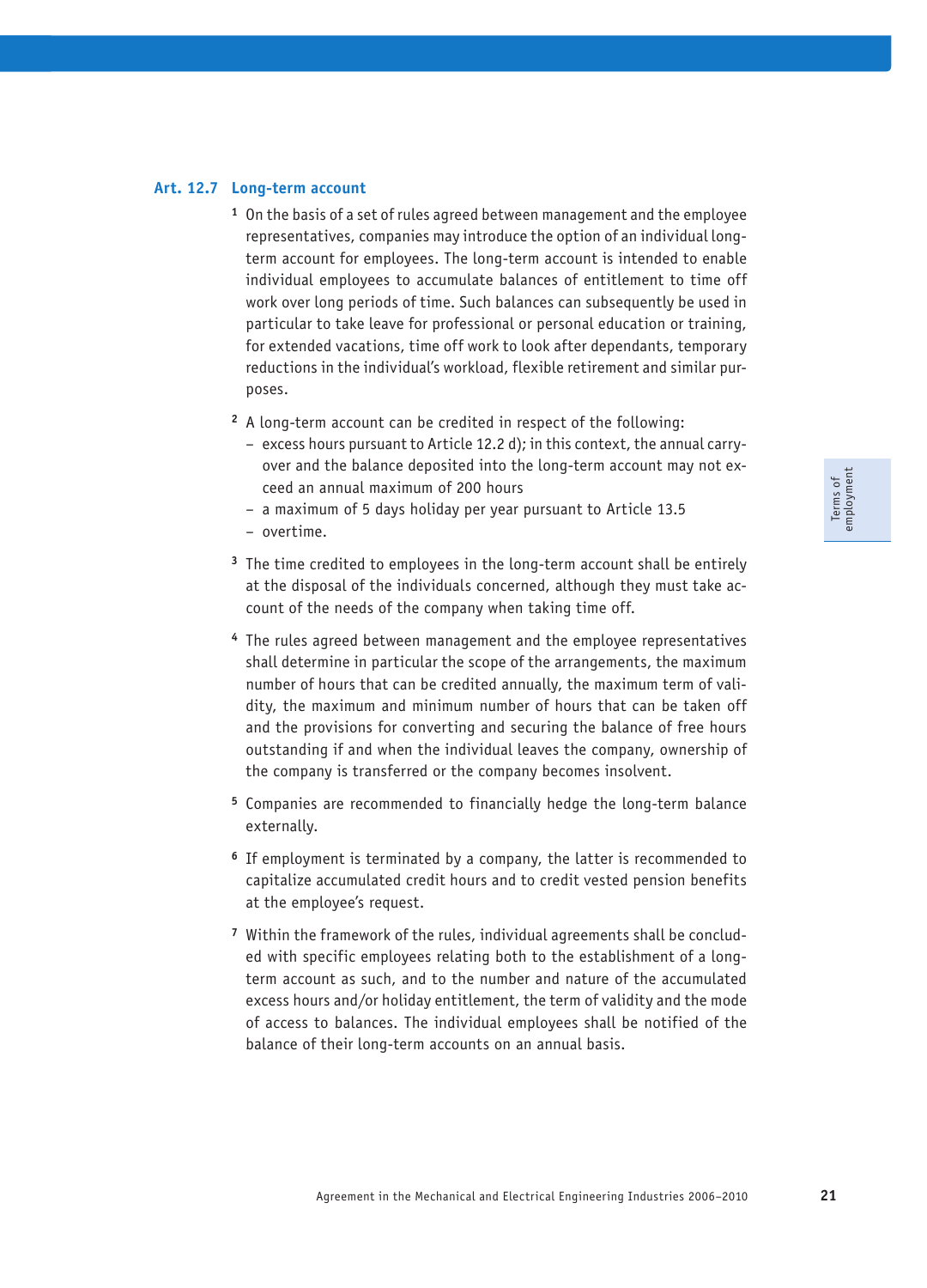### Art. 12.7 Long-term account

[1] On the basis of a set of rules agreed between management and the employee representatives, companies may introduce the option of an individual long-term account for employees. The long-term account is intended to enable individual employees to accumulate balances of entitlement to time off work over long periods of time. Such balances can subsequently be used in particular to take leave for professional or personal education or training, for extended vacations, time off work to look after dependants, temporary reductions in the individual's workload, flexible retirement and similar purposes.

[2] A long-term account can be credited in respect of the following:

- excess hours pursuant to Article 12.2 d); in this context, the annual carry-over and the balance deposited into the long-term account may not exceed an annual maximum of 200 hours
- a maximum of 5 days holiday per year pursuant to Article 13.5
- overtime.

[3] The time credited to employees in the long-term account shall be entirely at the disposal of the individuals concerned, although they must take account of the needs of the company when taking time off.

[4] The rules agreed between management and the employee representatives shall determine in particular the scope of the arrangements, the maximum number of hours that can be credited annually, the maximum term of validity, the maximum and minimum number of hours that can be taken off and the provisions for converting and securing the balance of free hours outstanding if and when the individual leaves the company, ownership of the company is transferred or the company becomes insolvent.

[5] Companies are recommended to financially hedge the long-term balance externally.

[6] If employment is terminated by a company, the latter is recommended to capitalize accumulated credit hours and to credit vested pension benefits at the employee's request.

[7] Within the framework of the rules, individual agreements shall be concluded with specific employees relating both to the establishment of a long-term account as such, and to the number and nature of the accumulated excess hours and/or holiday entitlement, the term of validity and the mode of access to balances. The individual employees shall be notified of the balance of their long-term accounts on an annual basis.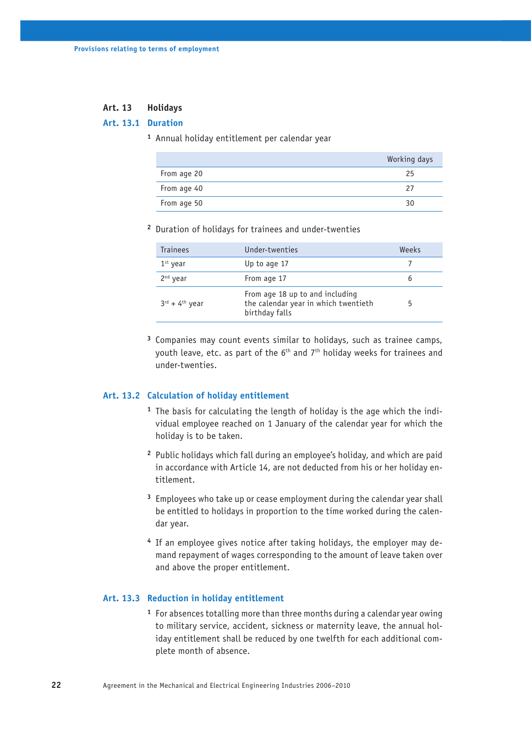## Art. 13 Holidays

### Art. 13.1 Duration

[1] Annual holiday entitlement per calendar year

| | Working days |
|---|---|
| From age 20 | 25 |
| From age 40 | 27 |
| From age 50 | 30 |

[2] Duration of holidays for trainees and under-twenties

| Trainees | Under-twenties | Weeks |
|---|---|---|
| 1st year | Up to age 17 | 7 |
| 2nd year | From age 17 | 6 |
| 3rd + 4th year | From age 18 up to and including the calendar year in which twentieth birthday falls | 5 |

[3] Companies may count events similar to holidays, such as trainee camps, youth leave, etc. as part of the 6th and 7th holiday weeks for trainees and under-twenties.

### Art. 13.2 Calculation of holiday entitlement

[1] The basis for calculating the length of holiday is the age which the individual employee reached on 1 January of the calendar year for which the holiday is to be taken.

[2] Public holidays which fall during an employee's holiday, and which are paid in accordance with Article 14, are not deducted from his or her holiday entitlement.

[3] Employees who take up or cease employment during the calendar year shall be entitled to holidays in proportion to the time worked during the calendar year.

[4] If an employee gives notice after taking holidays, the employer may demand repayment of wages corresponding to the amount of leave taken over and above the proper entitlement.

### Art. 13.3 Reduction in holiday entitlement

[1] For absences totalling more than three months during a calendar year owing to military service, accident, sickness or maternity leave, the annual holiday entitlement shall be reduced by one twelfth for each additional complete month of absence.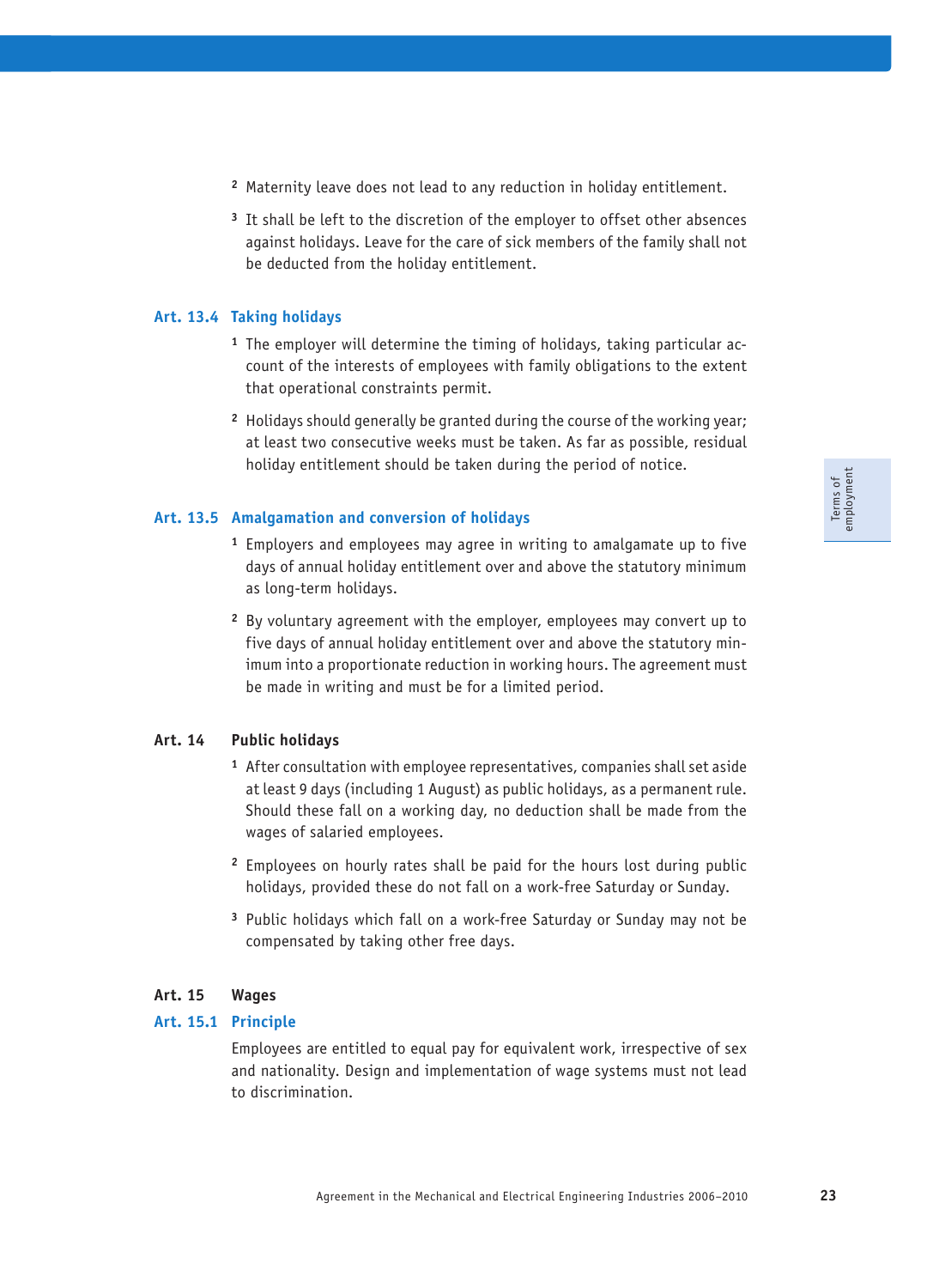[2] Maternity leave does not lead to any reduction in holiday entitlement.

[3] It shall be left to the discretion of the employer to offset other absences against holidays. Leave for the care of sick members of the family shall not be deducted from the holiday entitlement.

### Art. 13.4 Taking holidays

[1] The employer will determine the timing of holidays, taking particular account of the interests of employees with family obligations to the extent that operational constraints permit.

[2] Holidays should generally be granted during the course of the working year; at least two consecutive weeks must be taken. As far as possible, residual holiday entitlement should be taken during the period of notice.

### Art. 13.5 Amalgamation and conversion of holidays

[1] Employers and employees may agree in writing to amalgamate up to five days of annual holiday entitlement over and above the statutory minimum as long-term holidays.

[2] By voluntary agreement with the employer, employees may convert up to five days of annual holiday entitlement over and above the statutory minimum into a proportionate reduction in working hours. The agreement must be made in writing and must be for a limited period.

## Art. 14 Public holidays

[1] After consultation with employee representatives, companies shall set aside at least 9 days (including 1 August) as public holidays, as a permanent rule. Should these fall on a working day, no deduction shall be made from the wages of salaried employees.

[2] Employees on hourly rates shall be paid for the hours lost during public holidays, provided these do not fall on a work-free Saturday or Sunday.

[3] Public holidays which fall on a work-free Saturday or Sunday may not be compensated by taking other free days.

## Art. 15 Wages

### Art. 15.1 Principle

Employees are entitled to equal pay for equivalent work, irrespective of sex and nationality. Design and implementation of wage systems must not lead to discrimination.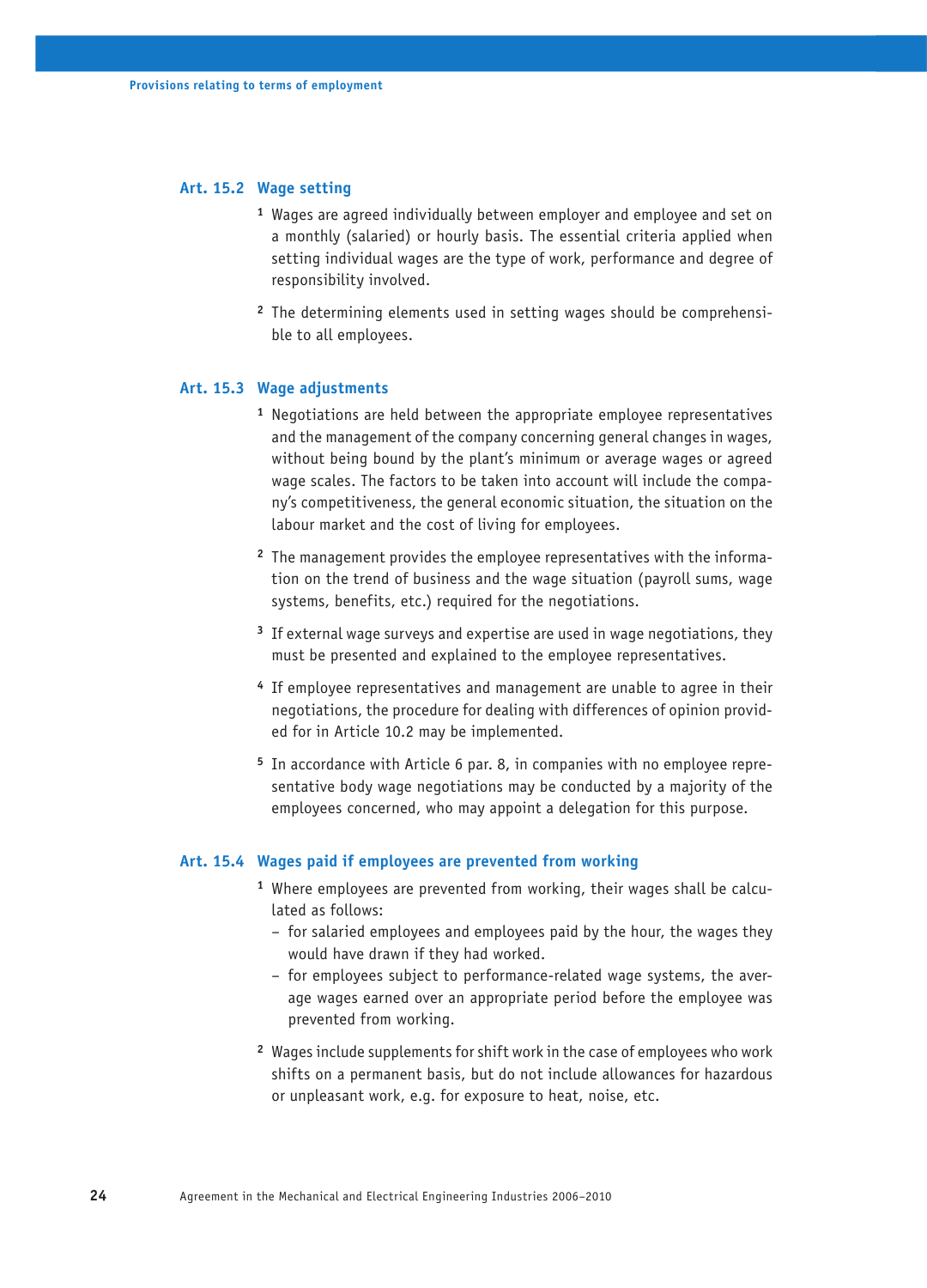### Art. 15.2 Wage setting

[1] Wages are agreed individually between employer and employee and set on a monthly (salaried) or hourly basis. The essential criteria applied when setting individual wages are the type of work, performance and degree of responsibility involved.

[2] The determining elements used in setting wages should be comprehensible to all employees.

### Art. 15.3 Wage adjustments

[1] Negotiations are held between the appropriate employee representatives and the management of the company concerning general changes in wages, without being bound by the plant's minimum or average wages or agreed wage scales. The factors to be taken into account will include the company's competitiveness, the general economic situation, the situation on the labour market and the cost of living for employees.

[2] The management provides the employee representatives with the information on the trend of business and the wage situation (payroll sums, wage systems, benefits, etc.) required for the negotiations.

[3] If external wage surveys and expertise are used in wage negotiations, they must be presented and explained to the employee representatives.

[4] If employee representatives and management are unable to agree in their negotiations, the procedure for dealing with differences of opinion provided for in Article 10.2 may be implemented.

[5] In accordance with Article 6 par. 8, in companies with no employee representative body wage negotiations may be conducted by a majority of the employees concerned, who may appoint a delegation for this purpose.

### Art. 15.4 Wages paid if employees are prevented from working

[1] Where employees are prevented from working, their wages shall be calculated as follows:

- for salaried employees and employees paid by the hour, the wages they would have drawn if they had worked.
- for employees subject to performance-related wage systems, the average wages earned over an appropriate period before the employee was prevented from working.

[2] Wages include supplements for shift work in the case of employees who work shifts on a permanent basis, but do not include allowances for hazardous or unpleasant work, e.g. for exposure to heat, noise, etc.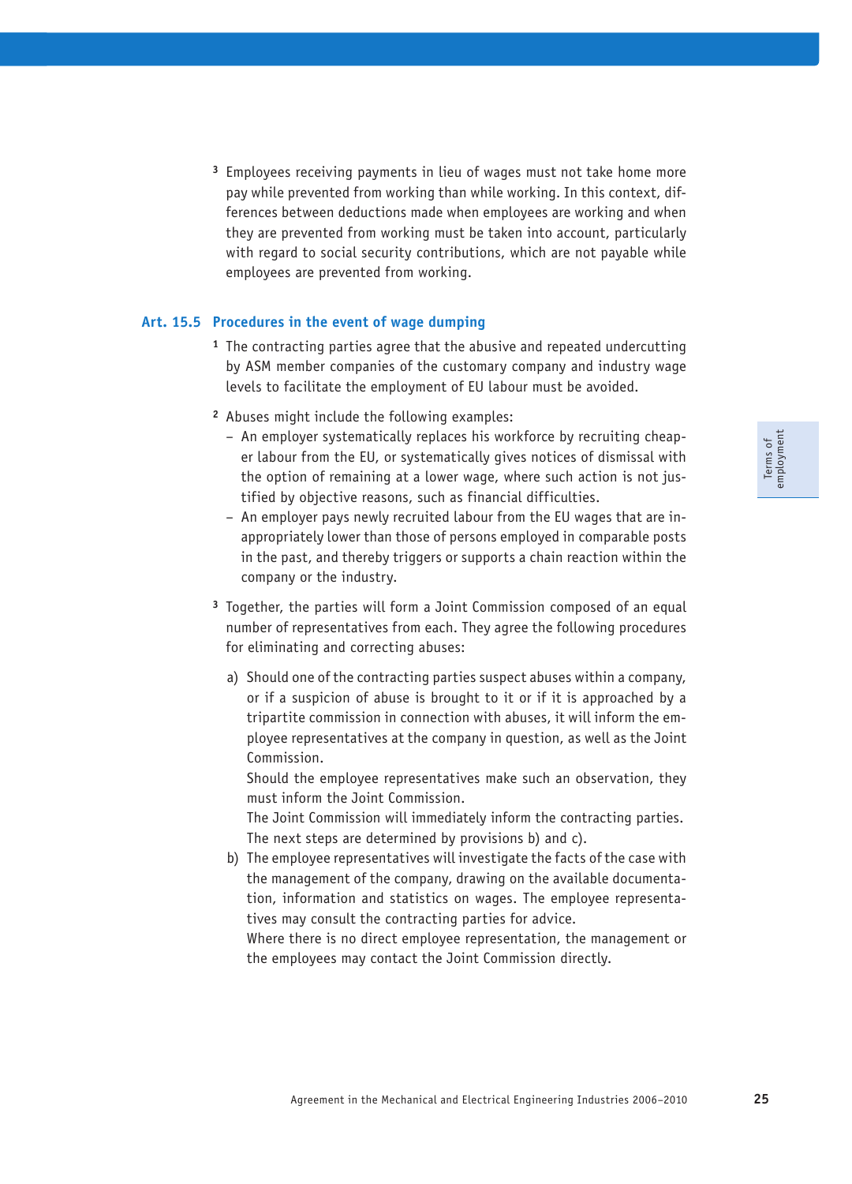[3] Employees receiving payments in lieu of wages must not take home more pay while prevented from working than while working. In this context, differences between deductions made when employees are working and when they are prevented from working must be taken into account, particularly with regard to social security contributions, which are not payable while employees are prevented from working.

### Art. 15.5 Procedures in the event of wage dumping

[1] The contracting parties agree that the abusive and repeated undercutting by ASM member companies of the customary company and industry wage levels to facilitate the employment of EU labour must be avoided.

[2] Abuses might include the following examples:

- An employer systematically replaces his workforce by recruiting cheaper labour from the EU, or systematically gives notices of dismissal with the option of remaining at a lower wage, where such action is not justified by objective reasons, such as financial difficulties.
- An employer pays newly recruited labour from the EU wages that are inappropriately lower than those of persons employed in comparable posts in the past, and thereby triggers or supports a chain reaction within the company or the industry.

[3] Together, the parties will form a Joint Commission composed of an equal number of representatives from each. They agree the following procedures for eliminating and correcting abuses:

a) Should one of the contracting parties suspect abuses within a company, or if a suspicion of abuse is brought to it or if it is approached by a tripartite commission in connection with abuses, it will inform the employee representatives at the company in question, as well as the Joint Commission.
Should the employee representatives make such an observation, they must inform the Joint Commission.
The Joint Commission will immediately inform the contracting parties.
The next steps are determined by provisions b) and c).

b) The employee representatives will investigate the facts of the case with the management of the company, drawing on the available documentation, information and statistics on wages. The employee representatives may consult the contracting parties for advice.
Where there is no direct employee representation, the management or the employees may contact the Joint Commission directly.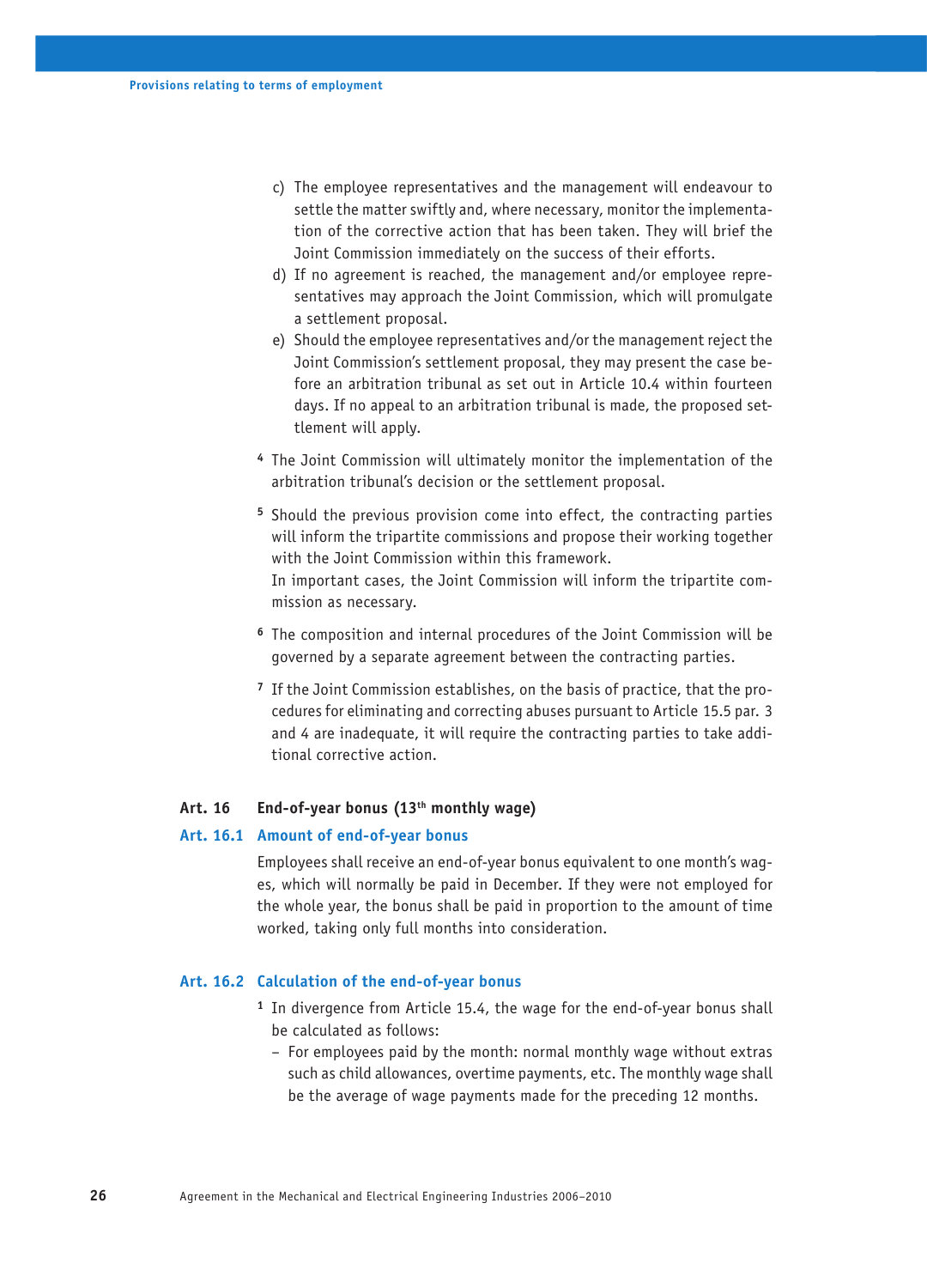c) The employee representatives and the management will endeavour to settle the matter swiftly and, where necessary, monitor the implementation of the corrective action that has been taken. They will brief the Joint Commission immediately on the success of their efforts.
d) If no agreement is reached, the management and/or employee representatives may approach the Joint Commission, which will promulgate a settlement proposal.
e) Should the employee representatives and/or the management reject the Joint Commission's settlement proposal, they may present the case before an arbitration tribunal as set out in Article 10.4 within fourteen days. If no appeal to an arbitration tribunal is made, the proposed settlement will apply.

[4] The Joint Commission will ultimately monitor the implementation of the arbitration tribunal's decision or the settlement proposal.

[5] Should the previous provision come into effect, the contracting parties will inform the tripartite commissions and propose their working together with the Joint Commission within this framework.
In important cases, the Joint Commission will inform the tripartite commission as necessary.

[6] The composition and internal procedures of the Joint Commission will be governed by a separate agreement between the contracting parties.

[7] If the Joint Commission establishes, on the basis of practice, that the procedures for eliminating and correcting abuses pursuant to Article 15.5 par. 3 and 4 are inadequate, it will require the contracting parties to take additional corrective action.

## Art. 16 End-of-year bonus (13th monthly wage)

### Art. 16.1 Amount of end-of-year bonus

Employees shall receive an end-of-year bonus equivalent to one month's wages, which will normally be paid in December. If they were not employed for the whole year, the bonus shall be paid in proportion to the amount of time worked, taking only full months into consideration.

### Art. 16.2 Calculation of the end-of-year bonus

[1] In divergence from Article 15.4, the wage for the end-of-year bonus shall be calculated as follows:

- For employees paid by the month: normal monthly wage without extras such as child allowances, overtime payments, etc. The monthly wage shall be the average of wage payments made for the preceding 12 months.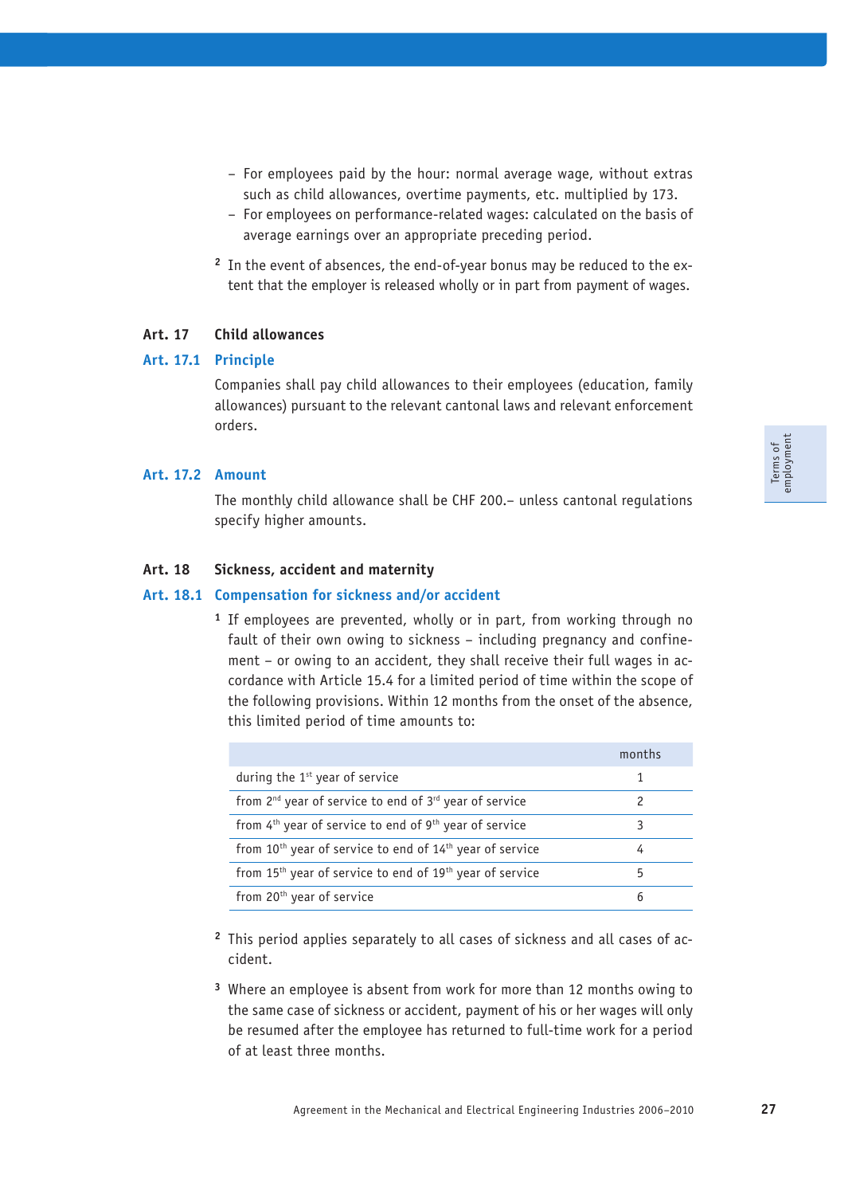- For employees paid by the hour: normal average wage, without extras such as child allowances, overtime payments, etc. multiplied by 173.
- For employees on performance-related wages: calculated on the basis of average earnings over an appropriate preceding period.

[2] In the event of absences, the end-of-year bonus may be reduced to the extent that the employer is released wholly or in part from payment of wages.

## Art. 17 Child allowances

### Art. 17.1 Principle

Companies shall pay child allowances to their employees (education, family allowances) pursuant to the relevant cantonal laws and relevant enforcement orders.

### Art. 17.2 Amount

The monthly child allowance shall be CHF 200.– unless cantonal regulations specify higher amounts.

## Art. 18 Sickness, accident and maternity

### Art. 18.1 Compensation for sickness and/or accident

[1] If employees are prevented, wholly or in part, from working through no fault of their own owing to sickness – including pregnancy and confinement – or owing to an accident, they shall receive their full wages in accordance with Article 15.4 for a limited period of time within the scope of the following provisions. Within 12 months from the onset of the absence, this limited period of time amounts to:

| | months |
|---|---|
| during the 1st year of service | 1 |
| from 2nd year of service to end of 3rd year of service | 2 |
| from 4th year of service to end of 9th year of service | 3 |
| from 10th year of service to end of 14th year of service | 4 |
| from 15th year of service to end of 19th year of service | 5 |
| from 20th year of service | 6 |

[2] This period applies separately to all cases of sickness and all cases of accident.

[3] Where an employee is absent from work for more than 12 months owing to the same case of sickness or accident, payment of his or her wages will only be resumed after the employee has returned to full-time work for a period of at least three months.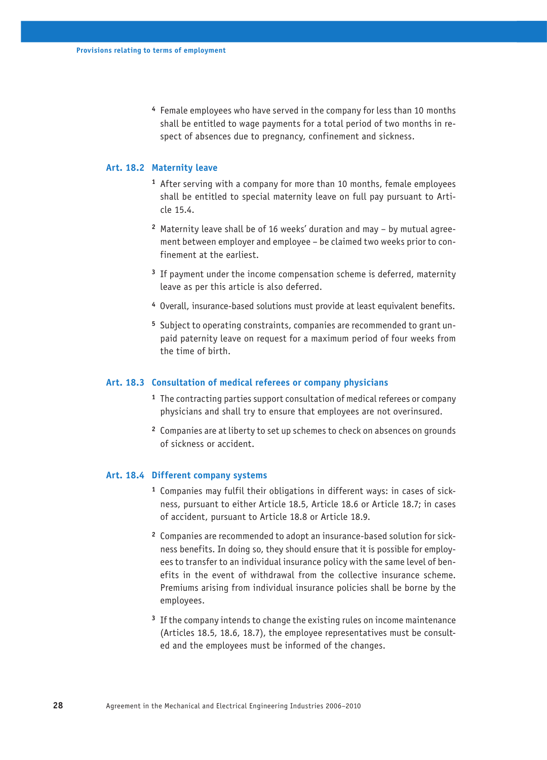[4] Female employees who have served in the company for less than 10 months shall be entitled to wage payments for a total period of two months in respect of absences due to pregnancy, confinement and sickness.

### Art. 18.2 Maternity leave

[1] After serving with a company for more than 10 months, female employees shall be entitled to special maternity leave on full pay pursuant to Article 15.4.

[2] Maternity leave shall be of 16 weeks' duration and may – by mutual agreement between employer and employee – be claimed two weeks prior to confinement at the earliest.

[3] If payment under the income compensation scheme is deferred, maternity leave as per this article is also deferred.

[4] Overall, insurance-based solutions must provide at least equivalent benefits.

[5] Subject to operating constraints, companies are recommended to grant unpaid paternity leave on request for a maximum period of four weeks from the time of birth.

### Art. 18.3 Consultation of medical referees or company physicians

[1] The contracting parties support consultation of medical referees or company physicians and shall try to ensure that employees are not overinsured.

[2] Companies are at liberty to set up schemes to check on absences on grounds of sickness or accident.

### Art. 18.4 Different company systems

[1] Companies may fulfil their obligations in different ways: in cases of sickness, pursuant to either Article 18.5, Article 18.6 or Article 18.7; in cases of accident, pursuant to Article 18.8 or Article 18.9.

[2] Companies are recommended to adopt an insurance-based solution for sickness benefits. In doing so, they should ensure that it is possible for employees to transfer to an individual insurance policy with the same level of benefits in the event of withdrawal from the collective insurance scheme. Premiums arising from individual insurance policies shall be borne by the employees.

[3] If the company intends to change the existing rules on income maintenance (Articles 18.5, 18.6, 18.7), the employee representatives must be consulted and the employees must be informed of the changes.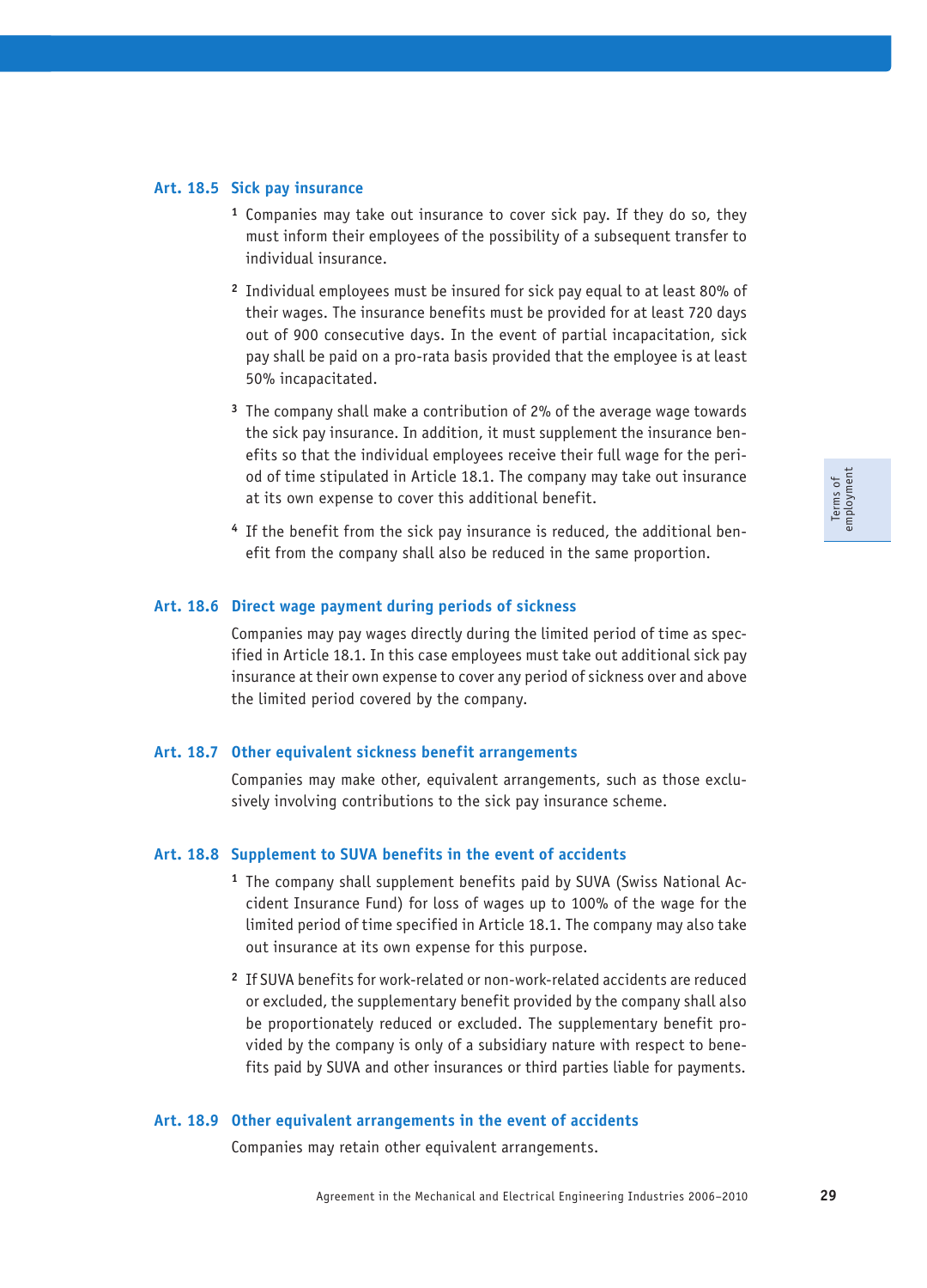### Art. 18.5 Sick pay insurance

1. Companies may take out insurance to cover sick pay. If they do so, they must inform their employees of the possibility of a subsequent transfer to individual insurance.

2. Individual employees must be insured for sick pay equal to at least 80% of their wages. The insurance benefits must be provided for at least 720 days out of 900 consecutive days. In the event of partial incapacitation, sick pay shall be paid on a pro-rata basis provided that the employee is at least 50% incapacitated.

3. The company shall make a contribution of 2% of the average wage towards the sick pay insurance. In addition, it must supplement the insurance benefits so that the individual employees receive their full wage for the period of time stipulated in Article 18.1. The company may take out insurance at its own expense to cover this additional benefit.

4. If the benefit from the sick pay insurance is reduced, the additional benefit from the company shall also be reduced in the same proportion.

### Art. 18.6 Direct wage payment during periods of sickness

Companies may pay wages directly during the limited period of time as specified in Article 18.1. In this case employees must take out additional sick pay insurance at their own expense to cover any period of sickness over and above the limited period covered by the company.

### Art. 18.7 Other equivalent sickness benefit arrangements

Companies may make other, equivalent arrangements, such as those exclusively involving contributions to the sick pay insurance scheme.

### Art. 18.8 Supplement to SUVA benefits in the event of accidents

1. The company shall supplement benefits paid by SUVA (Swiss National Accident Insurance Fund) for loss of wages up to 100% of the wage for the limited period of time specified in Article 18.1. The company may also take out insurance at its own expense for this purpose.

2. If SUVA benefits for work-related or non-work-related accidents are reduced or excluded, the supplementary benefit provided by the company shall also be proportionately reduced or excluded. The supplementary benefit provided by the company is only of a subsidiary nature with respect to benefits paid by SUVA and other insurances or third parties liable for payments.

### Art. 18.9 Other equivalent arrangements in the event of accidents

Companies may retain other equivalent arrangements.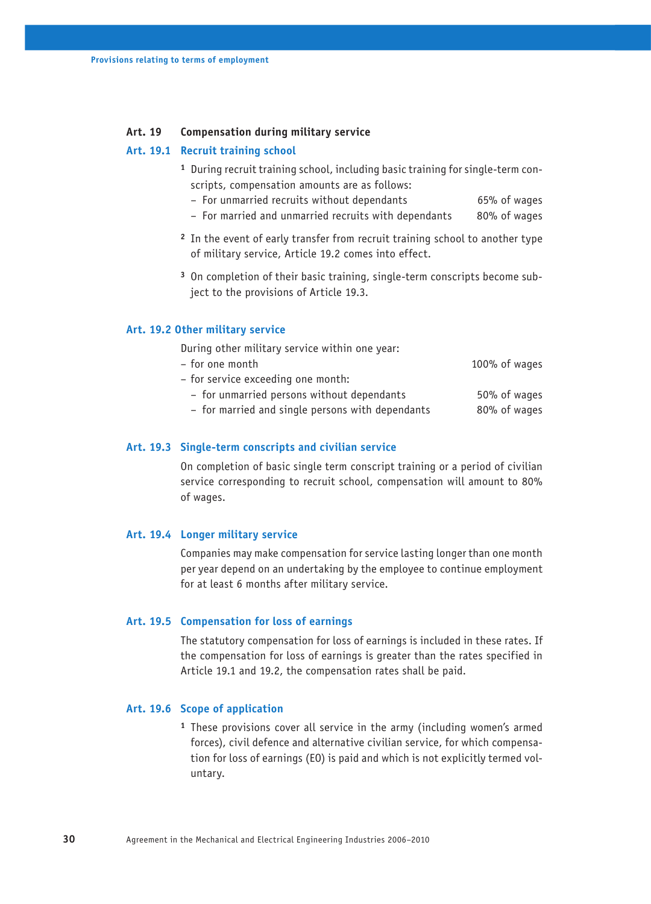## Art. 19 Compensation during military service

### Art. 19.1 Recruit training school

[1] During recruit training school, including basic training for single-term conscripts, compensation amounts are as follows:

- For unmarried recruits without dependants — 65% of wages
- For married and unmarried recruits with dependants — 80% of wages

[2] In the event of early transfer from recruit training school to another type of military service, Article 19.2 comes into effect.

[3] On completion of their basic training, single-term conscripts become subject to the provisions of Article 19.3.

### Art. 19.2 Other military service

During other military service within one year:

- for one month — 100% of wages
- for service exceeding one month:
  - for unmarried persons without dependants — 50% of wages
  - for married and single persons with dependants — 80% of wages

### Art. 19.3 Single-term conscripts and civilian service

On completion of basic single term conscript training or a period of civilian service corresponding to recruit school, compensation will amount to 80% of wages.

### Art. 19.4 Longer military service

Companies may make compensation for service lasting longer than one month per year depend on an undertaking by the employee to continue employment for at least 6 months after military service.

### Art. 19.5 Compensation for loss of earnings

The statutory compensation for loss of earnings is included in these rates. If the compensation for loss of earnings is greater than the rates specified in Article 19.1 and 19.2, the compensation rates shall be paid.

### Art. 19.6 Scope of application

[1] These provisions cover all service in the army (including women's armed forces), civil defence and alternative civilian service, for which compensation for loss of earnings (EO) is paid and which is not explicitly termed voluntary.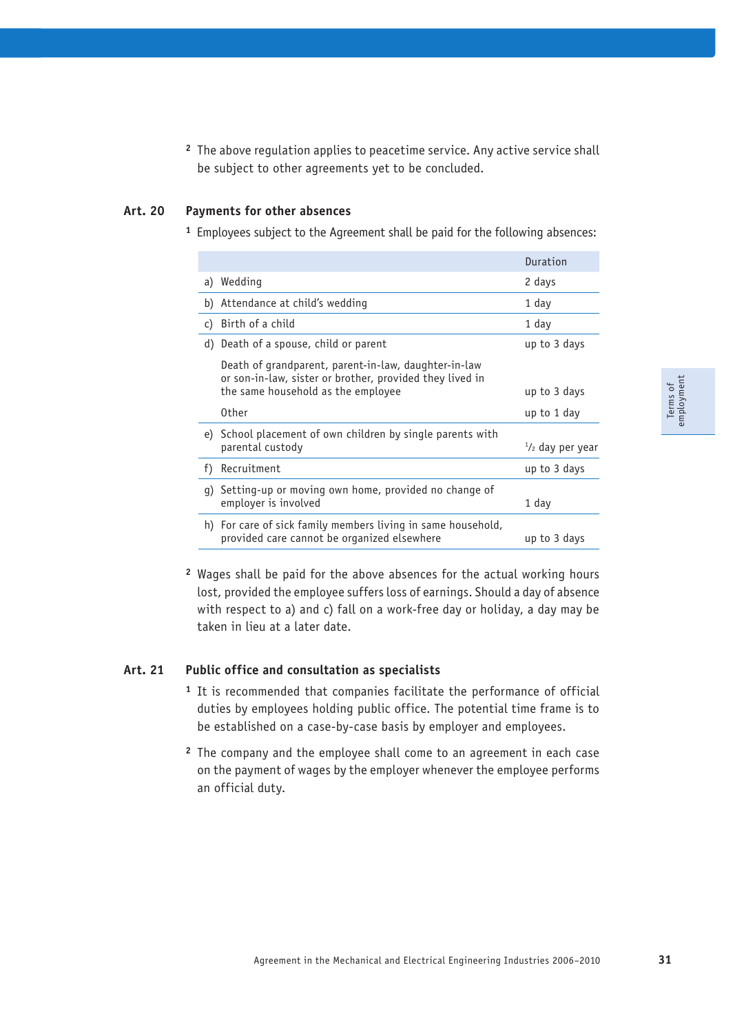[2] The above regulation applies to peacetime service. Any active service shall be subject to other agreements yet to be concluded.

## Art. 20 Payments for other absences

[1] Employees subject to the Agreement shall be paid for the following absences:

| | | Duration |
|---|---|---|
| a) | Wedding | 2 days |
| b) | Attendance at child's wedding | 1 day |
| c) | Birth of a child | 1 day |
| d) | Death of a spouse, child or parent | up to 3 days |
| | Death of grandparent, parent-in-law, daughter-in-law or son-in-law, sister or brother, provided they lived in the same household as the employee | up to 3 days |
| | Other | up to 1 day |
| e) | School placement of own children by single parents with parental custody | ½ day per year |
| f) | Recruitment | up to 3 days |
| g) | Setting-up or moving own home, provided no change of employer is involved | 1 day |
| h) | For care of sick family members living in same household, provided care cannot be organized elsewhere | up to 3 days |

[2] Wages shall be paid for the above absences for the actual working hours lost, provided the employee suffers loss of earnings. Should a day of absence with respect to a) and c) fall on a work-free day or holiday, a day may be taken in lieu at a later date.

## Art. 21 Public office and consultation as specialists

[1] It is recommended that companies facilitate the performance of official duties by employees holding public office. The potential time frame is to be established on a case-by-case basis by employer and employees.

[2] The company and the employee shall come to an agreement in each case on the payment of wages by the employer whenever the employee performs an official duty.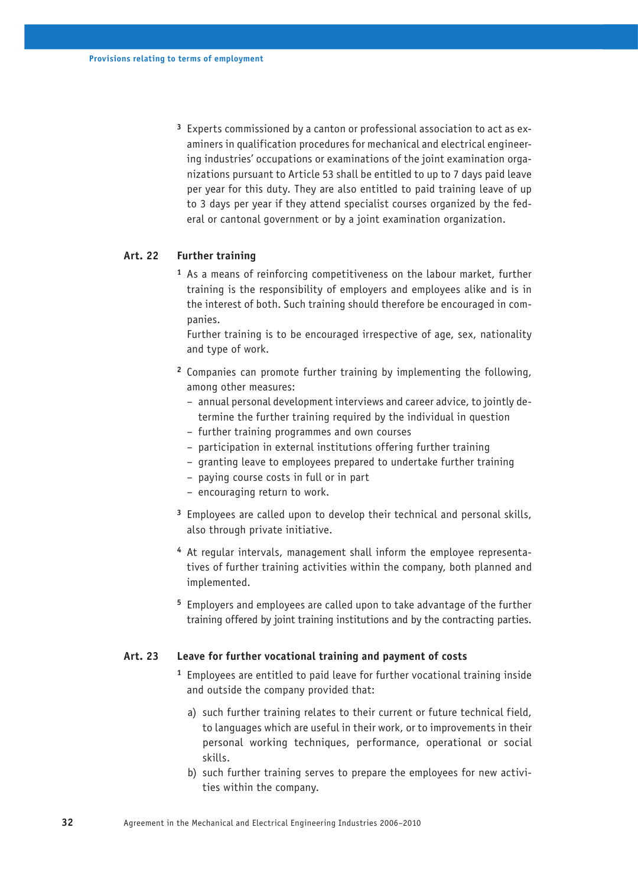[3] Experts commissioned by a canton or professional association to act as examiners in qualification procedures for mechanical and electrical engineering industries' occupations or examinations of the joint examination organizations pursuant to Article 53 shall be entitled to up to 7 days paid leave per year for this duty. They are also entitled to paid training leave of up to 3 days per year if they attend specialist courses organized by the federal or cantonal government or by a joint examination organization.

## Art. 22 Further training

[1] As a means of reinforcing competitiveness on the labour market, further training is the responsibility of employers and employees alike and is in the interest of both. Such training should therefore be encouraged in companies.
Further training is to be encouraged irrespective of age, sex, nationality and type of work.

[2] Companies can promote further training by implementing the following, among other measures:
- annual personal development interviews and career advice, to jointly determine the further training required by the individual in question
- further training programmes and own courses
- participation in external institutions offering further training
- granting leave to employees prepared to undertake further training
- paying course costs in full or in part
- encouraging return to work.

[3] Employees are called upon to develop their technical and personal skills, also through private initiative.

[4] At regular intervals, management shall inform the employee representatives of further training activities within the company, both planned and implemented.

[5] Employers and employees are called upon to take advantage of the further training offered by joint training institutions and by the contracting parties.

## Art. 23 Leave for further vocational training and payment of costs

[1] Employees are entitled to paid leave for further vocational training inside and outside the company provided that:

a) such further training relates to their current or future technical field, to languages which are useful in their work, or to improvements in their personal working techniques, performance, operational or social skills.

b) such further training serves to prepare the employees for new activities within the company.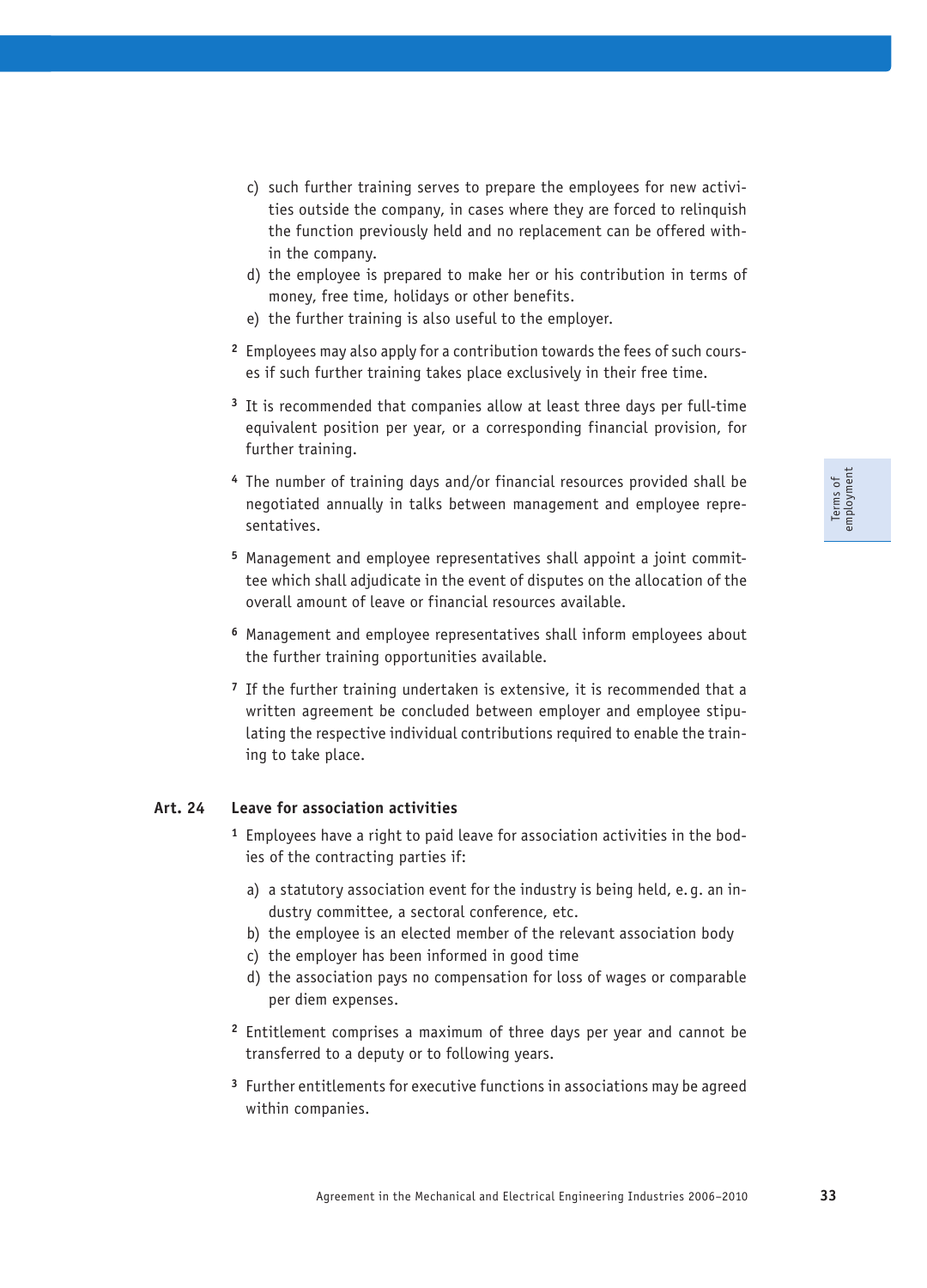c) such further training serves to prepare the employees for new activities outside the company, in cases where they are forced to relinquish the function previously held and no replacement can be offered within the company.
d) the employee is prepared to make her or his contribution in terms of money, free time, holidays or other benefits.
e) the further training is also useful to the employer.

[2] Employees may also apply for a contribution towards the fees of such courses if such further training takes place exclusively in their free time.

[3] It is recommended that companies allow at least three days per full-time equivalent position per year, or a corresponding financial provision, for further training.

[4] The number of training days and/or financial resources provided shall be negotiated annually in talks between management and employee representatives.

[5] Management and employee representatives shall appoint a joint committee which shall adjudicate in the event of disputes on the allocation of the overall amount of leave or financial resources available.

[6] Management and employee representatives shall inform employees about the further training opportunities available.

[7] If the further training undertaken is extensive, it is recommended that a written agreement be concluded between employer and employee stipulating the respective individual contributions required to enable the training to take place.

## Art. 24 Leave for association activities

[1] Employees have a right to paid leave for association activities in the bodies of the contracting parties if:

a) a statutory association event for the industry is being held, e.g. an industry committee, a sectoral conference, etc.
b) the employee is an elected member of the relevant association body
c) the employer has been informed in good time
d) the association pays no compensation for loss of wages or comparable per diem expenses.

[2] Entitlement comprises a maximum of three days per year and cannot be transferred to a deputy or to following years.

[3] Further entitlements for executive functions in associations may be agreed within companies.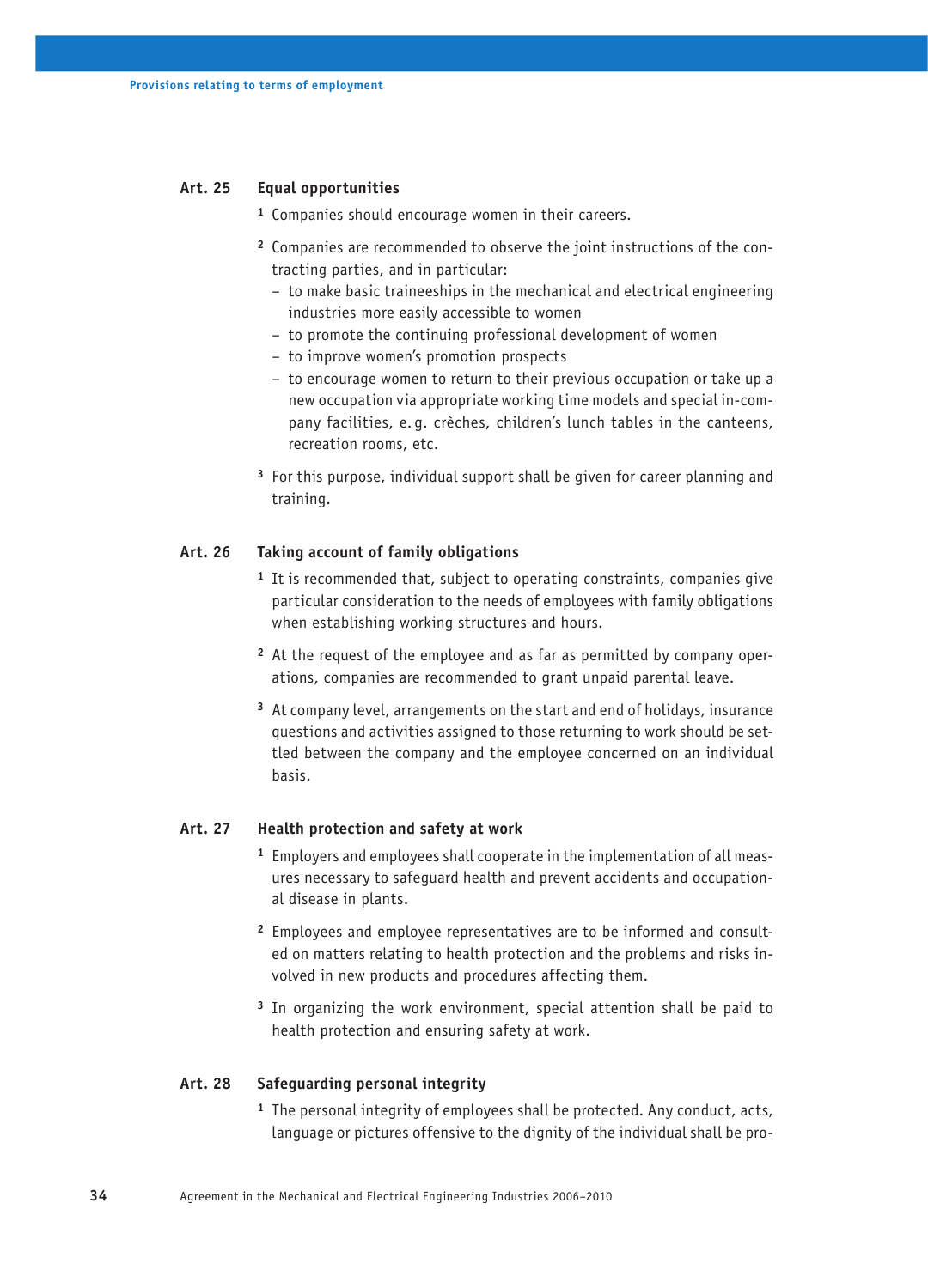### Art. 25 Equal opportunities

[1] Companies should encourage women in their careers.

[2] Companies are recommended to observe the joint instructions of the contracting parties, and in particular:
- to make basic traineeships in the mechanical and electrical engineering industries more easily accessible to women
- to promote the continuing professional development of women
- to improve women's promotion prospects
- to encourage women to return to their previous occupation or take up a new occupation via appropriate working time models and special in-company facilities, e. g. crèches, children's lunch tables in the canteens, recreation rooms, etc.

[3] For this purpose, individual support shall be given for career planning and training.

### Art. 26 Taking account of family obligations

[1] It is recommended that, subject to operating constraints, companies give particular consideration to the needs of employees with family obligations when establishing working structures and hours.

[2] At the request of the employee and as far as permitted by company operations, companies are recommended to grant unpaid parental leave.

[3] At company level, arrangements on the start and end of holidays, insurance questions and activities assigned to those returning to work should be settled between the company and the employee concerned on an individual basis.

### Art. 27 Health protection and safety at work

[1] Employers and employees shall cooperate in the implementation of all measures necessary to safeguard health and prevent accidents and occupational disease in plants.

[2] Employees and employee representatives are to be informed and consulted on matters relating to health protection and the problems and risks involved in new products and procedures affecting them.

[3] In organizing the work environment, special attention shall be paid to health protection and ensuring safety at work.

### Art. 28 Safeguarding personal integrity

[1] The personal integrity of employees shall be protected. Any conduct, acts, language or pictures offensive to the dignity of the individual shall be pro-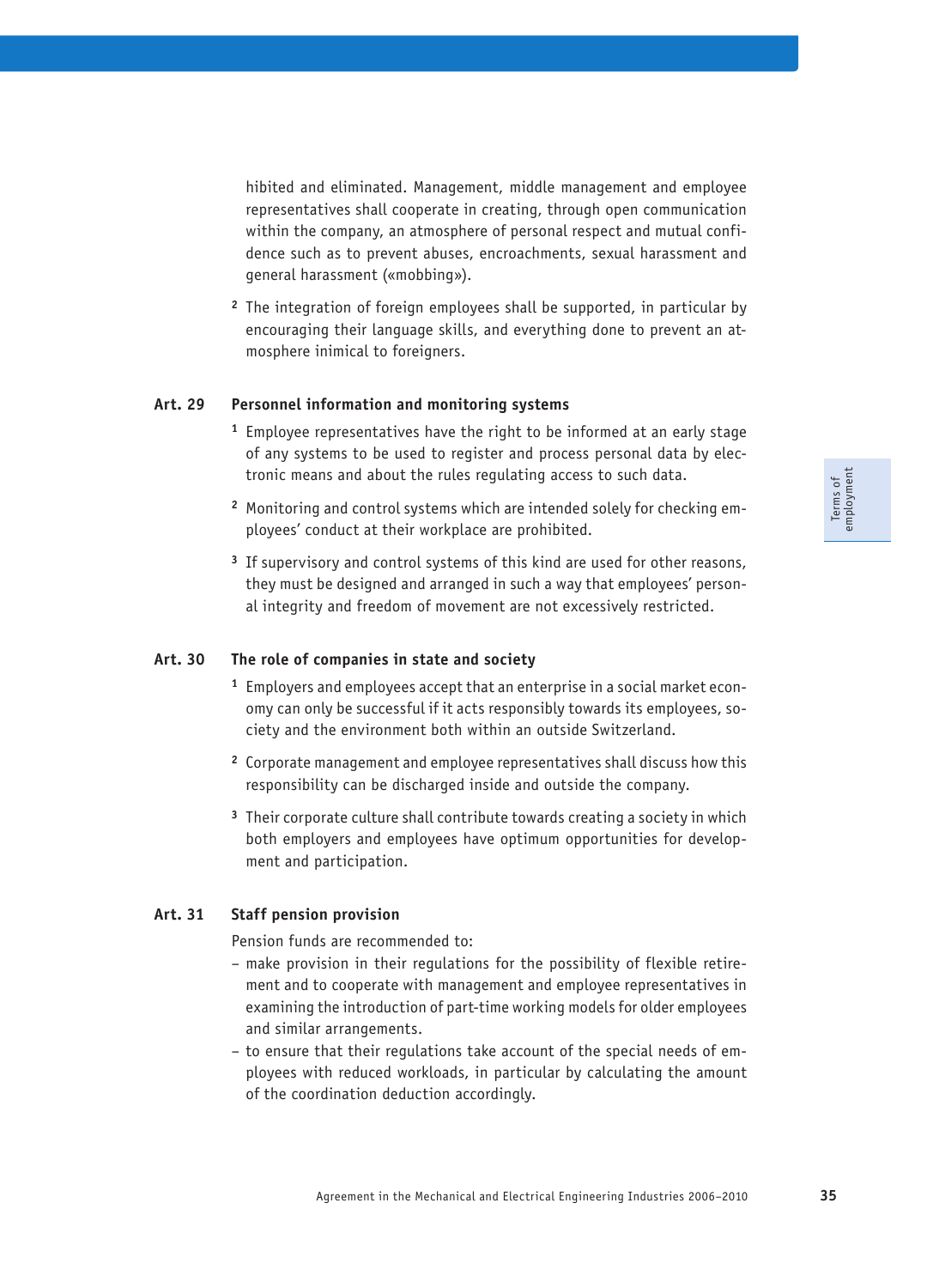hibited and eliminated. Management, middle management and employee representatives shall cooperate in creating, through open communication within the company, an atmosphere of personal respect and mutual confidence such as to prevent abuses, encroachments, sexual harassment and general harassment («mobbing»).

[2] The integration of foreign employees shall be supported, in particular by encouraging their language skills, and everything done to prevent an atmosphere inimical to foreigners.

### Art. 29 Personnel information and monitoring systems

[1] Employee representatives have the right to be informed at an early stage of any systems to be used to register and process personal data by electronic means and about the rules regulating access to such data.

[2] Monitoring and control systems which are intended solely for checking employees' conduct at their workplace are prohibited.

[3] If supervisory and control systems of this kind are used for other reasons, they must be designed and arranged in such a way that employees' personal integrity and freedom of movement are not excessively restricted.

### Art. 30 The role of companies in state and society

[1] Employers and employees accept that an enterprise in a social market economy can only be successful if it acts responsibly towards its employees, society and the environment both within an outside Switzerland.

[2] Corporate management and employee representatives shall discuss how this responsibility can be discharged inside and outside the company.

[3] Their corporate culture shall contribute towards creating a society in which both employers and employees have optimum opportunities for development and participation.

### Art. 31 Staff pension provision

Pension funds are recommended to:

- make provision in their regulations for the possibility of flexible retirement and to cooperate with management and employee representatives in examining the introduction of part-time working models for older employees and similar arrangements.
- to ensure that their regulations take account of the special needs of employees with reduced workloads, in particular by calculating the amount of the coordination deduction accordingly.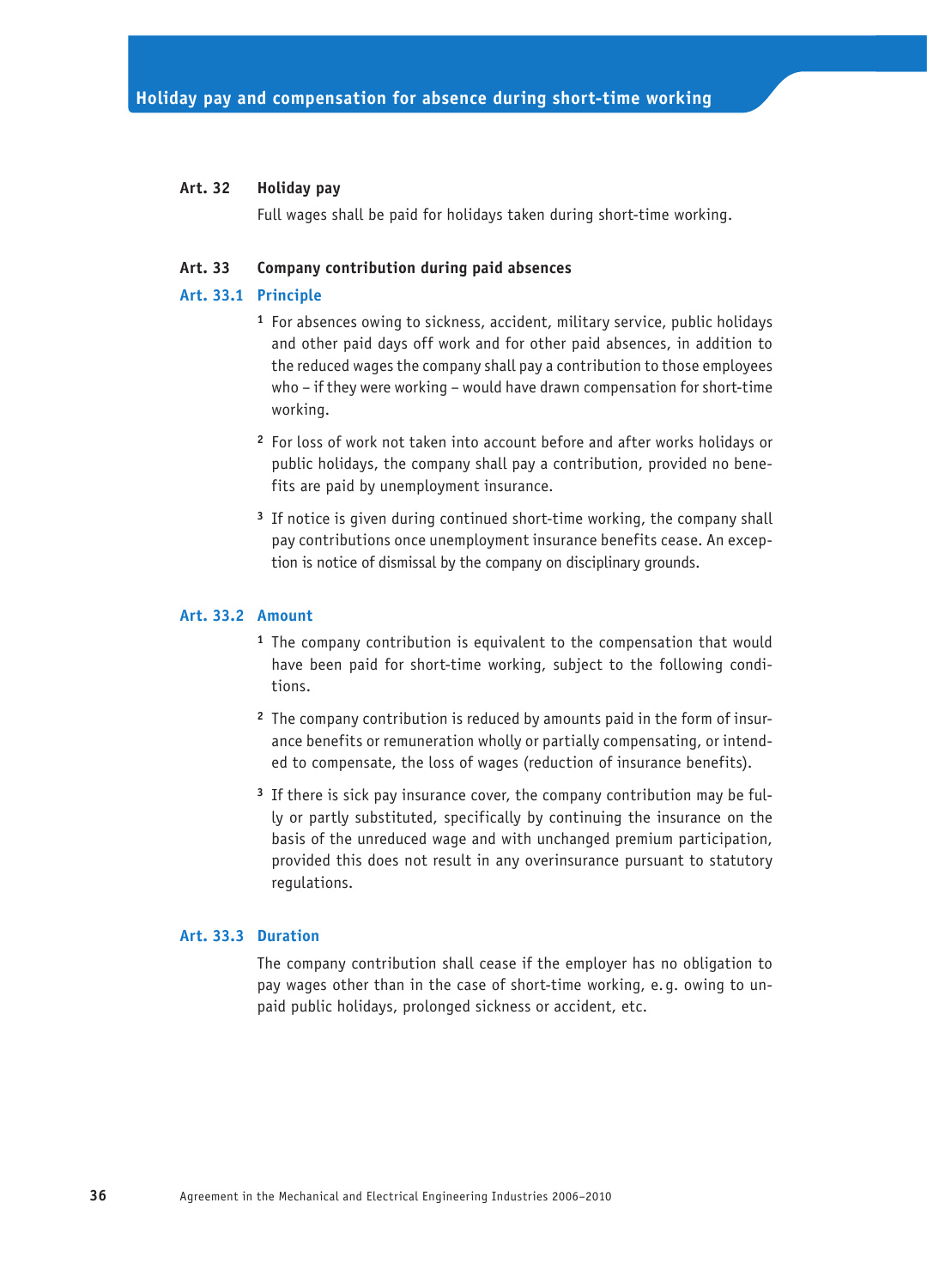## Art. 32 Holiday pay

Full wages shall be paid for holidays taken during short-time working.

## Art. 33 Company contribution during paid absences

### Art. 33.1 Principle

[1] For absences owing to sickness, accident, military service, public holidays and other paid days off work and for other paid absences, in addition to the reduced wages the company shall pay a contribution to those employees who – if they were working – would have drawn compensation for short-time working.

[2] For loss of work not taken into account before and after works holidays or public holidays, the company shall pay a contribution, provided no benefits are paid by unemployment insurance.

[3] If notice is given during continued short-time working, the company shall pay contributions once unemployment insurance benefits cease. An exception is notice of dismissal by the company on disciplinary grounds.

### Art. 33.2 Amount

[1] The company contribution is equivalent to the compensation that would have been paid for short-time working, subject to the following conditions.

[2] The company contribution is reduced by amounts paid in the form of insurance benefits or remuneration wholly or partially compensating, or intended to compensate, the loss of wages (reduction of insurance benefits).

[3] If there is sick pay insurance cover, the company contribution may be fully or partly substituted, specifically by continuing the insurance on the basis of the unreduced wage and with unchanged premium participation, provided this does not result in any overinsurance pursuant to statutory regulations.

### Art. 33.3 Duration

The company contribution shall cease if the employer has no obligation to pay wages other than in the case of short-time working, e. g. owing to unpaid public holidays, prolonged sickness or accident, etc.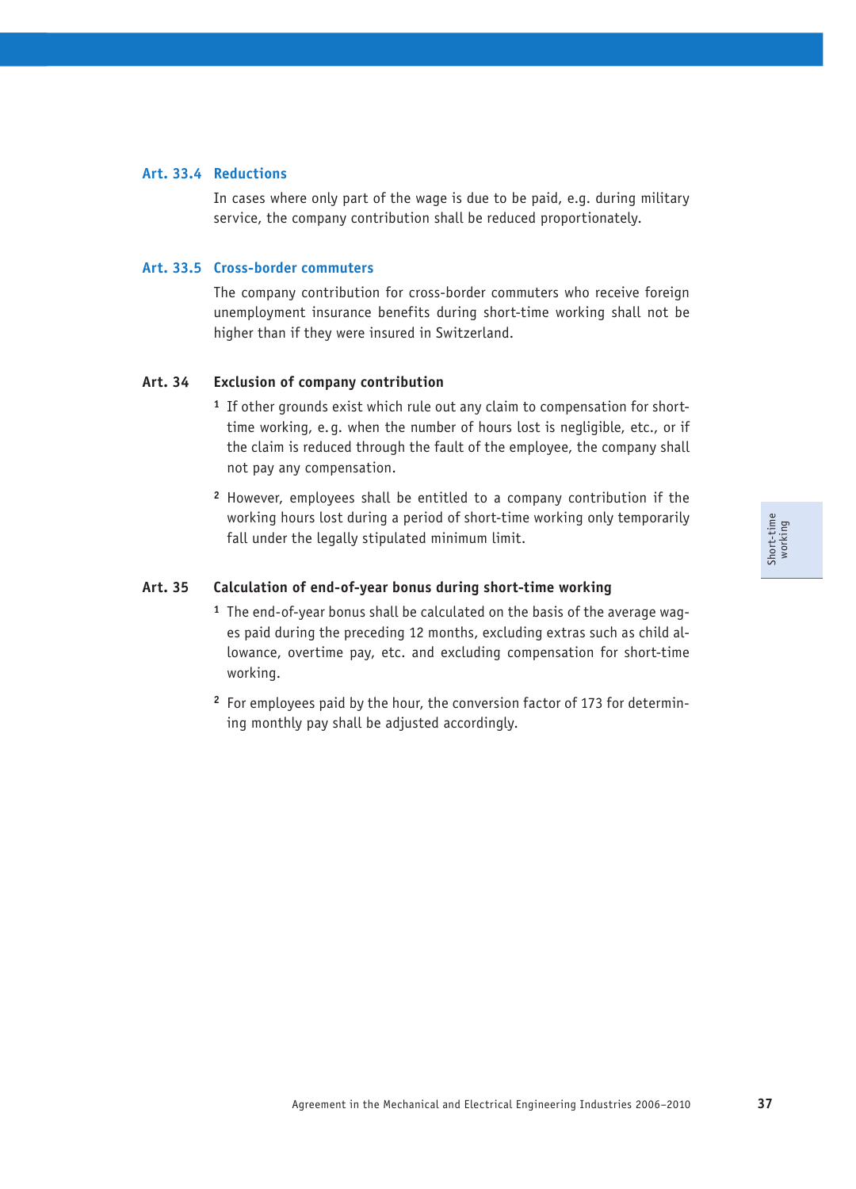### Art. 33.4 Reductions

In cases where only part of the wage is due to be paid, e.g. during military service, the company contribution shall be reduced proportionately.

### Art. 33.5 Cross-border commuters

The company contribution for cross-border commuters who receive foreign unemployment insurance benefits during short-time working shall not be higher than if they were insured in Switzerland.

## Art. 34 Exclusion of company contribution

1 If other grounds exist which rule out any claim to compensation for short-time working, e.g. when the number of hours lost is negligible, etc., or if the claim is reduced through the fault of the employee, the company shall not pay any compensation.

2 However, employees shall be entitled to a company contribution if the working hours lost during a period of short-time working only temporarily fall under the legally stipulated minimum limit.

## Art. 35 Calculation of end-of-year bonus during short-time working

1 The end-of-year bonus shall be calculated on the basis of the average wages paid during the preceding 12 months, excluding extras such as child allowance, overtime pay, etc. and excluding compensation for short-time working.

2 For employees paid by the hour, the conversion factor of 173 for determining monthly pay shall be adjusted accordingly.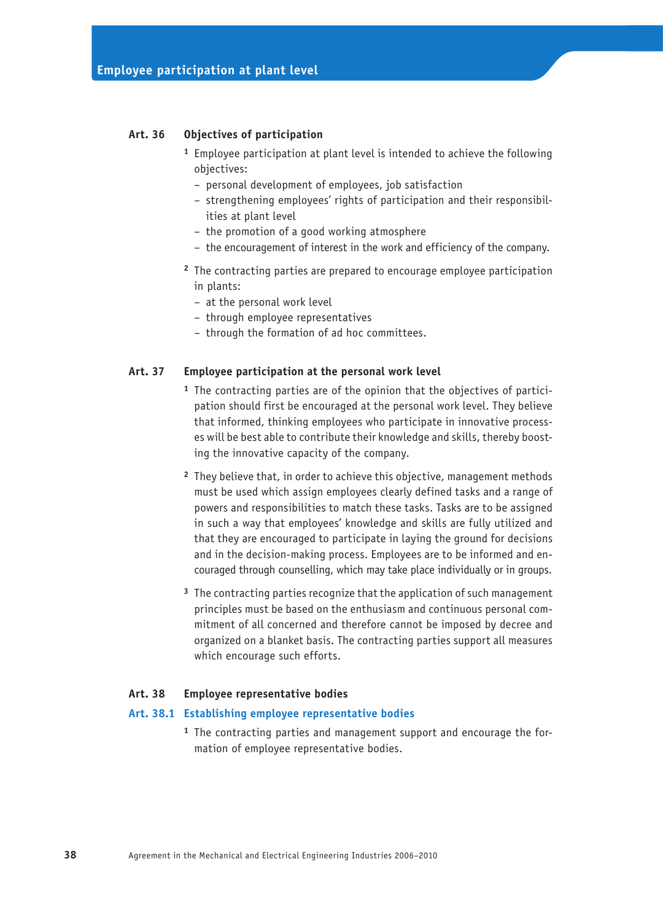## Art. 36 Objectives of participation

[1] Employee participation at plant level is intended to achieve the following objectives:

- personal development of employees, job satisfaction
- strengthening employees' rights of participation and their responsibilities at plant level
- the promotion of a good working atmosphere
- the encouragement of interest in the work and efficiency of the company.

[2] The contracting parties are prepared to encourage employee participation in plants:

- at the personal work level
- through employee representatives
- through the formation of ad hoc committees.

## Art. 37 Employee participation at the personal work level

[1] The contracting parties are of the opinion that the objectives of participation should first be encouraged at the personal work level. They believe that informed, thinking employees who participate in innovative processes will be best able to contribute their knowledge and skills, thereby boosting the innovative capacity of the company.

[2] They believe that, in order to achieve this objective, management methods must be used which assign employees clearly defined tasks and a range of powers and responsibilities to match these tasks. Tasks are to be assigned in such a way that employees' knowledge and skills are fully utilized and that they are encouraged to participate in laying the ground for decisions and in the decision-making process. Employees are to be informed and encouraged through counselling, which may take place individually or in groups.

[3] The contracting parties recognize that the application of such management principles must be based on the enthusiasm and continuous personal commitment of all concerned and therefore cannot be imposed by decree and organized on a blanket basis. The contracting parties support all measures which encourage such efforts.

## Art. 38 Employee representative bodies

### Art. 38.1 Establishing employee representative bodies

[1] The contracting parties and management support and encourage the formation of employee representative bodies.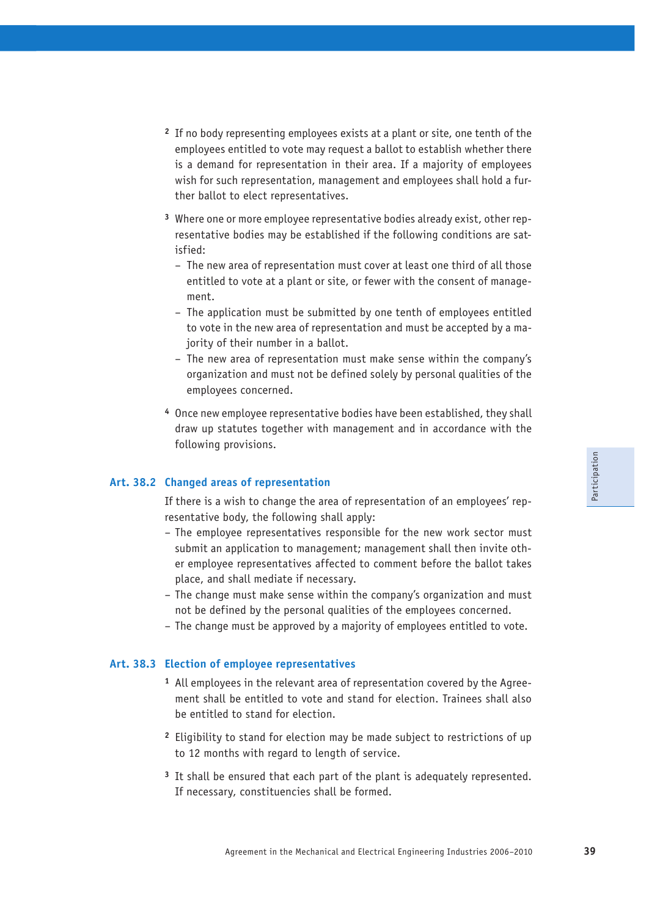[2] If no body representing employees exists at a plant or site, one tenth of the employees entitled to vote may request a ballot to establish whether there is a demand for representation in their area. If a majority of employees wish for such representation, management and employees shall hold a further ballot to elect representatives.

[3] Where one or more employee representative bodies already exist, other representative bodies may be established if the following conditions are satisfied:

- The new area of representation must cover at least one third of all those entitled to vote at a plant or site, or fewer with the consent of management.
- The application must be submitted by one tenth of employees entitled to vote in the new area of representation and must be accepted by a majority of their number in a ballot.
- The new area of representation must make sense within the company's organization and must not be defined solely by personal qualities of the employees concerned.

[4] Once new employee representative bodies have been established, they shall draw up statutes together with management and in accordance with the following provisions.

### Art. 38.2 Changed areas of representation

If there is a wish to change the area of representation of an employees' representative body, the following shall apply:

- The employee representatives responsible for the new work sector must submit an application to management; management shall then invite other employee representatives affected to comment before the ballot takes place, and shall mediate if necessary.
- The change must make sense within the company's organization and must not be defined by the personal qualities of the employees concerned.
- The change must be approved by a majority of employees entitled to vote.

### Art. 38.3 Election of employee representatives

[1] All employees in the relevant area of representation covered by the Agreement shall be entitled to vote and stand for election. Trainees shall also be entitled to stand for election.

[2] Eligibility to stand for election may be made subject to restrictions of up to 12 months with regard to length of service.

[3] It shall be ensured that each part of the plant is adequately represented. If necessary, constituencies shall be formed.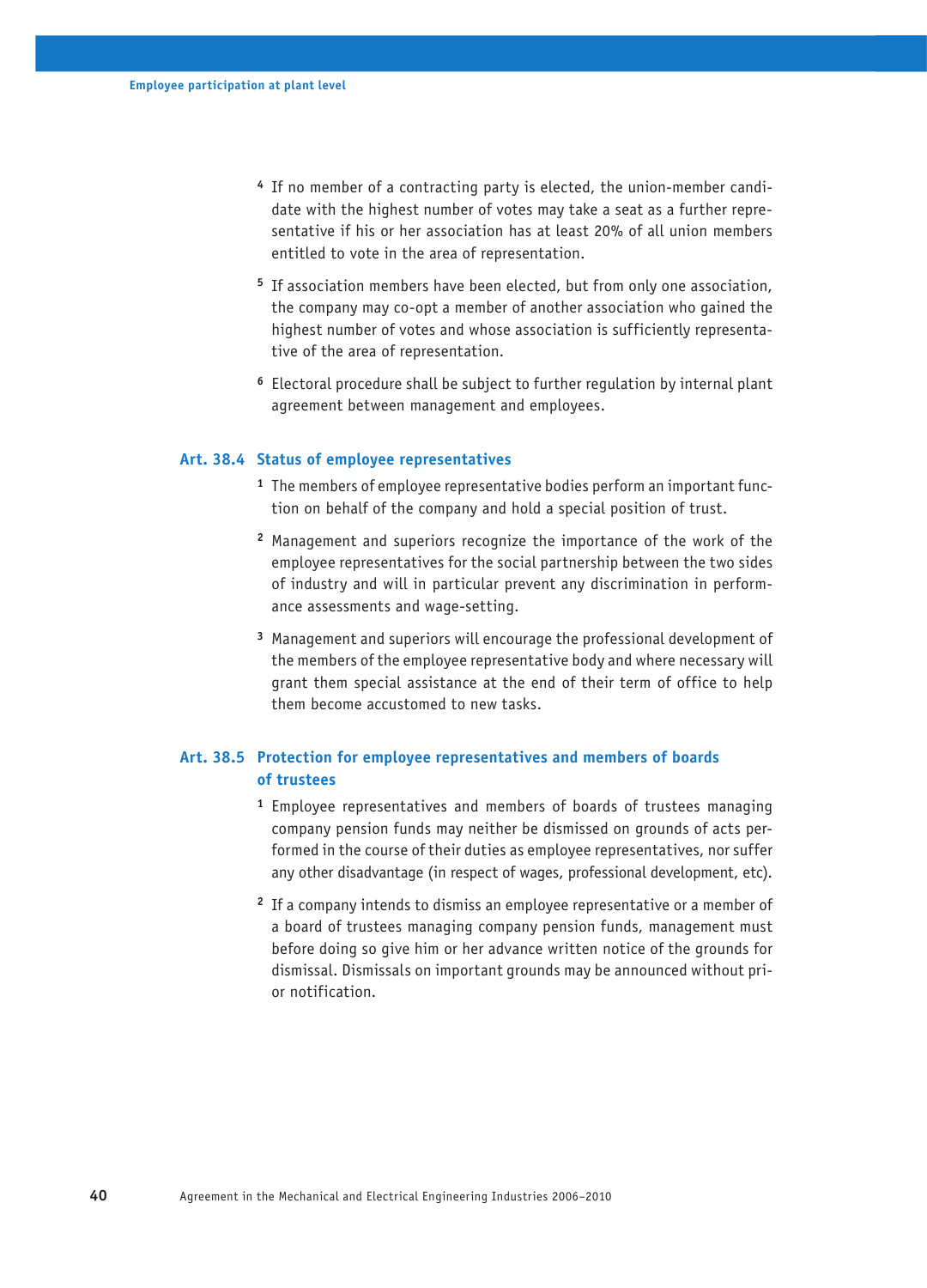[4] If no member of a contracting party is elected, the union-member candidate with the highest number of votes may take a seat as a further representative if his or her association has at least 20% of all union members entitled to vote in the area of representation.

[5] If association members have been elected, but from only one association, the company may co-opt a member of another association who gained the highest number of votes and whose association is sufficiently representative of the area of representation.

[6] Electoral procedure shall be subject to further regulation by internal plant agreement between management and employees.

### Art. 38.4 Status of employee representatives

[1] The members of employee representative bodies perform an important function on behalf of the company and hold a special position of trust.

[2] Management and superiors recognize the importance of the work of the employee representatives for the social partnership between the two sides of industry and will in particular prevent any discrimination in performance assessments and wage-setting.

[3] Management and superiors will encourage the professional development of the members of the employee representative body and where necessary will grant them special assistance at the end of their term of office to help them become accustomed to new tasks.

### Art. 38.5 Protection for employee representatives and members of boards of trustees

[1] Employee representatives and members of boards of trustees managing company pension funds may neither be dismissed on grounds of acts performed in the course of their duties as employee representatives, nor suffer any other disadvantage (in respect of wages, professional development, etc).

[2] If a company intends to dismiss an employee representative or a member of a board of trustees managing company pension funds, management must before doing so give him or her advance written notice of the grounds for dismissal. Dismissals on important grounds may be announced without prior notification.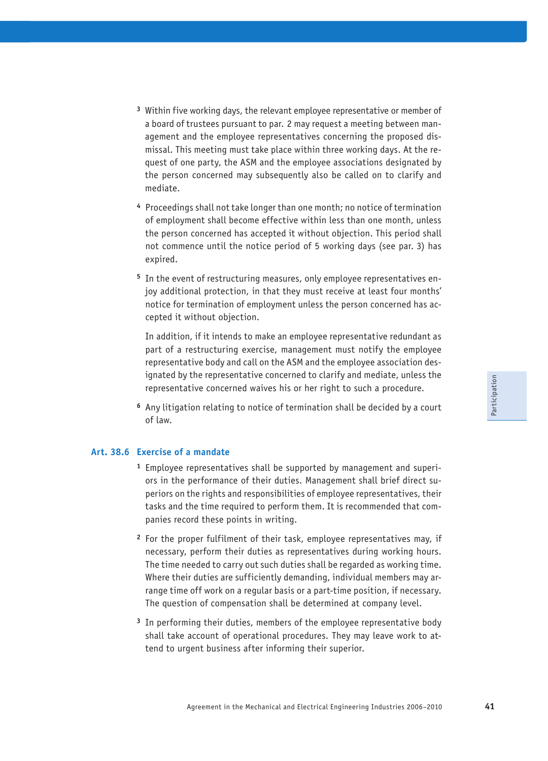3 Within five working days, the relevant employee representative or member of a board of trustees pursuant to par. 2 may request a meeting between management and the employee representatives concerning the proposed dismissal. This meeting must take place within three working days. At the request of one party, the ASM and the employee associations designated by the person concerned may subsequently also be called on to clarify and mediate.

4 Proceedings shall not take longer than one month; no notice of termination of employment shall become effective within less than one month, unless the person concerned has accepted it without objection. This period shall not commence until the notice period of 5 working days (see par. 3) has expired.

5 In the event of restructuring measures, only employee representatives enjoy additional protection, in that they must receive at least four months' notice for termination of employment unless the person concerned has accepted it without objection.

In addition, if it intends to make an employee representative redundant as part of a restructuring exercise, management must notify the employee representative body and call on the ASM and the employee association designated by the representative concerned to clarify and mediate, unless the representative concerned waives his or her right to such a procedure.

6 Any litigation relating to notice of termination shall be decided by a court of law.

### Art. 38.6 Exercise of a mandate

1 Employee representatives shall be supported by management and superiors in the performance of their duties. Management shall brief direct superiors on the rights and responsibilities of employee representatives, their tasks and the time required to perform them. It is recommended that companies record these points in writing.

2 For the proper fulfilment of their task, employee representatives may, if necessary, perform their duties as representatives during working hours. The time needed to carry out such duties shall be regarded as working time. Where their duties are sufficiently demanding, individual members may arrange time off work on a regular basis or a part-time position, if necessary. The question of compensation shall be determined at company level.

3 In performing their duties, members of the employee representative body shall take account of operational procedures. They may leave work to attend to urgent business after informing their superior.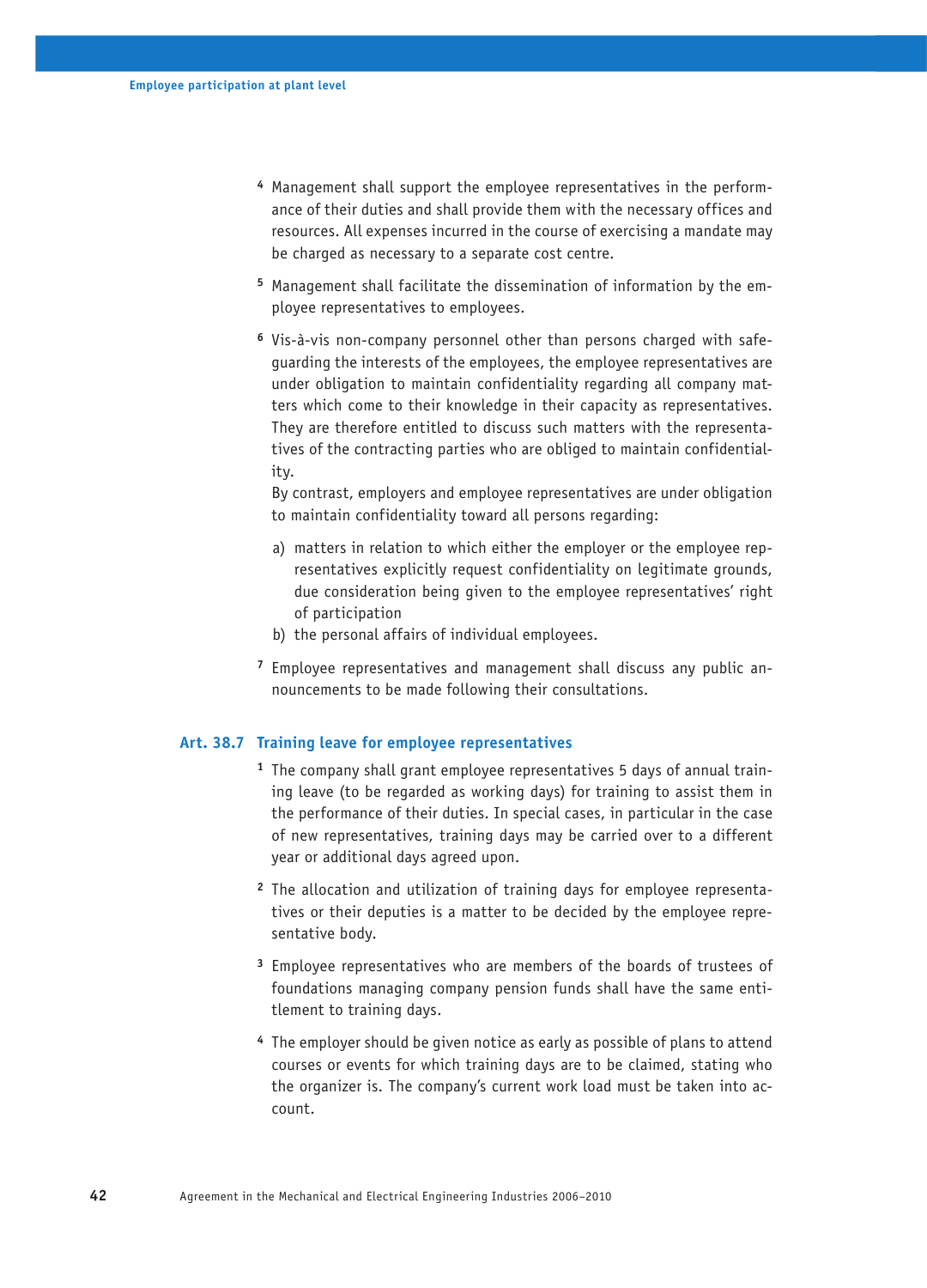[4] Management shall support the employee representatives in the performance of their duties and shall provide them with the necessary offices and resources. All expenses incurred in the course of exercising a mandate may be charged as necessary to a separate cost centre.

[5] Management shall facilitate the dissemination of information by the employee representatives to employees.

[6] Vis-à-vis non-company personnel other than persons charged with safeguarding the interests of the employees, the employee representatives are under obligation to maintain confidentiality regarding all company matters which come to their knowledge in their capacity as representatives. They are therefore entitled to discuss such matters with the representatives of the contracting parties who are obliged to maintain confidentiality.
By contrast, employers and employee representatives are under obligation to maintain confidentiality toward all persons regarding:

a) matters in relation to which either the employer or the employee representatives explicitly request confidentiality on legitimate grounds, due consideration being given to the employee representatives' right of participation
b) the personal affairs of individual employees.

[7] Employee representatives and management shall discuss any public announcements to be made following their consultations.

## Art. 38.7 Training leave for employee representatives

[1] The company shall grant employee representatives 5 days of annual training leave (to be regarded as working days) for training to assist them in the performance of their duties. In special cases, in particular in the case of new representatives, training days may be carried over to a different year or additional days agreed upon.

[2] The allocation and utilization of training days for employee representatives or their deputies is a matter to be decided by the employee representative body.

[3] Employee representatives who are members of the boards of trustees of foundations managing company pension funds shall have the same entitlement to training days.

[4] The employer should be given notice as early as possible of plans to attend courses or events for which training days are to be claimed, stating who the organizer is. The company's current work load must be taken into account.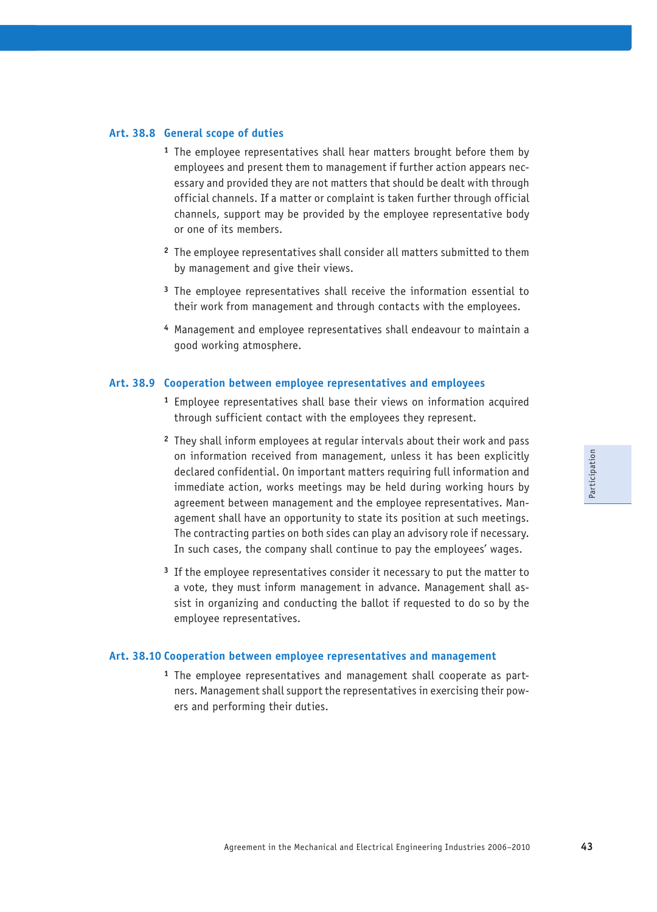### Art. 38.8 General scope of duties

[1] The employee representatives shall hear matters brought before them by employees and present them to management if further action appears necessary and provided they are not matters that should be dealt with through official channels. If a matter or complaint is taken further through official channels, support may be provided by the employee representative body or one of its members.

[2] The employee representatives shall consider all matters submitted to them by management and give their views.

[3] The employee representatives shall receive the information essential to their work from management and through contacts with the employees.

[4] Management and employee representatives shall endeavour to maintain a good working atmosphere.

### Art. 38.9 Cooperation between employee representatives and employees

[1] Employee representatives shall base their views on information acquired through sufficient contact with the employees they represent.

[2] They shall inform employees at regular intervals about their work and pass on information received from management, unless it has been explicitly declared confidential. On important matters requiring full information and immediate action, works meetings may be held during working hours by agreement between management and the employee representatives. Management shall have an opportunity to state its position at such meetings. The contracting parties on both sides can play an advisory role if necessary. In such cases, the company shall continue to pay the employees' wages.

[3] If the employee representatives consider it necessary to put the matter to a vote, they must inform management in advance. Management shall assist in organizing and conducting the ballot if requested to do so by the employee representatives.

### Art. 38.10 Cooperation between employee representatives and management

[1] The employee representatives and management shall cooperate as partners. Management shall support the representatives in exercising their powers and performing their duties.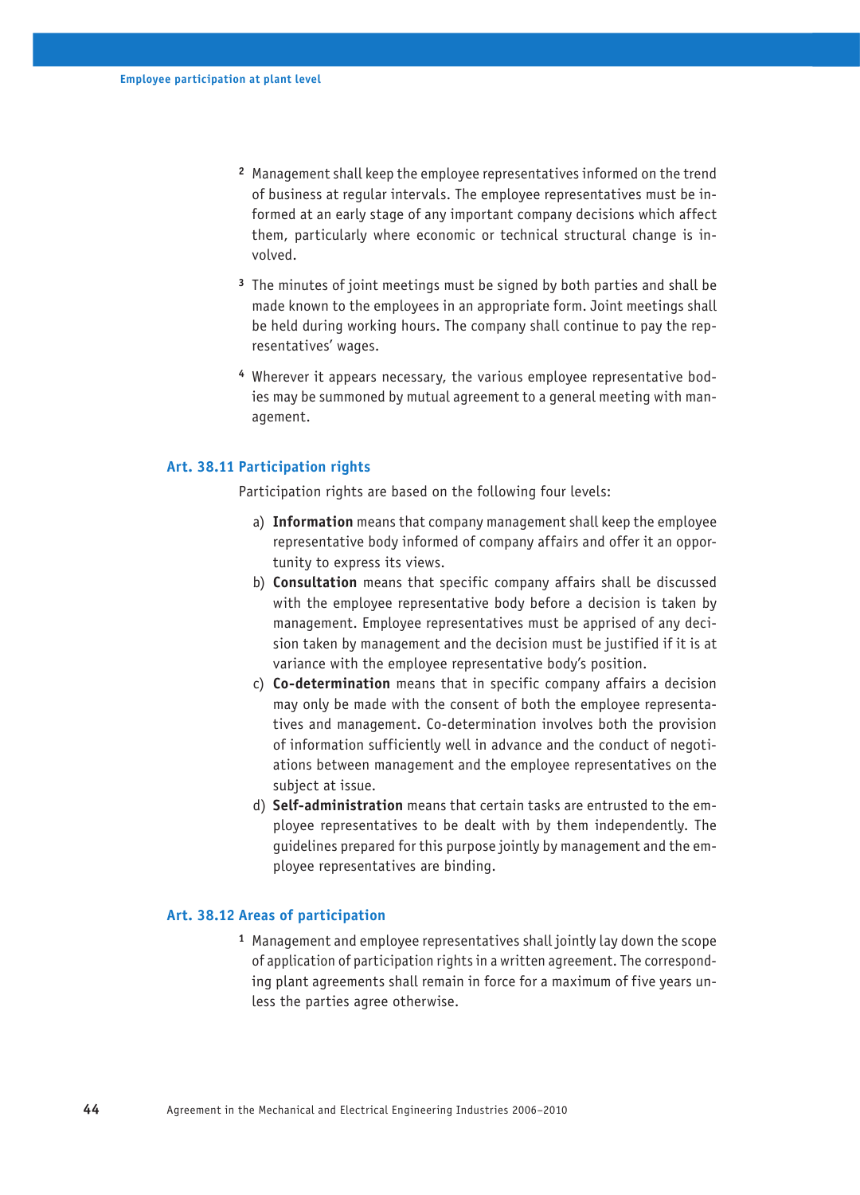[2] Management shall keep the employee representatives informed on the trend of business at regular intervals. The employee representatives must be informed at an early stage of any important company decisions which affect them, particularly where economic or technical structural change is involved.

[3] The minutes of joint meetings must be signed by both parties and shall be made known to the employees in an appropriate form. Joint meetings shall be held during working hours. The company shall continue to pay the representatives' wages.

[4] Wherever it appears necessary, the various employee representative bodies may be summoned by mutual agreement to a general meeting with management.

### Art. 38.11 Participation rights

Participation rights are based on the following four levels:

a) **Information** means that company management shall keep the employee representative body informed of company affairs and offer it an opportunity to express its views.
b) **Consultation** means that specific company affairs shall be discussed with the employee representative body before a decision is taken by management. Employee representatives must be apprised of any decision taken by management and the decision must be justified if it is at variance with the employee representative body's position.
c) **Co-determination** means that in specific company affairs a decision may only be made with the consent of both the employee representatives and management. Co-determination involves both the provision of information sufficiently well in advance and the conduct of negotiations between management and the employee representatives on the subject at issue.
d) **Self-administration** means that certain tasks are entrusted to the employee representatives to be dealt with by them independently. The guidelines prepared for this purpose jointly by management and the employee representatives are binding.

### Art. 38.12 Areas of participation

[1] Management and employee representatives shall jointly lay down the scope of application of participation rights in a written agreement. The corresponding plant agreements shall remain in force for a maximum of five years unless the parties agree otherwise.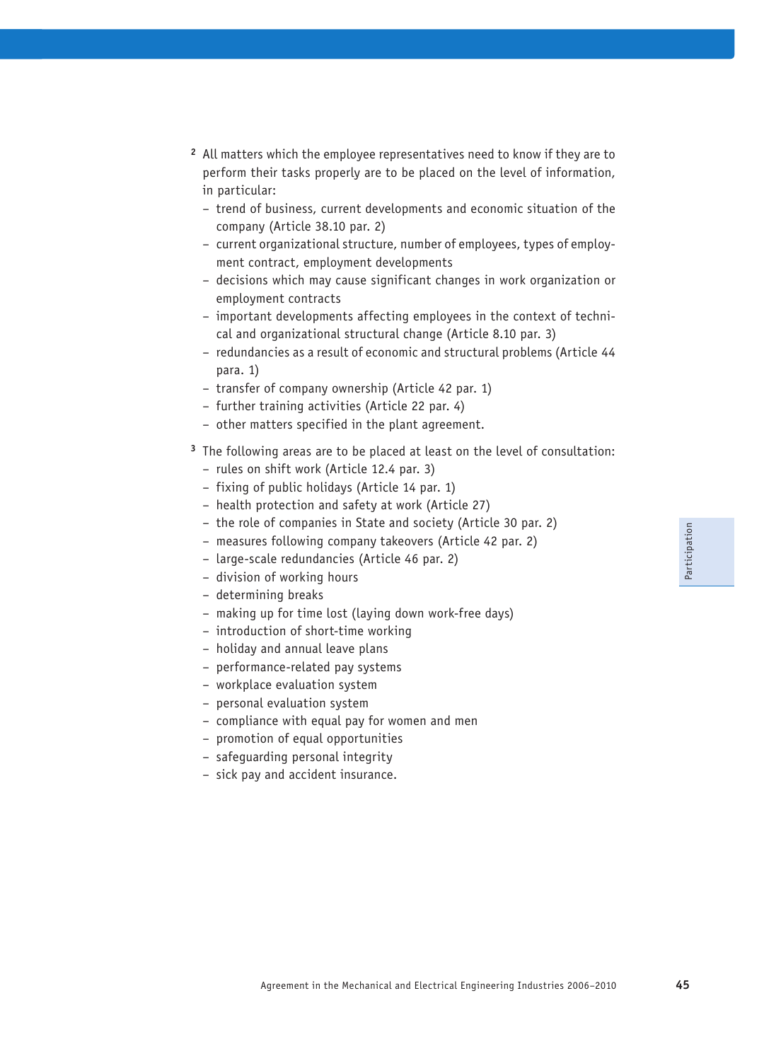[2] All matters which the employee representatives need to know if they are to perform their tasks properly are to be placed on the level of information, in particular:

- trend of business, current developments and economic situation of the company (Article 38.10 par. 2)
- current organizational structure, number of employees, types of employment contract, employment developments
- decisions which may cause significant changes in work organization or employment contracts
- important developments affecting employees in the context of technical and organizational structural change (Article 8.10 par. 3)
- redundancies as a result of economic and structural problems (Article 44 para. 1)
- transfer of company ownership (Article 42 par. 1)
- further training activities (Article 22 par. 4)
- other matters specified in the plant agreement.

[3] The following areas are to be placed at least on the level of consultation:

- rules on shift work (Article 12.4 par. 3)
- fixing of public holidays (Article 14 par. 1)
- health protection and safety at work (Article 27)
- the role of companies in State and society (Article 30 par. 2)
- measures following company takeovers (Article 42 par. 2)
- large-scale redundancies (Article 46 par. 2)
- division of working hours
- determining breaks
- making up for time lost (laying down work-free days)
- introduction of short-time working
- holiday and annual leave plans
- performance-related pay systems
- workplace evaluation system
- personal evaluation system
- compliance with equal pay for women and men
- promotion of equal opportunities
- safeguarding personal integrity
- sick pay and accident insurance.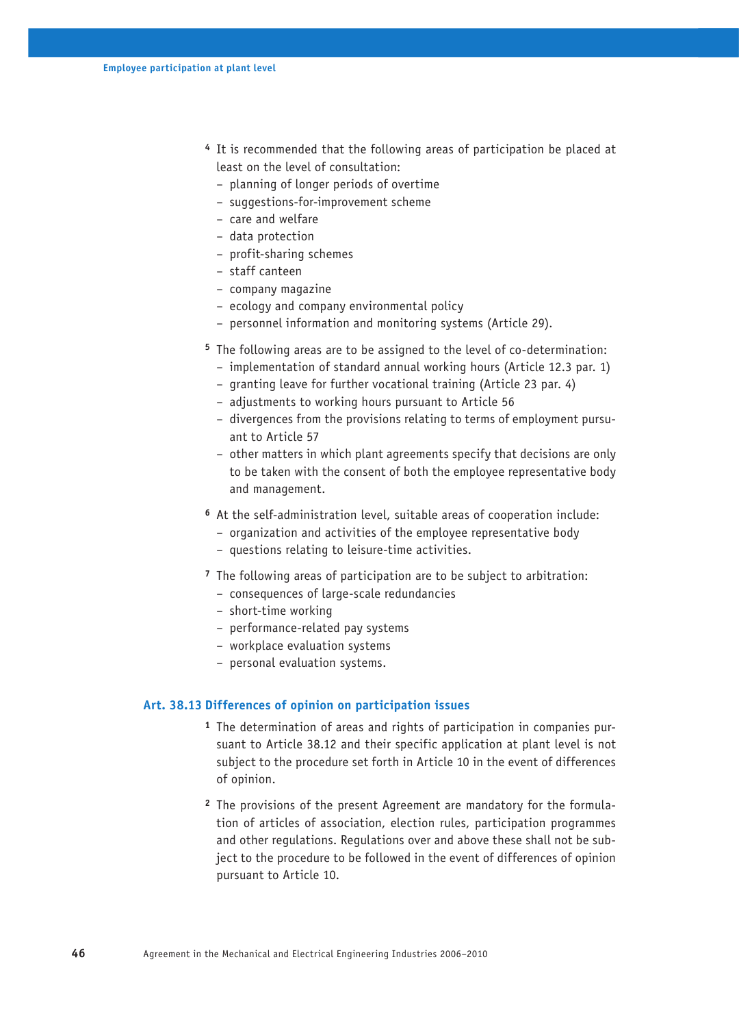4 It is recommended that the following areas of participation be placed at least on the level of consultation:
- planning of longer periods of overtime
- suggestions-for-improvement scheme
- care and welfare
- data protection
- profit-sharing schemes
- staff canteen
- company magazine
- ecology and company environmental policy
- personnel information and monitoring systems (Article 29).

5 The following areas are to be assigned to the level of co-determination:
- implementation of standard annual working hours (Article 12.3 par. 1)
- granting leave for further vocational training (Article 23 par. 4)
- adjustments to working hours pursuant to Article 56
- divergences from the provisions relating to terms of employment pursuant to Article 57
- other matters in which plant agreements specify that decisions are only to be taken with the consent of both the employee representative body and management.

6 At the self-administration level, suitable areas of cooperation include:
- organization and activities of the employee representative body
- questions relating to leisure-time activities.

7 The following areas of participation are to be subject to arbitration:
- consequences of large-scale redundancies
- short-time working
- performance-related pay systems
- workplace evaluation systems
- personal evaluation systems.

### Art. 38.13 Differences of opinion on participation issues

1 The determination of areas and rights of participation in companies pursuant to Article 38.12 and their specific application at plant level is not subject to the procedure set forth in Article 10 in the event of differences of opinion.

2 The provisions of the present Agreement are mandatory for the formulation of articles of association, election rules, participation programmes and other regulations. Regulations over and above these shall not be subject to the procedure to be followed in the event of differences of opinion pursuant to Article 10.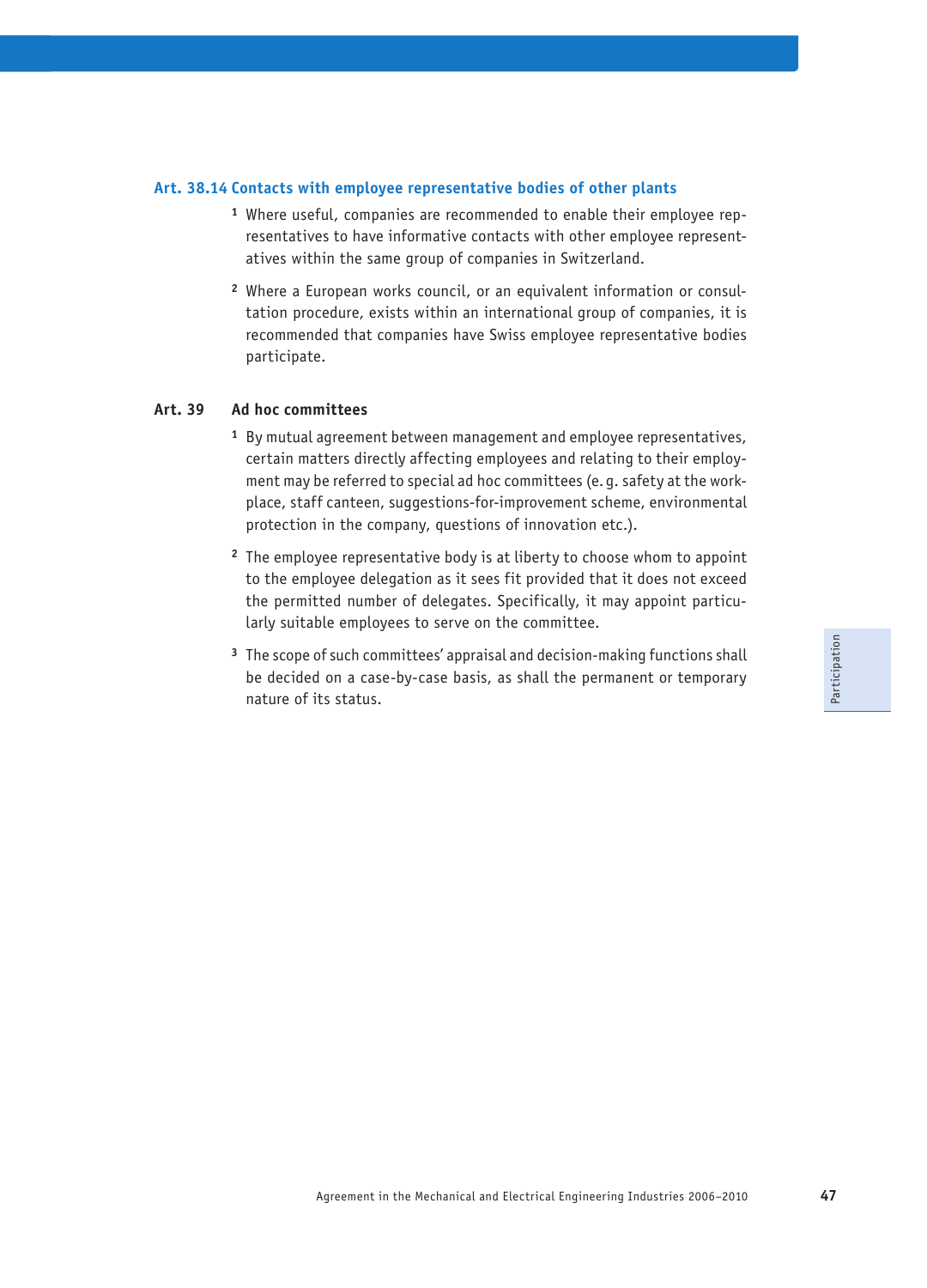### Art. 38.14 Contacts with employee representative bodies of other plants

[1] Where useful, companies are recommended to enable their employee representatives to have informative contacts with other employee representatives within the same group of companies in Switzerland.

[2] Where a European works council, or an equivalent information or consultation procedure, exists within an international group of companies, it is recommended that companies have Swiss employee representative bodies participate.

### Art. 39 Ad hoc committees

[1] By mutual agreement between management and employee representatives, certain matters directly affecting employees and relating to their employment may be referred to special ad hoc committees (e. g. safety at the workplace, staff canteen, suggestions-for-improvement scheme, environmental protection in the company, questions of innovation etc.).

[2] The employee representative body is at liberty to choose whom to appoint to the employee delegation as it sees fit provided that it does not exceed the permitted number of delegates. Specifically, it may appoint particularly suitable employees to serve on the committee.

[3] The scope of such committees' appraisal and decision-making functions shall be decided on a case-by-case basis, as shall the permanent or temporary nature of its status.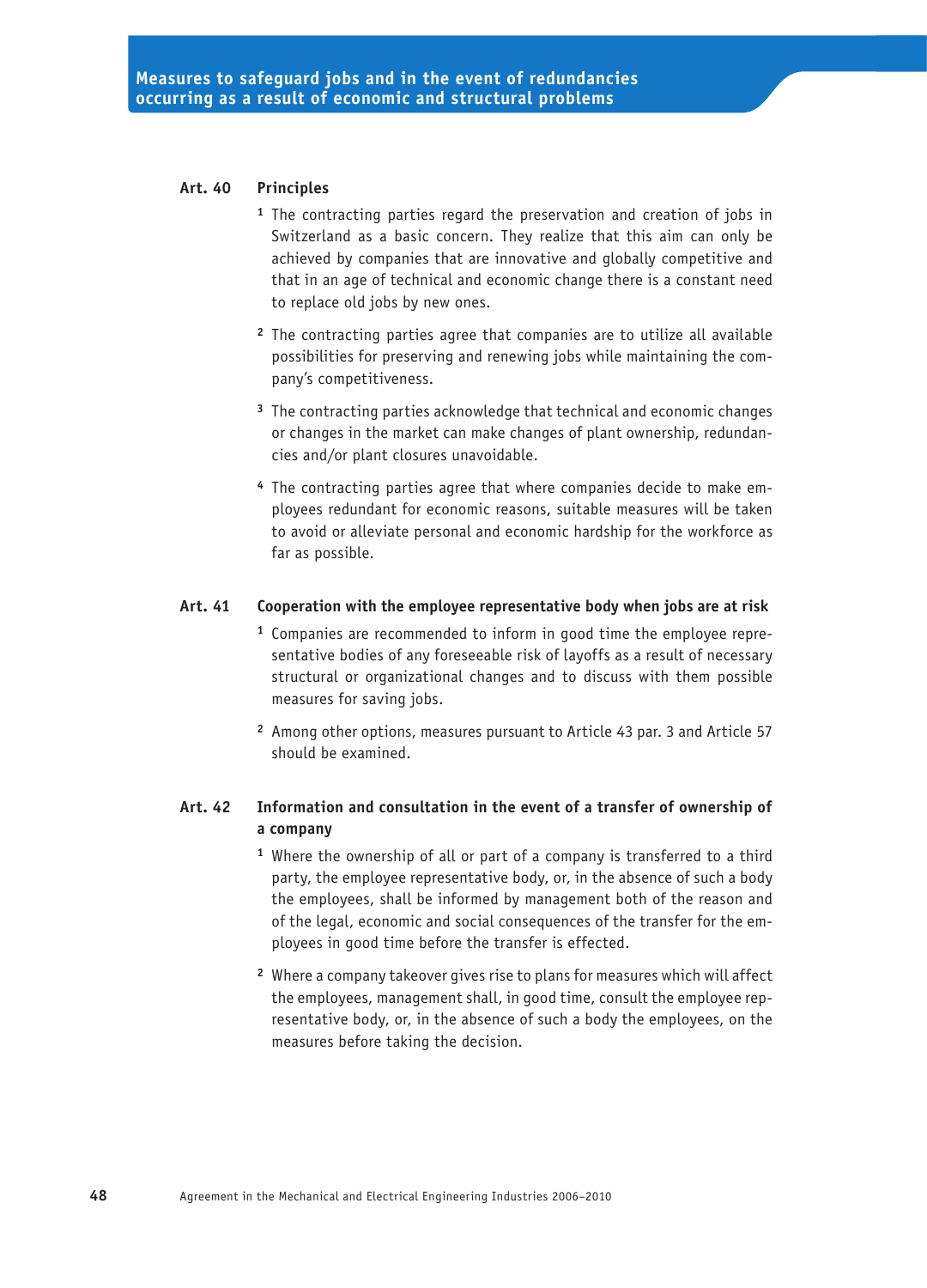## Art. 40 Principles

[1] The contracting parties regard the preservation and creation of jobs in Switzerland as a basic concern. They realize that this aim can only be achieved by companies that are innovative and globally competitive and that in an age of technical and economic change there is a constant need to replace old jobs by new ones.

[2] The contracting parties agree that companies are to utilize all available possibilities for preserving and renewing jobs while maintaining the company's competitiveness.

[3] The contracting parties acknowledge that technical and economic changes or changes in the market can make changes of plant ownership, redundancies and/or plant closures unavoidable.

[4] The contracting parties agree that where companies decide to make employees redundant for economic reasons, suitable measures will be taken to avoid or alleviate personal and economic hardship for the workforce as far as possible.

## Art. 41 Cooperation with the employee representative body when jobs are at risk

[1] Companies are recommended to inform in good time the employee representative bodies of any foreseeable risk of layoffs as a result of necessary structural or organizational changes and to discuss with them possible measures for saving jobs.

[2] Among other options, measures pursuant to Article 43 par. 3 and Article 57 should be examined.

## Art. 42 Information and consultation in the event of a transfer of ownership of a company

[1] Where the ownership of all or part of a company is transferred to a third party, the employee representative body, or, in the absence of such a body the employees, shall be informed by management both of the reason and of the legal, economic and social consequences of the transfer for the employees in good time before the transfer is effected.

[2] Where a company takeover gives rise to plans for measures which will affect the employees, management shall, in good time, consult the employee representative body, or, in the absence of such a body the employees, on the measures before taking the decision.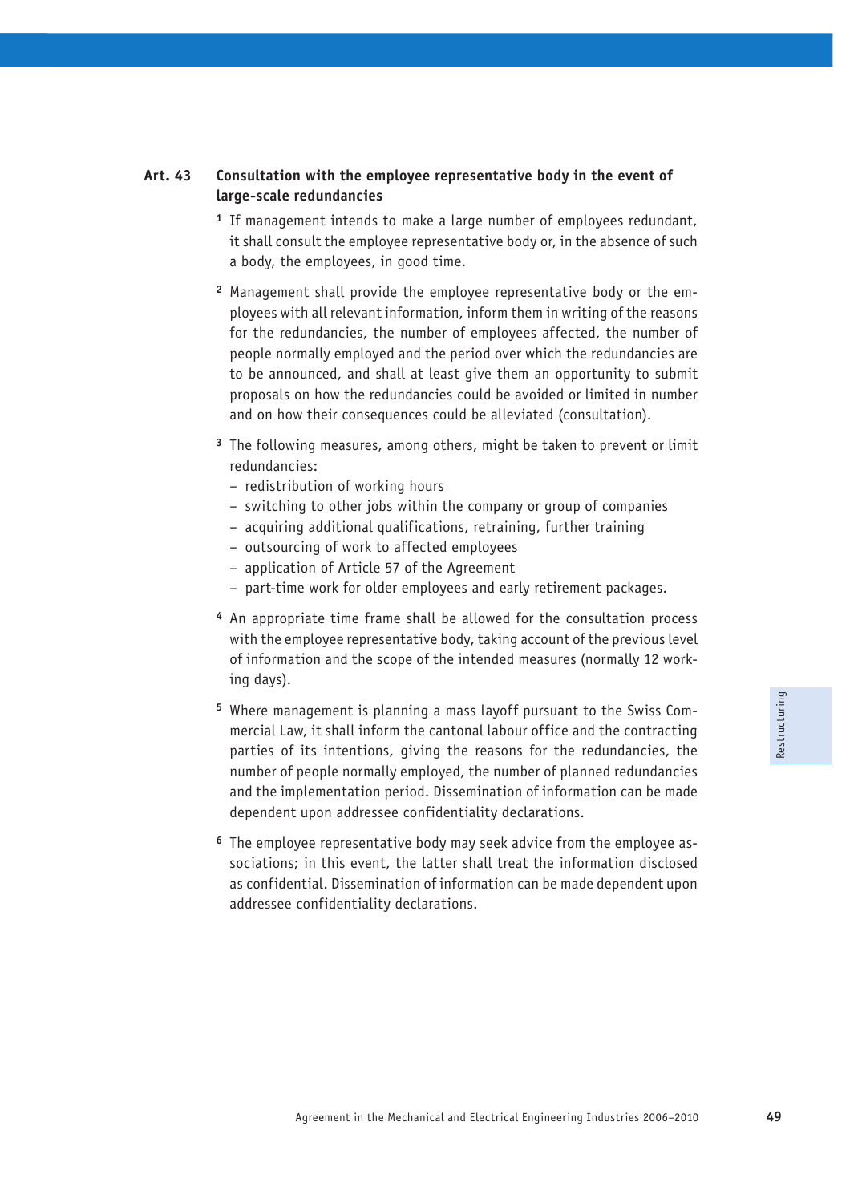## Art. 43 Consultation with the employee representative body in the event of large-scale redundancies

[1] If management intends to make a large number of employees redundant, it shall consult the employee representative body or, in the absence of such a body, the employees, in good time.

[2] Management shall provide the employee representative body or the employees with all relevant information, inform them in writing of the reasons for the redundancies, the number of employees affected, the number of people normally employed and the period over which the redundancies are to be announced, and shall at least give them an opportunity to submit proposals on how the redundancies could be avoided or limited in number and on how their consequences could be alleviated (consultation).

[3] The following measures, among others, might be taken to prevent or limit redundancies:

- redistribution of working hours
- switching to other jobs within the company or group of companies
- acquiring additional qualifications, retraining, further training
- outsourcing of work to affected employees
- application of Article 57 of the Agreement
- part-time work for older employees and early retirement packages.

[4] An appropriate time frame shall be allowed for the consultation process with the employee representative body, taking account of the previous level of information and the scope of the intended measures (normally 12 working days).

[5] Where management is planning a mass layoff pursuant to the Swiss Commercial Law, it shall inform the cantonal labour office and the contracting parties of its intentions, giving the reasons for the redundancies, the number of people normally employed, the number of planned redundancies and the implementation period. Dissemination of information can be made dependent upon addressee confidentiality declarations.

[6] The employee representative body may seek advice from the employee associations; in this event, the latter shall treat the information disclosed as confidential. Dissemination of information can be made dependent upon addressee confidentiality declarations.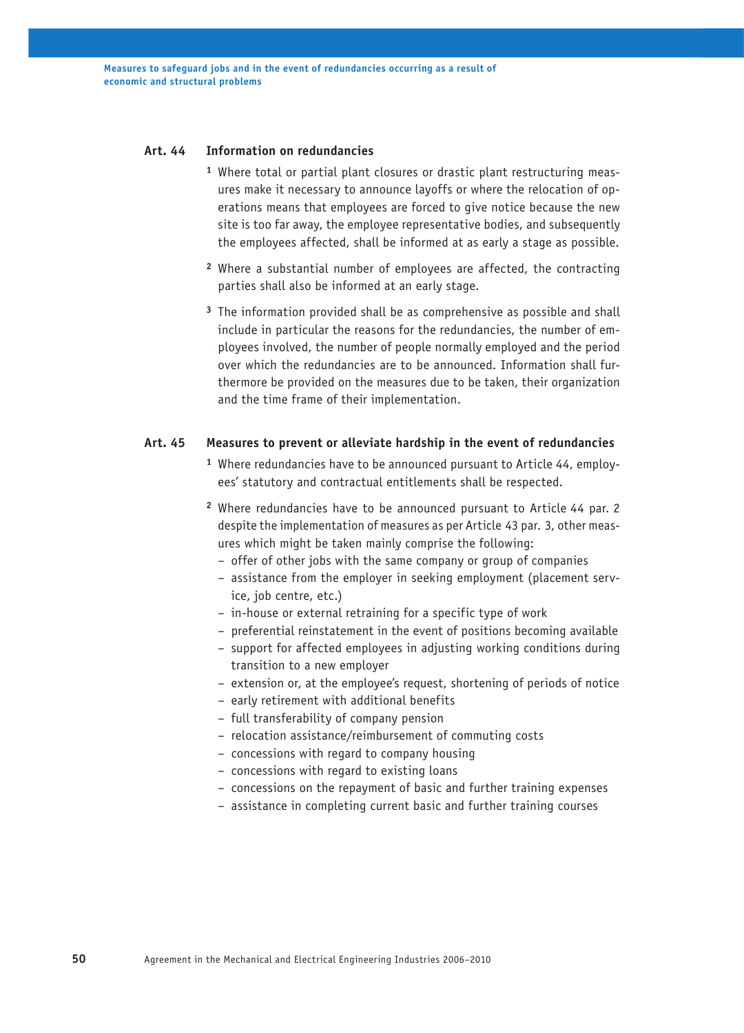## Art. 44 Information on redundancies

[1] Where total or partial plant closures or drastic plant restructuring measures make it necessary to announce layoffs or where the relocation of operations means that employees are forced to give notice because the new site is too far away, the employee representative bodies, and subsequently the employees affected, shall be informed at as early a stage as possible.

[2] Where a substantial number of employees are affected, the contracting parties shall also be informed at an early stage.

[3] The information provided shall be as comprehensive as possible and shall include in particular the reasons for the redundancies, the number of employees involved, the number of people normally employed and the period over which the redundancies are to be announced. Information shall furthermore be provided on the measures due to be taken, their organization and the time frame of their implementation.

## Art. 45 Measures to prevent or alleviate hardship in the event of redundancies

[1] Where redundancies have to be announced pursuant to Article 44, employees' statutory and contractual entitlements shall be respected.

[2] Where redundancies have to be announced pursuant to Article 44 par. 2 despite the implementation of measures as per Article 43 par. 3, other measures which might be taken mainly comprise the following:

- offer of other jobs with the same company or group of companies
- assistance from the employer in seeking employment (placement service, job centre, etc.)
- in-house or external retraining for a specific type of work
- preferential reinstatement in the event of positions becoming available
- support for affected employees in adjusting working conditions during transition to a new employer
- extension or, at the employee's request, shortening of periods of notice
- early retirement with additional benefits
- full transferability of company pension
- relocation assistance/reimbursement of commuting costs
- concessions with regard to company housing
- concessions with regard to existing loans
- concessions on the repayment of basic and further training expenses
- assistance in completing current basic and further training courses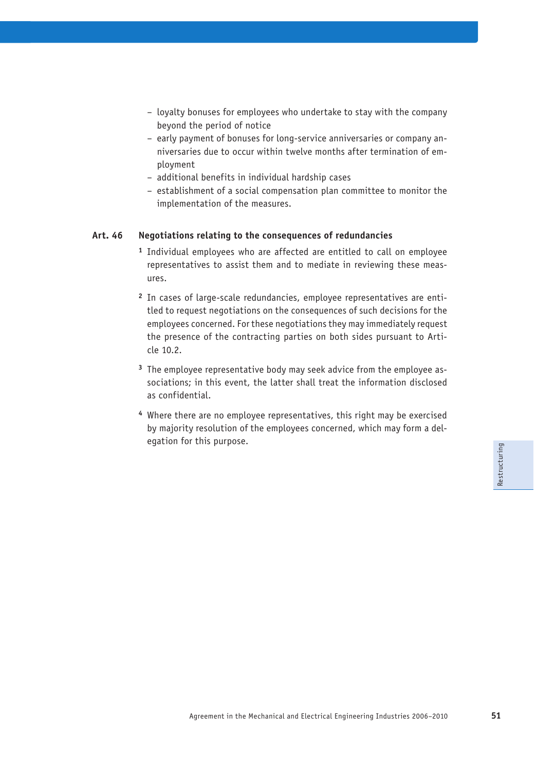- loyalty bonuses for employees who undertake to stay with the company beyond the period of notice
- early payment of bonuses for long-service anniversaries or company anniversaries due to occur within twelve months after termination of employment
- additional benefits in individual hardship cases
- establishment of a social compensation plan committee to monitor the implementation of the measures.

### Art. 46 Negotiations relating to the consequences of redundancies

[1] Individual employees who are affected are entitled to call on employee representatives to assist them and to mediate in reviewing these measures.

[2] In cases of large-scale redundancies, employee representatives are entitled to request negotiations on the consequences of such decisions for the employees concerned. For these negotiations they may immediately request the presence of the contracting parties on both sides pursuant to Article 10.2.

[3] The employee representative body may seek advice from the employee associations; in this event, the latter shall treat the information disclosed as confidential.

[4] Where there are no employee representatives, this right may be exercised by majority resolution of the employees concerned, which may form a delegation for this purpose.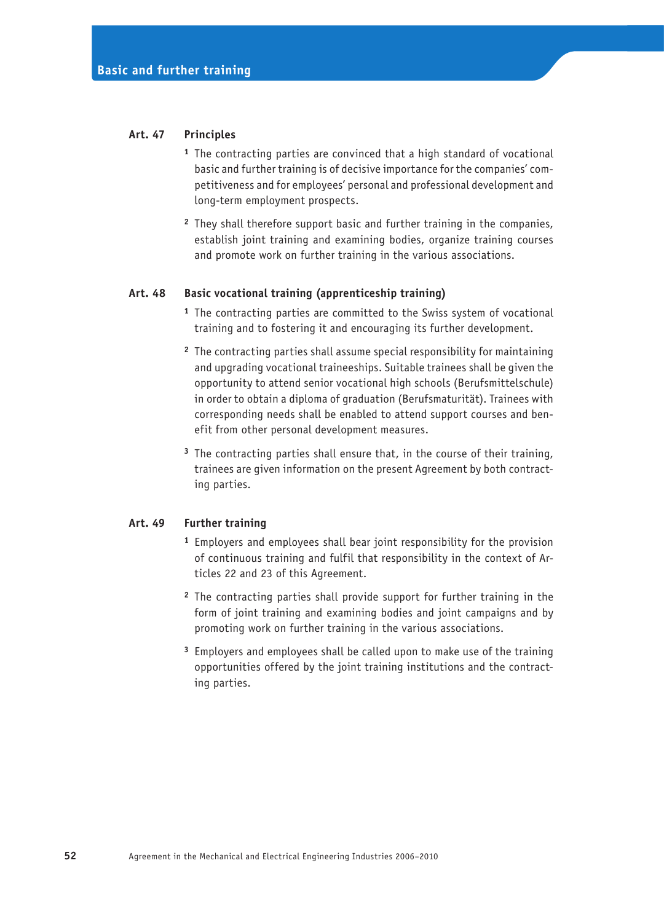# Basic and further training

## Art. 47 Principles

[1] The contracting parties are convinced that a high standard of vocational basic and further training is of decisive importance for the companies' competitiveness and for employees' personal and professional development and long-term employment prospects.

[2] They shall therefore support basic and further training in the companies, establish joint training and examining bodies, organize training courses and promote work on further training in the various associations.

## Art. 48 Basic vocational training (apprenticeship training)

[1] The contracting parties are committed to the Swiss system of vocational training and to fostering it and encouraging its further development.

[2] The contracting parties shall assume special responsibility for maintaining and upgrading vocational traineeships. Suitable trainees shall be given the opportunity to attend senior vocational high schools (Berufsmittelschule) in order to obtain a diploma of graduation (Berufsmaturität). Trainees with corresponding needs shall be enabled to attend support courses and benefit from other personal development measures.

[3] The contracting parties shall ensure that, in the course of their training, trainees are given information on the present Agreement by both contracting parties.

## Art. 49 Further training

[1] Employers and employees shall bear joint responsibility for the provision of continuous training and fulfil that responsibility in the context of Articles 22 and 23 of this Agreement.

[2] The contracting parties shall provide support for further training in the form of joint training and examining bodies and joint campaigns and by promoting work on further training in the various associations.

[3] Employers and employees shall be called upon to make use of the training opportunities offered by the joint training institutions and the contracting parties.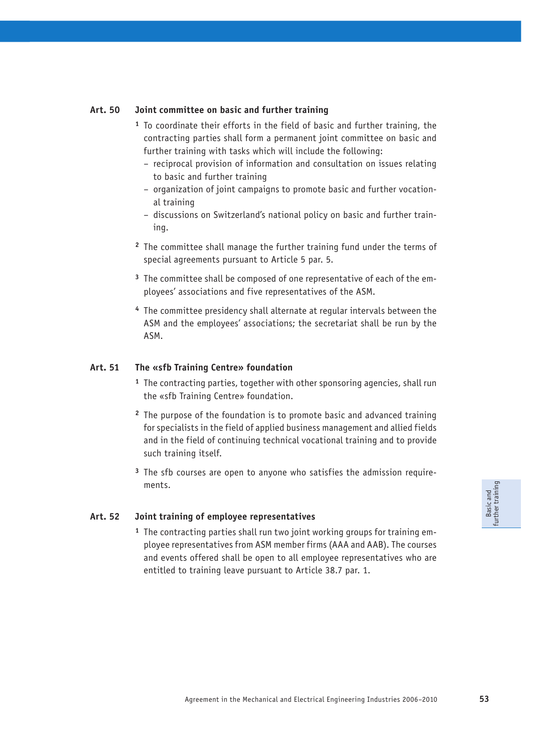### Art. 50 Joint committee on basic and further training

[1] To coordinate their efforts in the field of basic and further training, the contracting parties shall form a permanent joint committee on basic and further training with tasks which will include the following:

- reciprocal provision of information and consultation on issues relating to basic and further training
- organization of joint campaigns to promote basic and further vocational training
- discussions on Switzerland's national policy on basic and further training.

[2] The committee shall manage the further training fund under the terms of special agreements pursuant to Article 5 par. 5.

[3] The committee shall be composed of one representative of each of the employees' associations and five representatives of the ASM.

[4] The committee presidency shall alternate at regular intervals between the ASM and the employees' associations; the secretariat shall be run by the ASM.

### Art. 51 The «sfb Training Centre» foundation

[1] The contracting parties, together with other sponsoring agencies, shall run the «sfb Training Centre» foundation.

[2] The purpose of the foundation is to promote basic and advanced training for specialists in the field of applied business management and allied fields and in the field of continuing technical vocational training and to provide such training itself.

[3] The sfb courses are open to anyone who satisfies the admission requirements.

### Art. 52 Joint training of employee representatives

[1] The contracting parties shall run two joint working groups for training employee representatives from ASM member firms (AAA and AAB). The courses and events offered shall be open to all employee representatives who are entitled to training leave pursuant to Article 38.7 par. 1.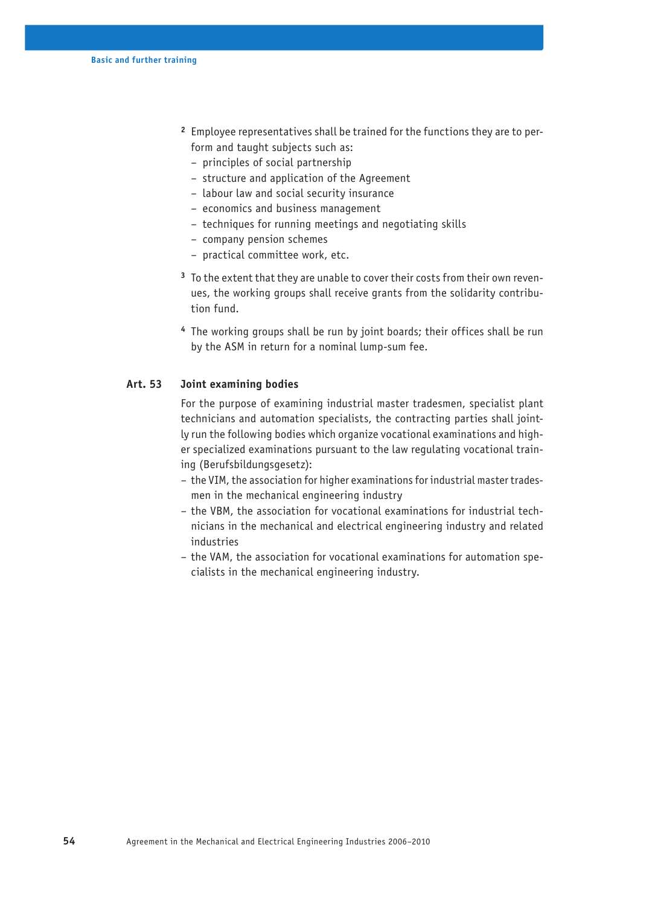[2] Employee representatives shall be trained for the functions they are to perform and taught subjects such as:

- principles of social partnership
- structure and application of the Agreement
- labour law and social security insurance
- economics and business management
- techniques for running meetings and negotiating skills
- company pension schemes
- practical committee work, etc.

[3] To the extent that they are unable to cover their costs from their own revenues, the working groups shall receive grants from the solidarity contribution fund.

[4] The working groups shall be run by joint boards; their offices shall be run by the ASM in return for a nominal lump-sum fee.

### Art. 53 Joint examining bodies

For the purpose of examining industrial master tradesmen, specialist plant technicians and automation specialists, the contracting parties shall jointly run the following bodies which organize vocational examinations and higher specialized examinations pursuant to the law regulating vocational training (Berufsbildungsgesetz):

- the VIM, the association for higher examinations for industrial master tradesmen in the mechanical engineering industry
- the VBM, the association for vocational examinations for industrial technicians in the mechanical and electrical engineering industry and related industries
- the VAM, the association for vocational examinations for automation specialists in the mechanical engineering industry.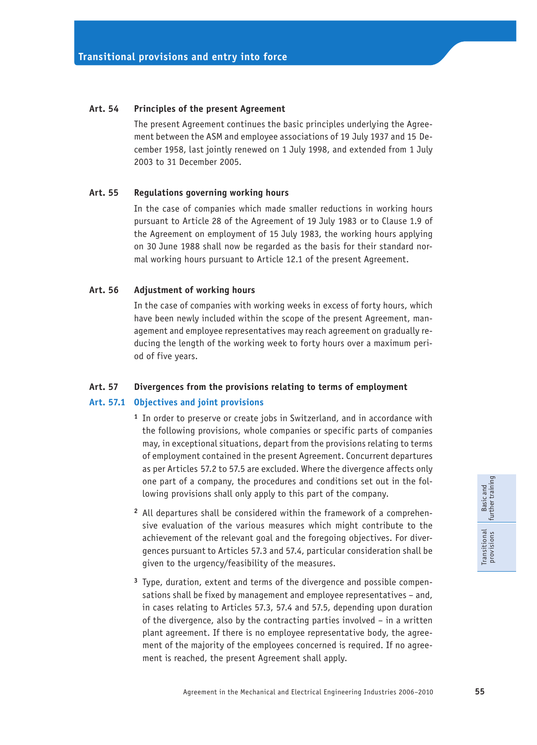## Transitional provisions and entry into force

**Art. 54 Principles of the present Agreement**

The present Agreement continues the basic principles underlying the Agreement between the ASM and employee associations of 19 July 1937 and 15 December 1958, last jointly renewed on 1 July 1998, and extended from 1 July 2003 to 31 December 2005.

**Art. 55 Regulations governing working hours**

In the case of companies which made smaller reductions in working hours pursuant to Article 28 of the Agreement of 19 July 1983 or to Clause 1.9 of the Agreement on employment of 15 July 1983, the working hours applying on 30 June 1988 shall now be regarded as the basis for their standard normal working hours pursuant to Article 12.1 of the present Agreement.

**Art. 56 Adjustment of working hours**

In the case of companies with working weeks in excess of forty hours, which have been newly included within the scope of the present Agreement, management and employee representatives may reach agreement on gradually reducing the length of the working week to forty hours over a maximum period of five years.

**Art. 57 Divergences from the provisions relating to terms of employment**

**Art. 57.1 Objectives and joint provisions**

[1] In order to preserve or create jobs in Switzerland, and in accordance with the following provisions, whole companies or specific parts of companies may, in exceptional situations, depart from the provisions relating to terms of employment contained in the present Agreement. Concurrent departures as per Articles 57.2 to 57.5 are excluded. Where the divergence affects only one part of a company, the procedures and conditions set out in the following provisions shall only apply to this part of the company.

[2] All departures shall be considered within the framework of a comprehensive evaluation of the various measures which might contribute to the achievement of the relevant goal and the foregoing objectives. For divergences pursuant to Articles 57.3 and 57.4, particular consideration shall be given to the urgency/feasibility of the measures.

[3] Type, duration, extent and terms of the divergence and possible compensations shall be fixed by management and employee representatives – and, in cases relating to Articles 57.3, 57.4 and 57.5, depending upon duration of the divergence, also by the contracting parties involved – in a written plant agreement. If there is no employee representative body, the agreement of the majority of the employees concerned is required. If no agreement is reached, the present Agreement shall apply.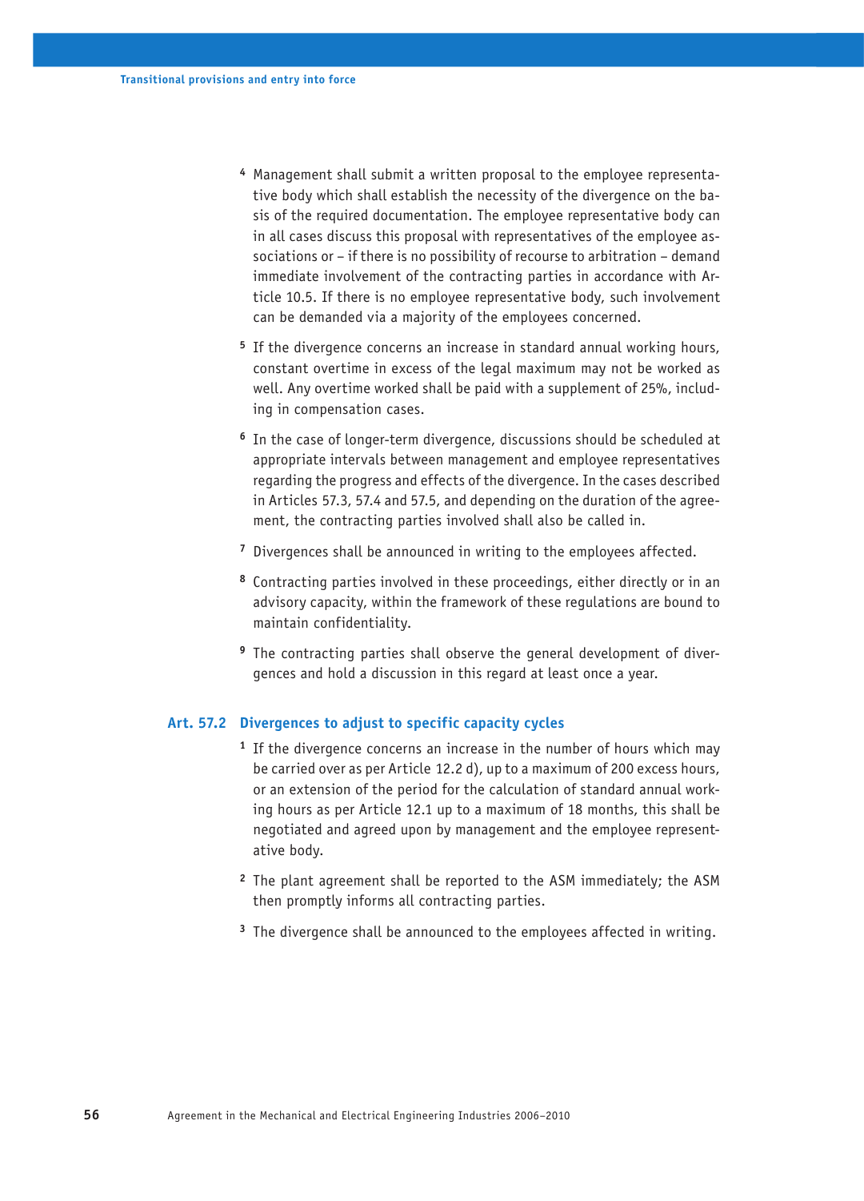[4] Management shall submit a written proposal to the employee representative body which shall establish the necessity of the divergence on the basis of the required documentation. The employee representative body can in all cases discuss this proposal with representatives of the employee associations or – if there is no possibility of recourse to arbitration – demand immediate involvement of the contracting parties in accordance with Article 10.5. If there is no employee representative body, such involvement can be demanded via a majority of the employees concerned.

[5] If the divergence concerns an increase in standard annual working hours, constant overtime in excess of the legal maximum may not be worked as well. Any overtime worked shall be paid with a supplement of 25%, including in compensation cases.

[6] In the case of longer-term divergence, discussions should be scheduled at appropriate intervals between management and employee representatives regarding the progress and effects of the divergence. In the cases described in Articles 57.3, 57.4 and 57.5, and depending on the duration of the agreement, the contracting parties involved shall also be called in.

[7] Divergences shall be announced in writing to the employees affected.

[8] Contracting parties involved in these proceedings, either directly or in an advisory capacity, within the framework of these regulations are bound to maintain confidentiality.

[9] The contracting parties shall observe the general development of divergences and hold a discussion in this regard at least once a year.

## Art. 57.2 Divergences to adjust to specific capacity cycles

[1] If the divergence concerns an increase in the number of hours which may be carried over as per Article 12.2 d), up to a maximum of 200 excess hours, or an extension of the period for the calculation of standard annual working hours as per Article 12.1 up to a maximum of 18 months, this shall be negotiated and agreed upon by management and the employee representative body.

[2] The plant agreement shall be reported to the ASM immediately; the ASM then promptly informs all contracting parties.

[3] The divergence shall be announced to the employees affected in writing.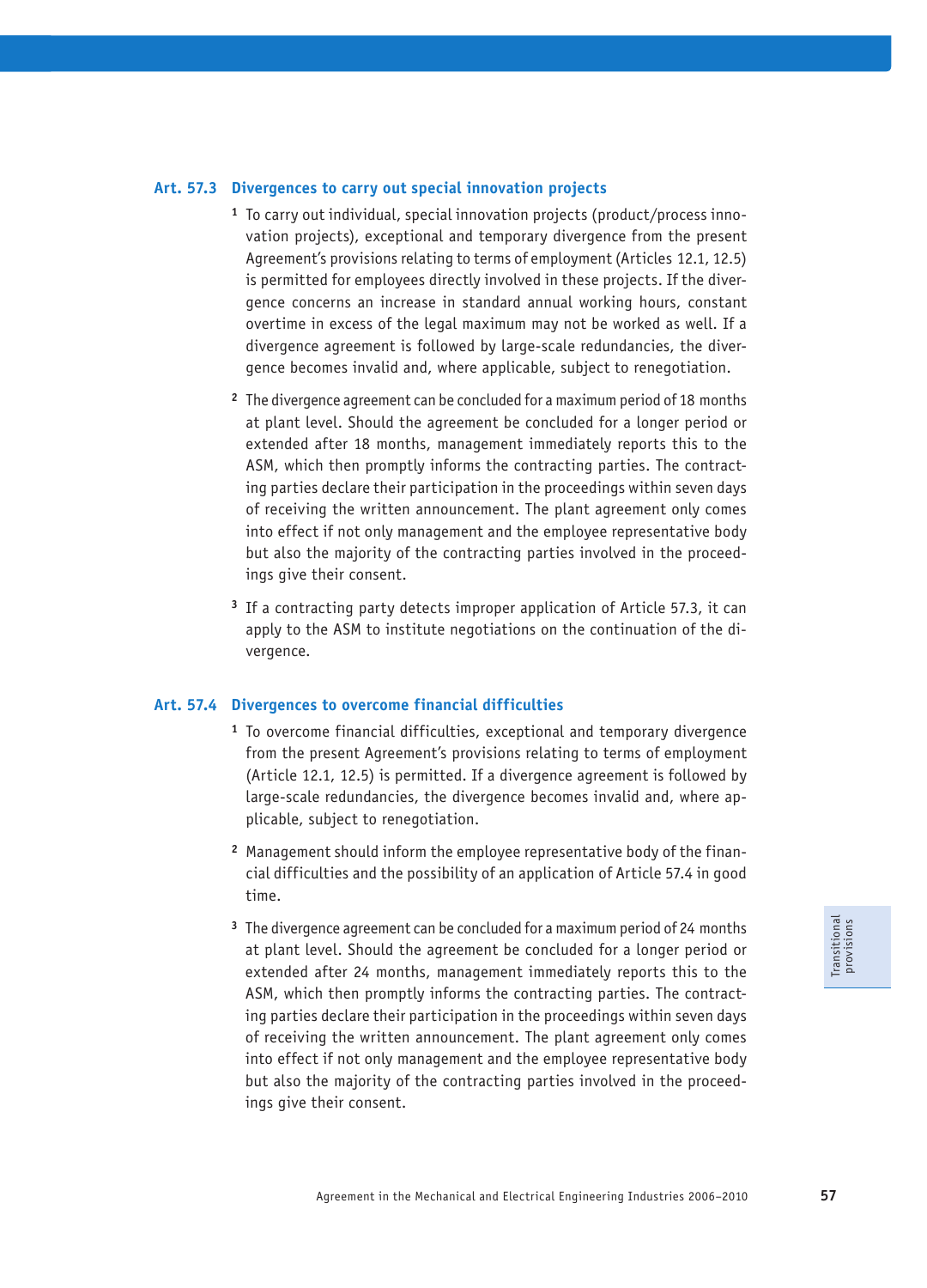## Art. 57.3 Divergences to carry out special innovation projects

[1] To carry out individual, special innovation projects (product/process innovation projects), exceptional and temporary divergence from the present Agreement's provisions relating to terms of employment (Articles 12.1, 12.5) is permitted for employees directly involved in these projects. If the divergence concerns an increase in standard annual working hours, constant overtime in excess of the legal maximum may not be worked as well. If a divergence agreement is followed by large-scale redundancies, the divergence becomes invalid and, where applicable, subject to renegotiation.

[2] The divergence agreement can be concluded for a maximum period of 18 months at plant level. Should the agreement be concluded for a longer period or extended after 18 months, management immediately reports this to the ASM, which then promptly informs the contracting parties. The contracting parties declare their participation in the proceedings within seven days of receiving the written announcement. The plant agreement only comes into effect if not only management and the employee representative body but also the majority of the contracting parties involved in the proceedings give their consent.

[3] If a contracting party detects improper application of Article 57.3, it can apply to the ASM to institute negotiations on the continuation of the divergence.

## Art. 57.4 Divergences to overcome financial difficulties

[1] To overcome financial difficulties, exceptional and temporary divergence from the present Agreement's provisions relating to terms of employment (Article 12.1, 12.5) is permitted. If a divergence agreement is followed by large-scale redundancies, the divergence becomes invalid and, where applicable, subject to renegotiation.

[2] Management should inform the employee representative body of the financial difficulties and the possibility of an application of Article 57.4 in good time.

[3] The divergence agreement can be concluded for a maximum period of 24 months at plant level. Should the agreement be concluded for a longer period or extended after 24 months, management immediately reports this to the ASM, which then promptly informs the contracting parties. The contracting parties declare their participation in the proceedings within seven days of receiving the written announcement. The plant agreement only comes into effect if not only management and the employee representative body but also the majority of the contracting parties involved in the proceedings give their consent.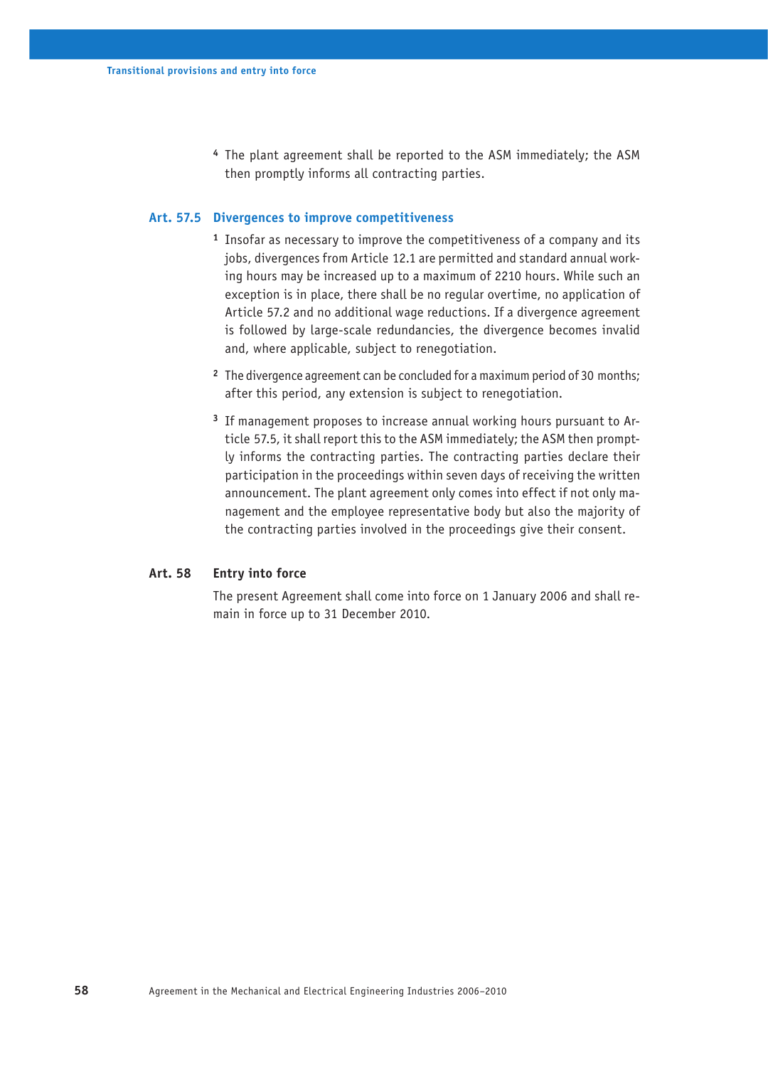[4] The plant agreement shall be reported to the ASM immediately; the ASM then promptly informs all contracting parties.

### Art. 57.5 Divergences to improve competitiveness

[1] Insofar as necessary to improve the competitiveness of a company and its jobs, divergences from Article 12.1 are permitted and standard annual working hours may be increased up to a maximum of 2210 hours. While such an exception is in place, there shall be no regular overtime, no application of Article 57.2 and no additional wage reductions. If a divergence agreement is followed by large-scale redundancies, the divergence becomes invalid and, where applicable, subject to renegotiation.

[2] The divergence agreement can be concluded for a maximum period of 30 months; after this period, any extension is subject to renegotiation.

[3] If management proposes to increase annual working hours pursuant to Article 57.5, it shall report this to the ASM immediately; the ASM then promptly informs the contracting parties. The contracting parties declare their participation in the proceedings within seven days of receiving the written announcement. The plant agreement only comes into effect if not only management and the employee representative body but also the majority of the contracting parties involved in the proceedings give their consent.

### Art. 58 Entry into force

The present Agreement shall come into force on 1 January 2006 and shall remain in force up to 31 December 2010.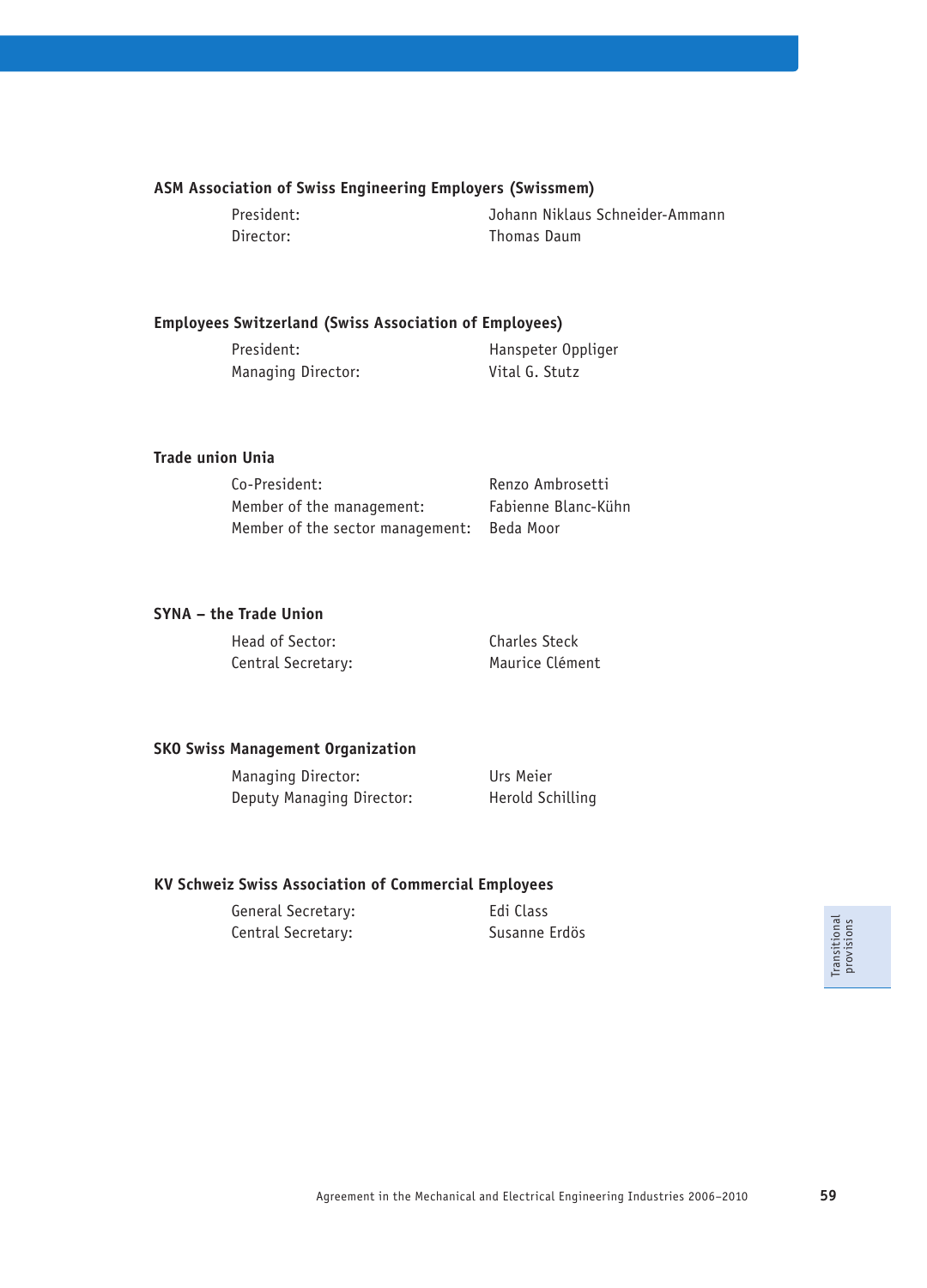### ASM Association of Swiss Engineering Employers (Swissmem)

| | |
|---|---|
| President: | Johann Niklaus Schneider-Ammann |
| Director: | Thomas Daum |

### Employees Switzerland (Swiss Association of Employees)

| | |
|---|---|
| President: | Hanspeter Oppliger |
| Managing Director: | Vital G. Stutz |

### Trade union Unia

| | |
|---|---|
| Co-President: | Renzo Ambrosetti |
| Member of the management: | Fabienne Blanc-Kühn |
| Member of the sector management: | Beda Moor |

### SYNA – the Trade Union

| | |
|---|---|
| Head of Sector: | Charles Steck |
| Central Secretary: | Maurice Clément |

### SKO Swiss Management Organization

| | |
|---|---|
| Managing Director: | Urs Meier |
| Deputy Managing Director: | Herold Schilling |

### KV Schweiz Swiss Association of Commercial Employees

| | |
|---|---|
| General Secretary: | Edi Class |
| Central Secretary: | Susanne Erdös |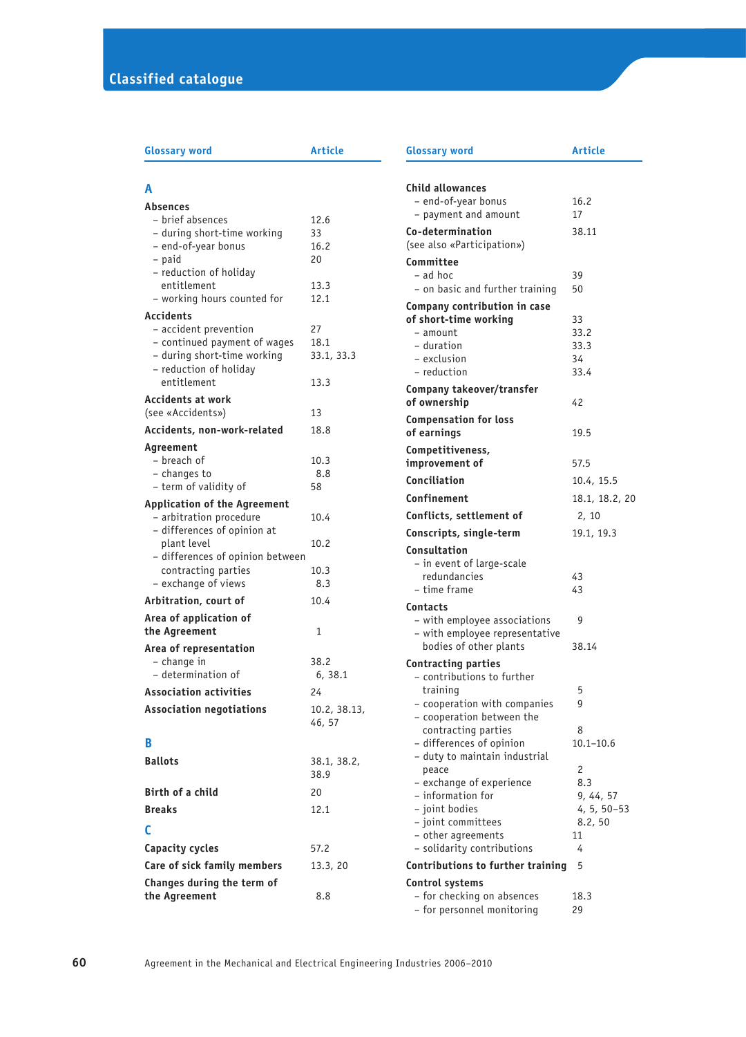# Classified catalogue

| Glossary word | Article |
|---|---|
| **A** | |
| **Absences** | |
| – brief absences | 12.6 |
| – during short-time working | 33 |
| – end-of-year bonus | 16.2 |
| – paid | 20 |
| – reduction of holiday entitlement | 13.3 |
| – working hours counted for | 12.1 |
| **Accidents** | |
| – accident prevention | 27 |
| – continued payment of wages | 18.1 |
| – during short-time working | 33.1, 33.3 |
| – reduction of holiday entitlement | 13.3 |
| **Accidents at work** (see «Accidents») | 13 |
| **Accidents, non-work-related** | 18.8 |
| **Agreement** | |
| – breach of | 10.3 |
| – changes to | 8.8 |
| – term of validity of | 58 |
| **Application of the Agreement** | |
| – arbitration procedure | 10.4 |
| – differences of opinion at plant level | 10.2 |
| – differences of opinion between contracting parties | 10.3 |
| – exchange of views | 8.3 |
| **Arbitration, court of** | 10.4 |
| **Area of application of the Agreement** | 1 |
| **Area of representation** | |
| – change in | 38.2 |
| – determination of | 6, 38.1 |
| **Association activities** | 24 |
| **Association negotiations** | 10.2, 38.13, 46, 57 |
| **B** | |
| **Ballots** | 38.1, 38.2, 38.9 |
| **Birth of a child** | 20 |
| **Breaks** | 12.1 |
| **C** | |
| **Capacity cycles** | 57.2 |
| **Care of sick family members** | 13.3, 20 |
| **Changes during the term of the Agreement** | 8.8 |
| **Child allowances** | |
| – end-of-year bonus | 16.2 |
| – payment and amount | 17 |
| **Co-determination** (see also «Participation») | 38.11 |
| **Committee** | |
| – ad hoc | 39 |
| – on basic and further training | 50 |
| **Company contribution in case of short-time working** | 33 |
| – amount | 33.2 |
| – duration | 33.3 |
| – exclusion | 34 |
| – reduction | 33.4 |
| **Company takeover/transfer of ownership** | 42 |
| **Compensation for loss of earnings** | 19.5 |
| **Competitiveness, improvement of** | 57.5 |
| **Conciliation** | 10.4, 15.5 |
| **Confinement** | 18.1, 18.2, 20 |
| **Conflicts, settlement of** | 2, 10 |
| **Conscripts, single-term** | 19.1, 19.3 |
| **Consultation** | |
| – in event of large-scale redundancies | 43 |
| – time frame | 43 |
| **Contacts** | |
| – with employee associations | 9 |
| – with employee representative bodies of other plants | 38.14 |
| **Contracting parties** | |
| – contributions to further training | 5 |
| – cooperation with companies | 9 |
| – cooperation between the contracting parties | 8 |
| – differences of opinion | 10.1–10.6 |
| – duty to maintain industrial peace | 2 |
| – exchange of experience | 8.3 |
| – information for | 9, 44, 57 |
| – joint bodies | 4, 5, 50–53 |
| – joint committees | 8.2, 50 |
| – other agreements | 11 |
| – solidarity contributions | 4 |
| **Contributions to further training** | 5 |
| **Control systems** | |
| – for checking on absences | 18.3 |
| – for personnel monitoring | 29 |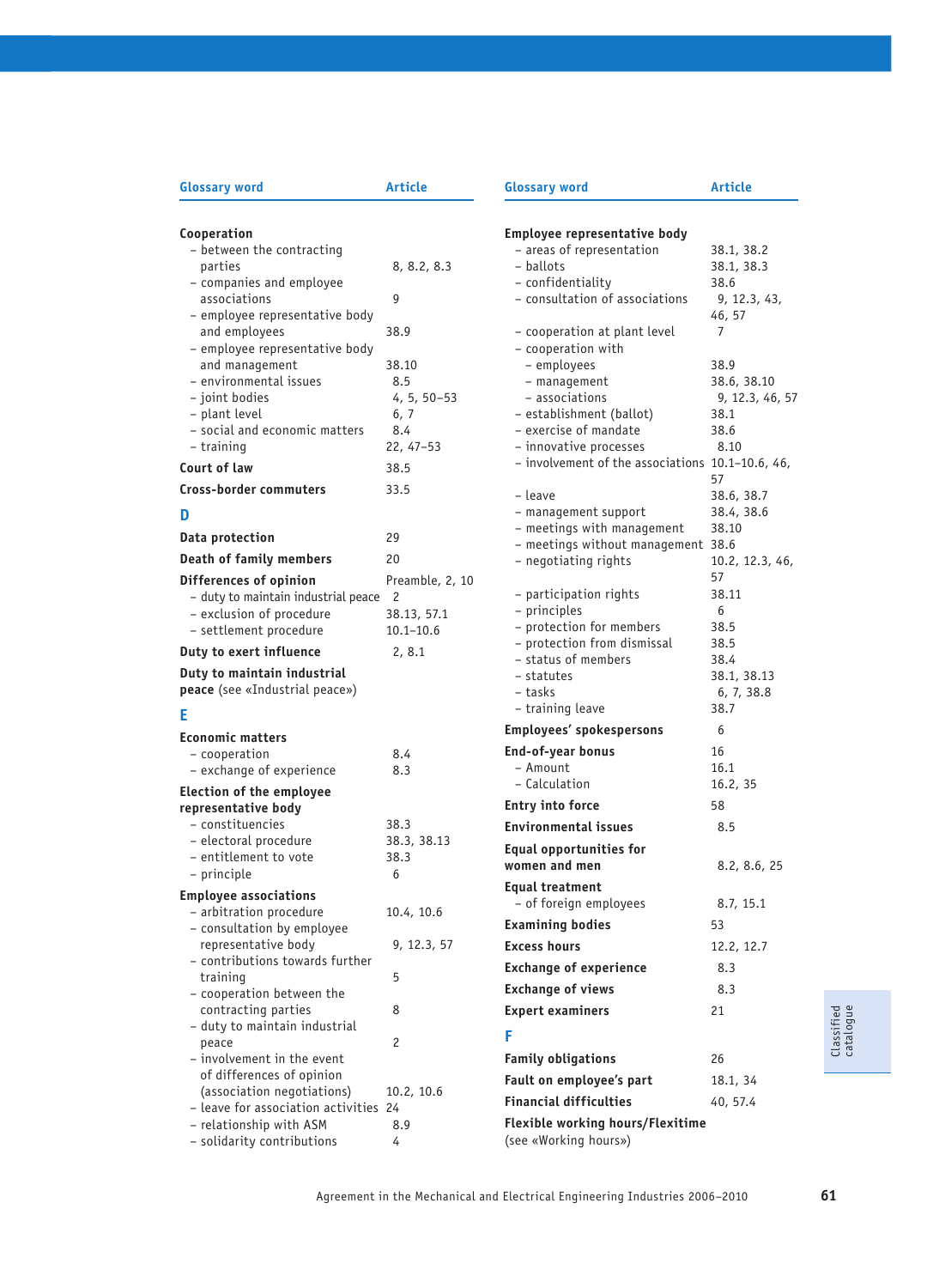| Glossary word | Article |
|---|---|
| **Cooperation** | |
| – between the contracting parties | 8, 8.2, 8.3 |
| – companies and employee associations | 9 |
| – employee representative body and employees | 38.9 |
| – employee representative body and management | 38.10 |
| – environmental issues | 8.5 |
| – joint bodies | 4, 5, 50–53 |
| – plant level | 6, 7 |
| – social and economic matters | 8.4 |
| – training | 22, 47–53 |
| **Court of law** | 38.5 |
| **Cross-border commuters** | 33.5 |

## D

| Glossary word | Article |
|---|---|
| **Data protection** | 29 |
| **Death of family members** | 20 |
| **Differences of opinion** | Preamble, 2, 10 |
| – duty to maintain industrial peace | 2 |
| – exclusion of procedure | 38.13, 57.1 |
| – settlement procedure | 10.1–10.6 |
| **Duty to exert influence** | 2, 8.1 |
| **Duty to maintain industrial peace** (see «Industrial peace») | |

## E

| Glossary word | Article |
|---|---|
| **Economic matters** | |
| – cooperation | 8.4 |
| – exchange of experience | 8.3 |
| **Election of the employee representative body** | |
| – constituencies | 38.3 |
| – electoral procedure | 38.3, 38.13 |
| – entitlement to vote | 38.3 |
| – principle | 6 |
| **Employee associations** | |
| – arbitration procedure | 10.4, 10.6 |
| – consultation by employee representative body | 9, 12.3, 57 |
| – contributions towards further training | 5 |
| – cooperation between the contracting parties | 8 |
| – duty to maintain industrial peace | 2 |
| – involvement in the event of differences of opinion (association negotiations) | 10.2, 10.6 |
| – leave for association activities | 24 |
| – relationship with ASM | 8.9 |
| – solidarity contributions | 4 |
| **Employee representative body** | |
| – areas of representation | 38.1, 38.2 |
| – ballots | 38.1, 38.3 |
| – confidentiality | 38.6 |
| – consultation of associations | 9, 12.3, 43, 46, 57 |
| – cooperation at plant level | 7 |
| – cooperation with | |
| – employees | 38.9 |
| – management | 38.6, 38.10 |
| – associations | 9, 12.3, 46, 57 |
| – establishment (ballot) | 38.1 |
| – exercise of mandate | 38.6 |
| – innovative processes | 8.10 |
| – involvement of the associations | 10.1–10.6, 46, 57 |
| – leave | 38.6, 38.7 |
| – management support | 38.4, 38.6 |
| – meetings with management | 38.10 |
| – meetings without management | 38.6 |
| – negotiating rights | 10.2, 12.3, 46, 57 |
| – participation rights | 38.11 |
| – principles | 6 |
| – protection for members | 38.5 |
| – protection from dismissal | 38.5 |
| – status of members | 38.4 |
| – statutes | 38.1, 38.13 |
| – tasks | 6, 7, 38.8 |
| – training leave | 38.7 |
| **Employees' spokespersons** | 6 |
| **End-of-year bonus** | 16 |
| – Amount | 16.1 |
| – Calculation | 16.2, 35 |
| **Entry into force** | 58 |
| **Environmental issues** | 8.5 |
| **Equal opportunities for women and men** | 8.2, 8.6, 25 |
| **Equal treatment** | |
| – of foreign employees | 8.7, 15.1 |
| **Examining bodies** | 53 |
| **Excess hours** | 12.2, 12.7 |
| **Exchange of experience** | 8.3 |
| **Exchange of views** | 8.3 |
| **Expert examiners** | 21 |

## F

| Glossary word | Article |
|---|---|
| **Family obligations** | 26 |
| **Fault on employee's part** | 18.1, 34 |
| **Financial difficulties** | 40, 57.4 |
| **Flexible working hours/Flexitime** (see «Working hours») | |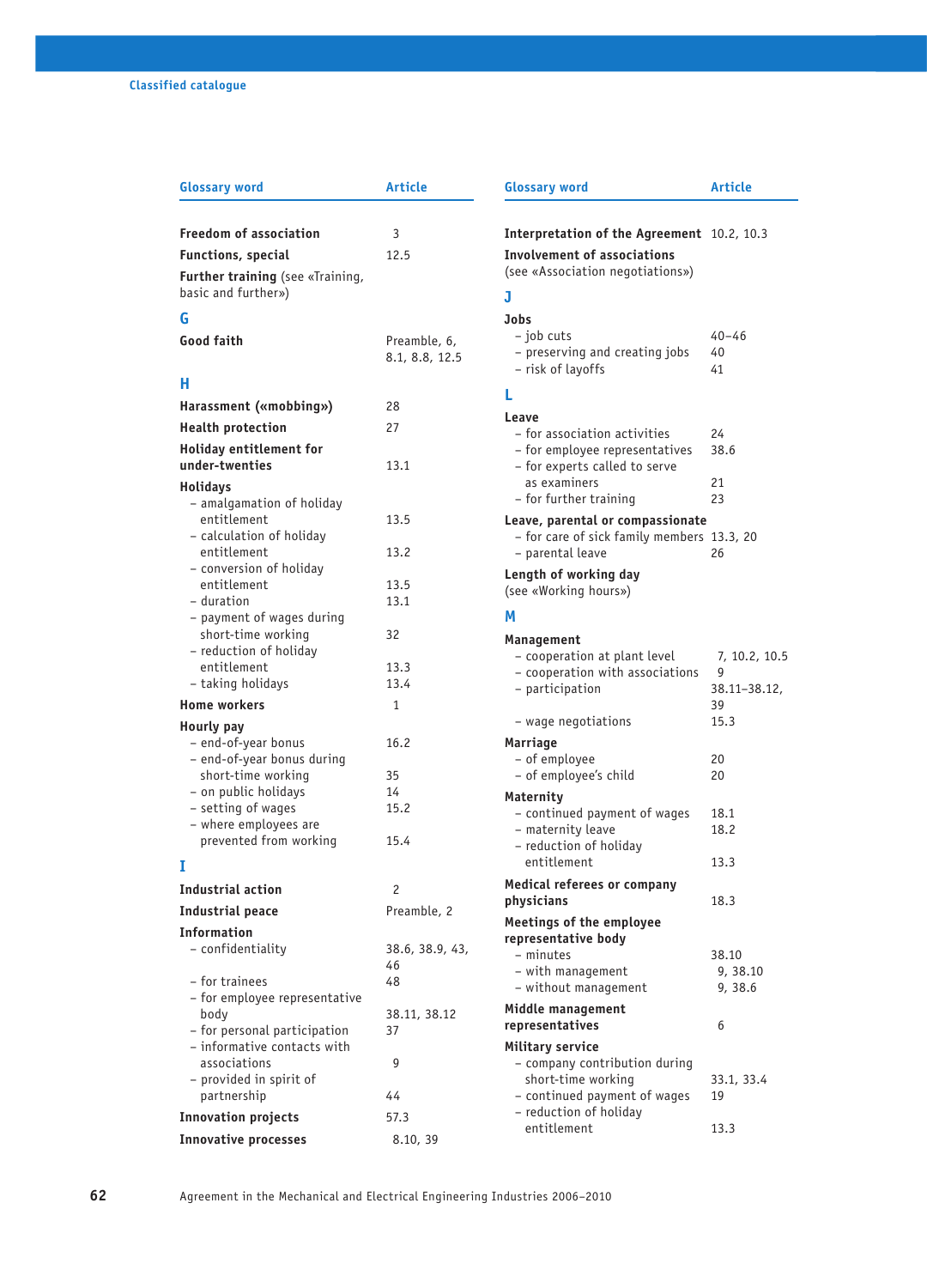| Glossary word | Article |
|---|---|
| **Freedom of association** | 3 |
| **Functions, special** | 12.5 |
| **Further training** (see «Training, basic and further») | |
| **G** | |
| **Good faith** | Preamble, 6, 8.1, 8.8, 12.5 |
| **H** | |
| **Harassment («mobbing»)** | 28 |
| **Health protection** | 27 |
| **Holiday entitlement for under-twenties** | 13.1 |
| **Holidays** | |
| – amalgamation of holiday entitlement | 13.5 |
| – calculation of holiday entitlement | 13.2 |
| – conversion of holiday entitlement | 13.5 |
| – duration | 13.1 |
| – payment of wages during short-time working | 32 |
| – reduction of holiday entitlement | 13.3 |
| – taking holidays | 13.4 |
| **Home workers** | 1 |
| **Hourly pay** | |
| – end-of-year bonus | 16.2 |
| – end-of-year bonus during short-time working | 35 |
| – on public holidays | 14 |
| – setting of wages | 15.2 |
| – where employees are prevented from working | 15.4 |
| **I** | |
| **Industrial action** | 2 |
| **Industrial peace** | Preamble, 2 |
| **Information** | |
| – confidentiality | 38.6, 38.9, 43, 46 |
| – for trainees | 48 |
| – for employee representative body | 38.11, 38.12 |
| – for personal participation | 37 |
| – informative contacts with associations | 9 |
| – provided in spirit of partnership | 44 |
| **Innovation projects** | 57.3 |
| **Innovative processes** | 8.10, 39 |

| Glossary word | Article |
|---|---|
| **Interpretation of the Agreement** | 10.2, 10.3 |
| **Involvement of associations** (see «Association negotiations») | |
| **J** | |
| **Jobs** | |
| – job cuts | 40–46 |
| – preserving and creating jobs | 40 |
| – risk of layoffs | 41 |
| **L** | |
| **Leave** | |
| – for association activities | 24 |
| – for employee representatives | 38.6 |
| – for experts called to serve as examiners | 21 |
| – for further training | 23 |
| **Leave, parental or compassionate** | |
| – for care of sick family members | 13.3, 20 |
| – parental leave | 26 |
| **Length of working day** (see «Working hours») | |
| **M** | |
| **Management** | |
| – cooperation at plant level | 7, 10.2, 10.5 |
| – cooperation with associations | 9 |
| – participation | 38.11–38.12, 39 |
| – wage negotiations | 15.3 |
| **Marriage** | |
| – of employee | 20 |
| – of employee's child | 20 |
| **Maternity** | |
| – continued payment of wages | 18.1 |
| – maternity leave | 18.2 |
| – reduction of holiday entitlement | 13.3 |
| **Medical referees or company physicians** | 18.3 |
| **Meetings of the employee representative body** | |
| – minutes | 38.10 |
| – with management | 9, 38.10 |
| – without management | 9, 38.6 |
| **Middle management representatives** | 6 |
| **Military service** | |
| – company contribution during short-time working | 33.1, 33.4 |
| – continued payment of wages | 19 |
| – reduction of holiday entitlement | 13.3 |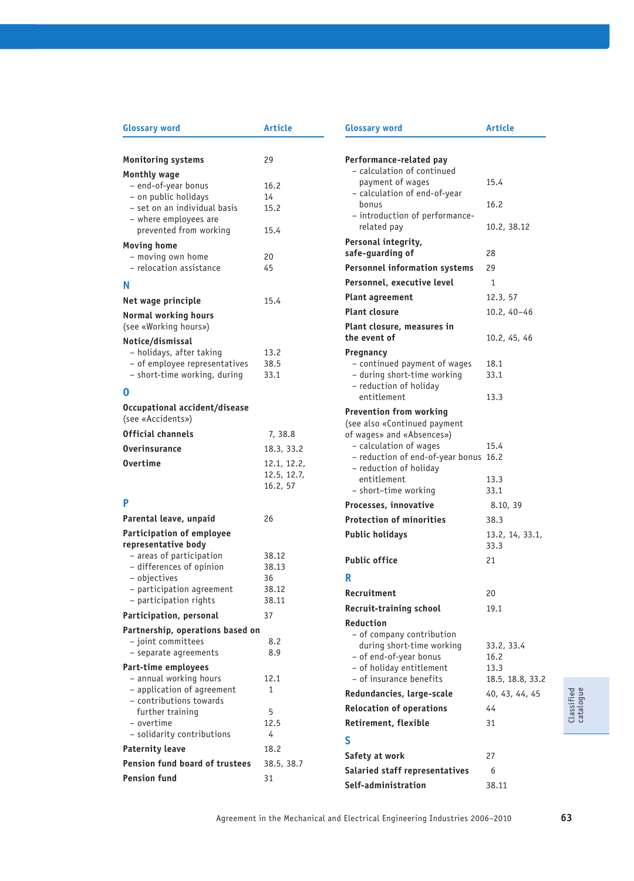| Glossary word | Article |
|---|---|
| **Monitoring systems** | 29 |
| **Monthly wage** | |
| – end-of-year bonus | 16.2 |
| – on public holidays | 14 |
| – set on an individual basis | 15.2 |
| – where employees are prevented from working | 15.4 |
| **Moving home** | |
| – moving own home | 20 |
| – relocation assistance | 45 |
| **N** | |
| **Net wage principle** | 15.4 |
| **Normal working hours** (see «Working hours») | |
| **Notice/dismissal** | |
| – holidays, after taking | 13.2 |
| – of employee representatives | 38.5 |
| – short-time working, during | 33.1 |
| **O** | |
| **Occupational accident/disease** (see «Accidents») | |
| **Official channels** | 7, 38.8 |
| **Overinsurance** | 18.3, 33.2 |
| **Overtime** | 12.1, 12.2, 12.5, 12.7, 16.2, 57 |
| **P** | |
| **Parental leave, unpaid** | 26 |
| **Participation of employee representative body** | |
| – areas of participation | 38.12 |
| – differences of opinion | 38.13 |
| – objectives | 36 |
| – participation agreement | 38.12 |
| – participation rights | 38.11 |
| **Participation, personal** | 37 |
| **Partnership, operations based on** | |
| – joint committees | 8.2 |
| – separate agreements | 8.9 |
| **Part-time employees** | |
| – annual working hours | 12.1 |
| – application of agreement | 1 |
| – contributions towards further training | 5 |
| – overtime | 12.5 |
| – solidarity contributions | 4 |
| **Paternity leave** | 18.2 |
| **Pension fund board of trustees** | 38.5, 38.7 |
| **Pension fund** | 31 |
| **Performance-related pay** | |
| – calculation of continued payment of wages | 15.4 |
| – calculation of end-of-year bonus | 16.2 |
| – introduction of performance-related pay | 10.2, 38.12 |
| **Personal integrity, safe-guarding of** | 28 |
| **Personnel information systems** | 29 |
| **Personnel, executive level** | 1 |
| **Plant agreement** | 12.3, 57 |
| **Plant closure** | 10.2, 40–46 |
| **Plant closure, measures in the event of** | 10.2, 45, 46 |
| **Pregnancy** | |
| – continued payment of wages | 18.1 |
| – during short-time working | 33.1 |
| – reduction of holiday entitlement | 13.3 |
| **Prevention from working** (see also «Continued payment of wages» and «Absences») | |
| – calculation of wages | 15.4 |
| – reduction of end-of-year bonus | 16.2 |
| – reduction of holiday entitlement | 13.3 |
| – short–time working | 33.1 |
| **Processes, innovative** | 8.10, 39 |
| **Protection of minorities** | 38.3 |
| **Public holidays** | 13.2, 14, 33.1, 33.3 |
| **Public office** | 21 |
| **R** | |
| **Recruitment** | 20 |
| **Recruit-training school** | 19.1 |
| **Reduction** | |
| – of company contribution during short-time working | 33.2, 33.4 |
| – of end-of-year bonus | 16.2 |
| – of holiday entitlement | 13.3 |
| – of insurance benefits | 18.5, 18.8, 33.2 |
| **Redundancies, large-scale** | 40, 43, 44, 45 |
| **Relocation of operations** | 44 |
| **Retirement, flexible** | 31 |
| **S** | |
| **Safety at work** | 27 |
| **Salaried staff representatives** | 6 |
| **Self-administration** | 38.11 |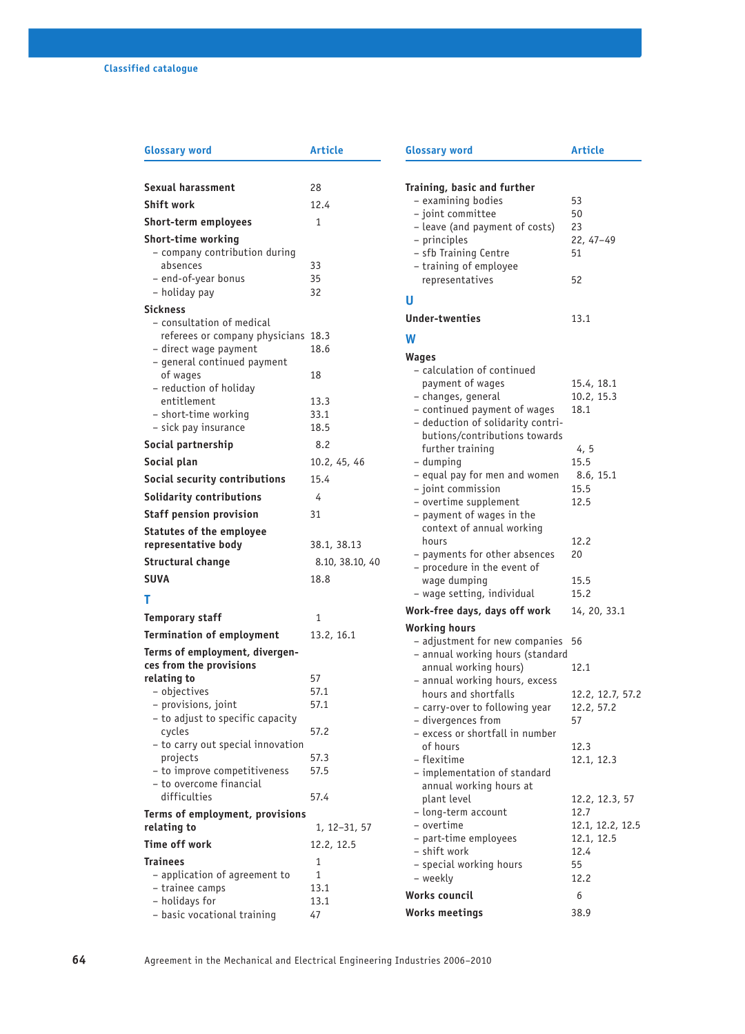| Glossary word | Article |
|---|---|
| **Sexual harassment** | 28 |
| **Shift work** | 12.4 |
| **Short-term employees** | 1 |
| **Short-time working** | |
| – company contribution during absences | 33 |
| – end-of-year bonus | 35 |
| – holiday pay | 32 |
| **Sickness** | |
| – consultation of medical referees or company physicians | 18.3 |
| – direct wage payment | 18.6 |
| – general continued payment of wages | 18 |
| – reduction of holiday entitlement | 13.3 |
| – short-time working | 33.1 |
| – sick pay insurance | 18.5 |
| **Social partnership** | 8.2 |
| **Social plan** | 10.2, 45, 46 |
| **Social security contributions** | 15.4 |
| **Solidarity contributions** | 4 |
| **Staff pension provision** | 31 |
| **Statutes of the employee representative body** | 38.1, 38.13 |
| **Structural change** | 8.10, 38.10, 40 |
| **SUVA** | 18.8 |
| **T** | |
| **Temporary staff** | 1 |
| **Termination of employment** | 13.2, 16.1 |
| **Terms of employment, divergences from the provisions relating to** | 57 |
| – objectives | 57.1 |
| – provisions, joint | 57.1 |
| – to adjust to specific capacity cycles | 57.2 |
| – to carry out special innovation projects | 57.3 |
| – to improve competitiveness | 57.5 |
| – to overcome financial difficulties | 57.4 |
| **Terms of employment, provisions relating to** | 1, 12–31, 57 |
| **Time off work** | 12.2, 12.5 |
| **Trainees** | 1 |
| – application of agreement to | 1 |
| – trainee camps | 13.1 |
| – holidays for | 13.1 |
| – basic vocational training | 47 |
| **Training, basic and further** | |
| – examining bodies | 53 |
| – joint committee | 50 |
| – leave (and payment of costs) | 23 |
| – principles | 22, 47–49 |
| – sfb Training Centre | 51 |
| – training of employee representatives | 52 |
| **U** | |
| **Under-twenties** | 13.1 |
| **W** | |
| **Wages** | |
| – calculation of continued payment of wages | 15.4, 18.1 |
| – changes, general | 10.2, 15.3 |
| – continued payment of wages | 18.1 |
| – deduction of solidarity contributions/contributions towards further training | 4, 5 |
| – dumping | 15.5 |
| – equal pay for men and women | 8.6, 15.1 |
| – joint commission | 15.5 |
| – overtime supplement | 12.5 |
| – payment of wages in the context of annual working hours | 12.2 |
| – payments for other absences | 20 |
| – procedure in the event of wage dumping | 15.5 |
| – wage setting, individual | 15.2 |
| **Work-free days, days off work** | 14, 20, 33.1 |
| **Working hours** | |
| – adjustment for new companies | 56 |
| – annual working hours (standard annual working hours) | 12.1 |
| – annual working hours, excess hours and shortfalls | 12.2, 12.7, 57.2 |
| – carry-over to following year | 12.2, 57.2 |
| – divergences from | 57 |
| – excess or shortfall in number of hours | 12.3 |
| – flexitime | 12.1, 12.3 |
| – implementation of standard annual working hours at plant level | 12.2, 12.3, 57 |
| – long-term account | 12.7 |
| – overtime | 12.1, 12.2, 12.5 |
| – part-time employees | 12.1, 12.5 |
| – shift work | 12.4 |
| – special working hours | 55 |
| – weekly | 12.2 |
| **Works council** | 6 |
| **Works meetings** | 38.9 |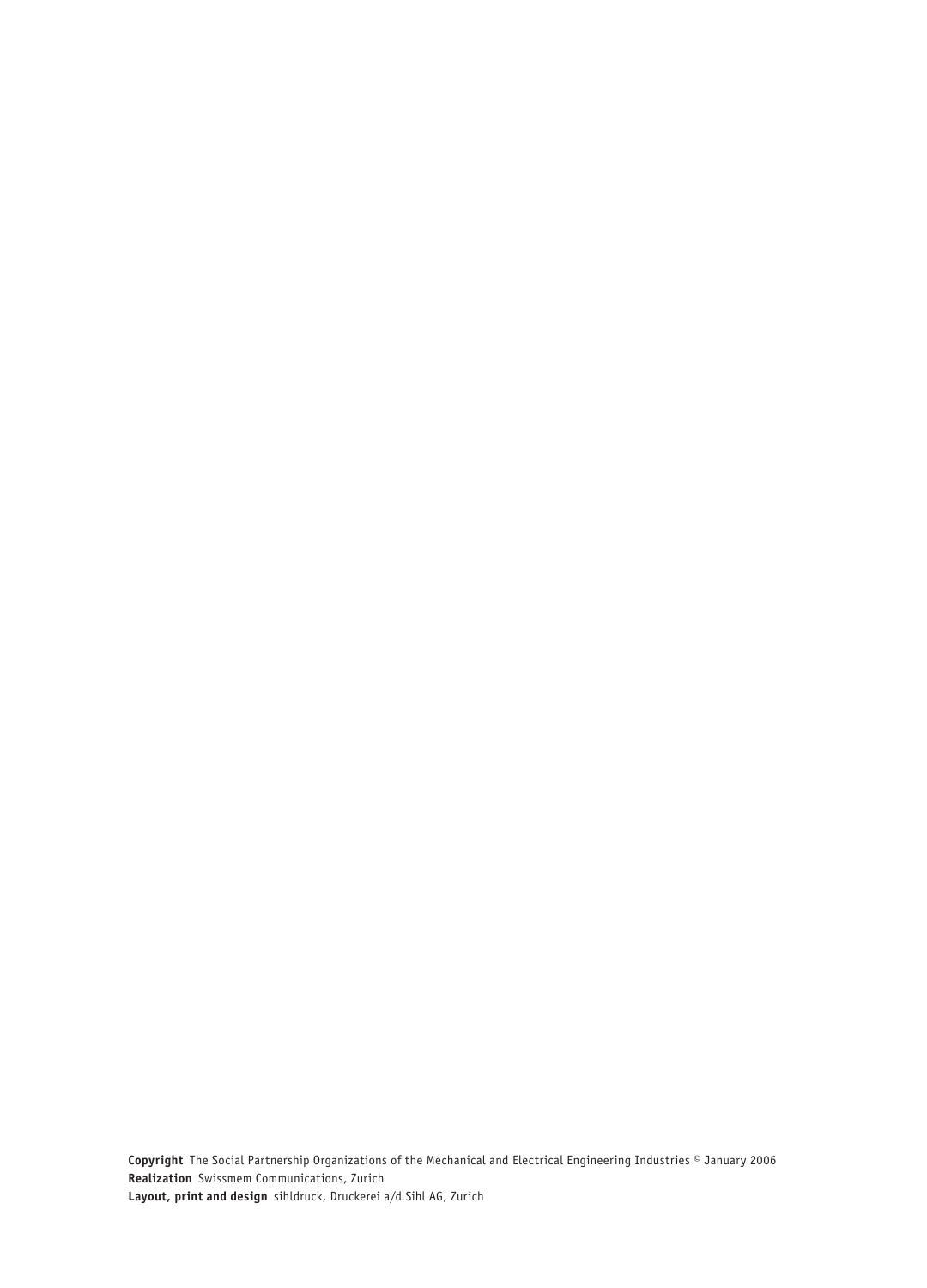**Copyright** The Social Partnership Organizations of the Mechanical and Electrical Engineering Industries © January 2006
**Realization** Swissmem Communications, Zurich
**Layout, print and design** sihldruck, Druckerei a/d Sihl AG, Zurich